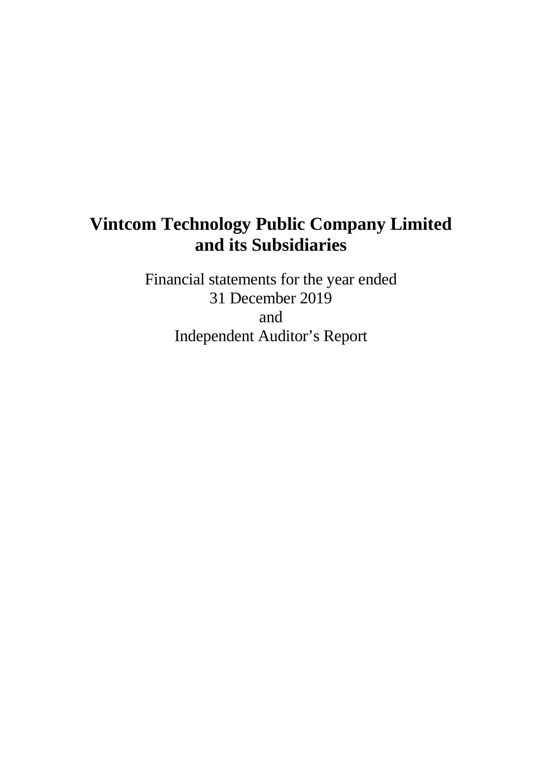# Vintcom Technology Public Company Limited
# and its Subsidiaries

Financial statements for the year ended
31 December 2019
and
Independent Auditor's Report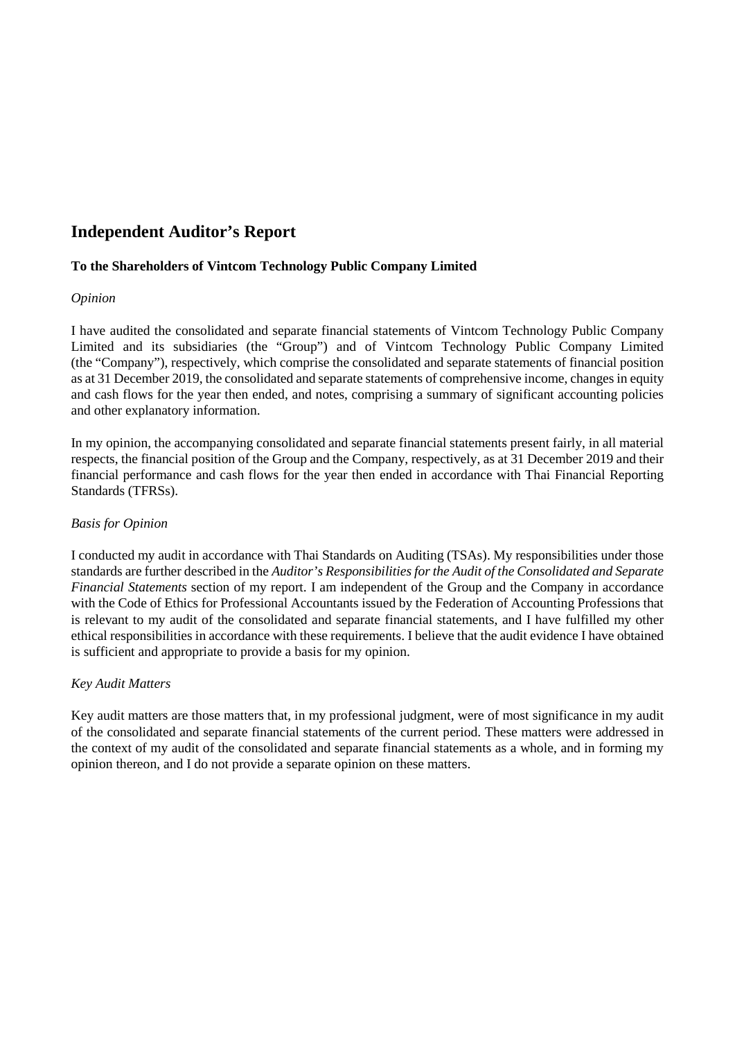# Independent Auditor's Report

**To the Shareholders of Vintcom Technology Public Company Limited**

*Opinion*

I have audited the consolidated and separate financial statements of Vintcom Technology Public Company Limited and its subsidiaries (the "Group") and of Vintcom Technology Public Company Limited (the "Company"), respectively, which comprise the consolidated and separate statements of financial position as at 31 December 2019, the consolidated and separate statements of comprehensive income, changes in equity and cash flows for the year then ended, and notes, comprising a summary of significant accounting policies and other explanatory information.

In my opinion, the accompanying consolidated and separate financial statements present fairly, in all material respects, the financial position of the Group and the Company, respectively, as at 31 December 2019 and their financial performance and cash flows for the year then ended in accordance with Thai Financial Reporting Standards (TFRSs).

*Basis for Opinion*

I conducted my audit in accordance with Thai Standards on Auditing (TSAs). My responsibilities under those standards are further described in the *Auditor's Responsibilities for the Audit of the Consolidated and Separate Financial Statements* section of my report. I am independent of the Group and the Company in accordance with the Code of Ethics for Professional Accountants issued by the Federation of Accounting Professions that is relevant to my audit of the consolidated and separate financial statements, and I have fulfilled my other ethical responsibilities in accordance with these requirements. I believe that the audit evidence I have obtained is sufficient and appropriate to provide a basis for my opinion.

*Key Audit Matters*

Key audit matters are those matters that, in my professional judgment, were of most significance in my audit of the consolidated and separate financial statements of the current period. These matters were addressed in the context of my audit of the consolidated and separate financial statements as a whole, and in forming my opinion thereon, and I do not provide a separate opinion on these matters.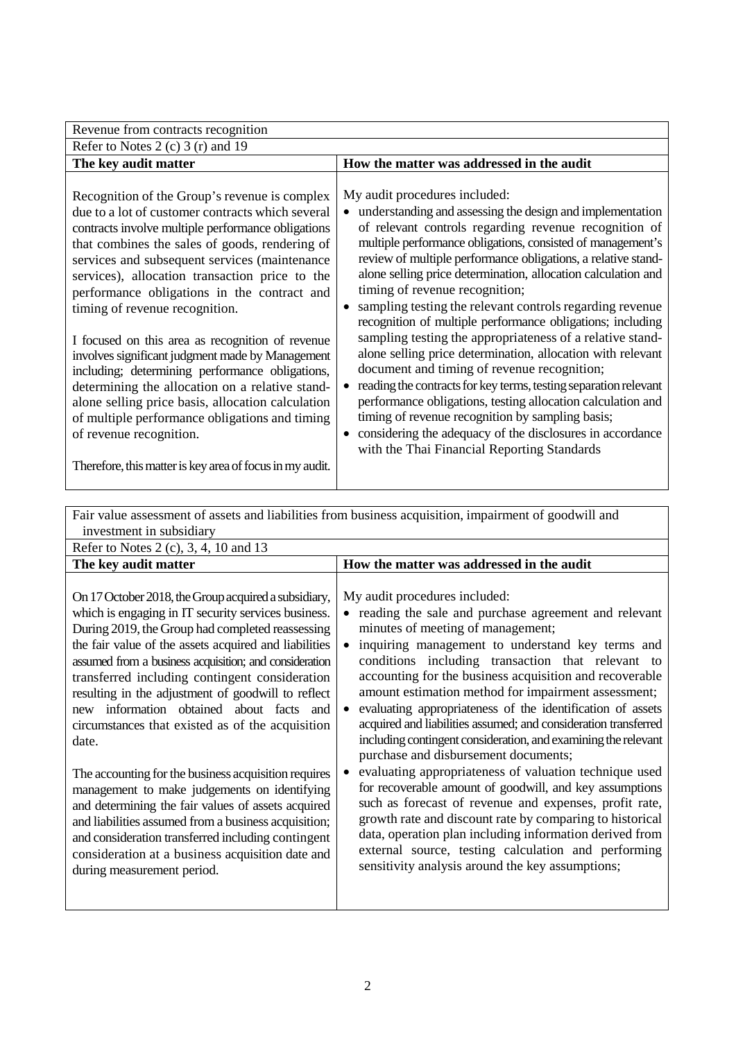| Revenue from contracts recognition | |
|---|---|
| Refer to Notes 2 (c) 3 (r) and 19 | |
| **The key audit matter** | **How the matter was addressed in the audit** |
| Recognition of the Group's revenue is complex due to a lot of customer contracts which several contracts involve multiple performance obligations that combines the sales of goods, rendering of services and subsequent services (maintenance services), allocation transaction price to the performance obligations in the contract and timing of revenue recognition.<br><br>I focused on this area as recognition of revenue involves significant judgment made by Management including; determining performance obligations, determining the allocation on a relative stand-alone selling price basis, allocation calculation of multiple performance obligations and timing of revenue recognition.<br><br>Therefore, this matter is key area of focus in my audit. | My audit procedures included:<br>• understanding and assessing the design and implementation of relevant controls regarding revenue recognition of multiple performance obligations, consisted of management's review of multiple performance obligations, a relative stand-alone selling price determination, allocation calculation and timing of revenue recognition;<br>• sampling testing the relevant controls regarding revenue recognition of multiple performance obligations; including sampling testing the appropriateness of a relative stand-alone selling price determination, allocation with relevant document and timing of revenue recognition;<br>• reading the contracts for key terms, testing separation relevant performance obligations, testing allocation calculation and timing of revenue recognition by sampling basis;<br>• considering the adequacy of the disclosures in accordance with the Thai Financial Reporting Standards |

| Fair value assessment of assets and liabilities from business acquisition, impairment of goodwill and investment in subsidiary | |
|---|---|
| Refer to Notes 2 (c), 3, 4, 10 and 13 | |
| **The key audit matter** | **How the matter was addressed in the audit** |
| On 17 October 2018, the Group acquired a subsidiary, which is engaging in IT security services business. During 2019, the Group had completed reassessing the fair value of the assets acquired and liabilities assumed from a business acquisition; and consideration transferred including contingent consideration resulting in the adjustment of goodwill to reflect new information obtained about facts and circumstances that existed as of the acquisition date.<br><br>The accounting for the business acquisition requires management to make judgements on identifying and determining the fair values of assets acquired and liabilities assumed from a business acquisition; and consideration transferred including contingent consideration at a business acquisition date and during measurement period. | My audit procedures included:<br>• reading the sale and purchase agreement and relevant minutes of meeting of management;<br>• inquiring management to understand key terms and conditions including transaction that relevant to accounting for the business acquisition and recoverable amount estimation method for impairment assessment;<br>• evaluating appropriateness of the identification of assets acquired and liabilities assumed; and consideration transferred including contingent consideration, and examining the relevant purchase and disbursement documents;<br>• evaluating appropriateness of valuation technique used for recoverable amount of goodwill, and key assumptions such as forecast of revenue and expenses, profit rate, growth rate and discount rate by comparing to historical data, operation plan including information derived from external source, testing calculation and performing sensitivity analysis around the key assumptions; |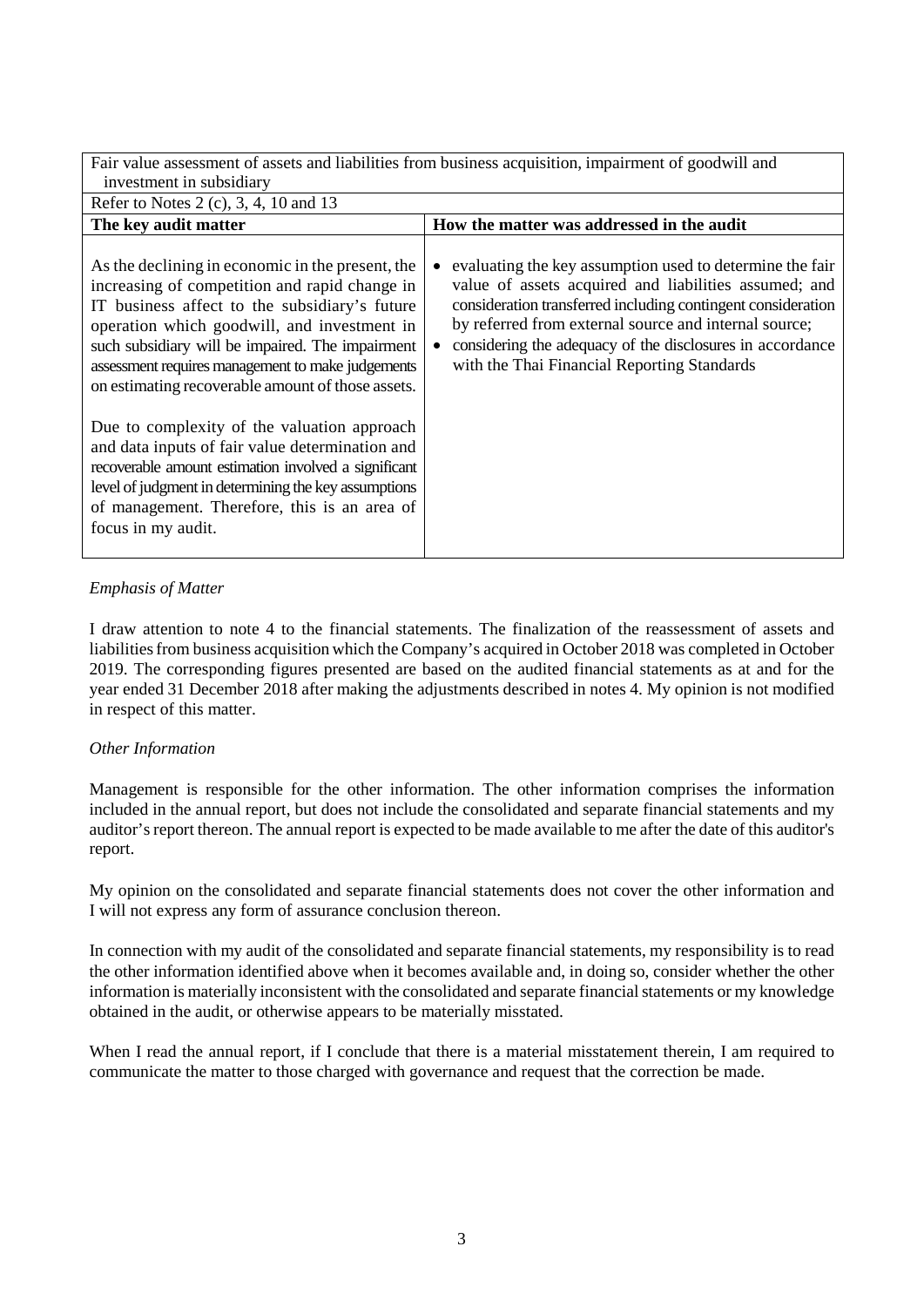| Fair value assessment of assets and liabilities from business acquisition, impairment of goodwill and investment in subsidiary | |
|---|---|
| Refer to Notes 2 (c), 3, 4, 10 and 13 | |
| **The key audit matter** | **How the matter was addressed in the audit** |
| As the declining in economic in the present, the increasing of competition and rapid change in IT business affect to the subsidiary's future operation which goodwill, and investment in such subsidiary will be impaired. The impairment assessment requires management to make judgements on estimating recoverable amount of those assets.<br><br>Due to complexity of the valuation approach and data inputs of fair value determination and recoverable amount estimation involved a significant level of judgment in determining the key assumptions of management. Therefore, this is an area of focus in my audit. | • evaluating the key assumption used to determine the fair value of assets acquired and liabilities assumed; and consideration transferred including contingent consideration by referred from external source and internal source;<br>• considering the adequacy of the disclosures in accordance with the Thai Financial Reporting Standards |

*Emphasis of Matter*

I draw attention to note 4 to the financial statements. The finalization of the reassessment of assets and liabilities from business acquisition which the Company's acquired in October 2018 was completed in October 2019. The corresponding figures presented are based on the audited financial statements as at and for the year ended 31 December 2018 after making the adjustments described in notes 4. My opinion is not modified in respect of this matter.

*Other Information*

Management is responsible for the other information. The other information comprises the information included in the annual report, but does not include the consolidated and separate financial statements and my auditor's report thereon. The annual report is expected to be made available to me after the date of this auditor's report.

My opinion on the consolidated and separate financial statements does not cover the other information and I will not express any form of assurance conclusion thereon.

In connection with my audit of the consolidated and separate financial statements, my responsibility is to read the other information identified above when it becomes available and, in doing so, consider whether the other information is materially inconsistent with the consolidated and separate financial statements or my knowledge obtained in the audit, or otherwise appears to be materially misstated.

When I read the annual report, if I conclude that there is a material misstatement therein, I am required to communicate the matter to those charged with governance and request that the correction be made.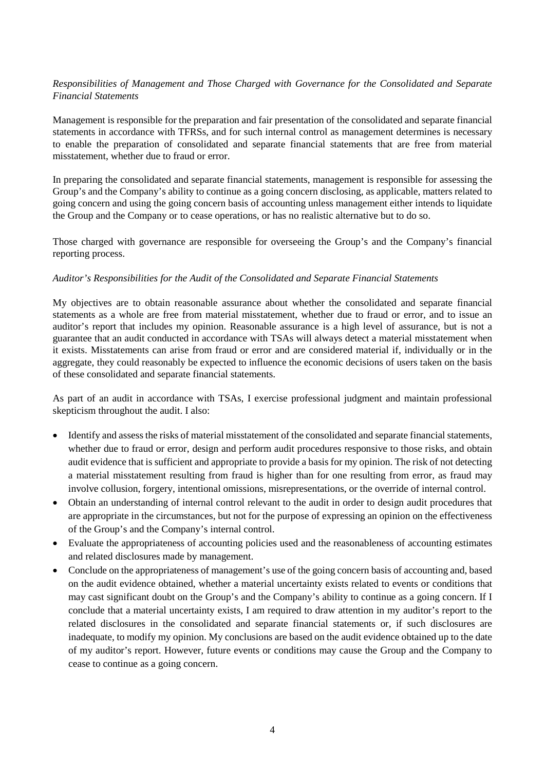*Responsibilities of Management and Those Charged with Governance for the Consolidated and Separate Financial Statements*

Management is responsible for the preparation and fair presentation of the consolidated and separate financial statements in accordance with TFRSs, and for such internal control as management determines is necessary to enable the preparation of consolidated and separate financial statements that are free from material misstatement, whether due to fraud or error.

In preparing the consolidated and separate financial statements, management is responsible for assessing the Group's and the Company's ability to continue as a going concern disclosing, as applicable, matters related to going concern and using the going concern basis of accounting unless management either intends to liquidate the Group and the Company or to cease operations, or has no realistic alternative but to do so.

Those charged with governance are responsible for overseeing the Group's and the Company's financial reporting process.

*Auditor's Responsibilities for the Audit of the Consolidated and Separate Financial Statements*

My objectives are to obtain reasonable assurance about whether the consolidated and separate financial statements as a whole are free from material misstatement, whether due to fraud or error, and to issue an auditor's report that includes my opinion. Reasonable assurance is a high level of assurance, but is not a guarantee that an audit conducted in accordance with TSAs will always detect a material misstatement when it exists. Misstatements can arise from fraud or error and are considered material if, individually or in the aggregate, they could reasonably be expected to influence the economic decisions of users taken on the basis of these consolidated and separate financial statements.

As part of an audit in accordance with TSAs, I exercise professional judgment and maintain professional skepticism throughout the audit. I also:

- Identify and assess the risks of material misstatement of the consolidated and separate financial statements, whether due to fraud or error, design and perform audit procedures responsive to those risks, and obtain audit evidence that is sufficient and appropriate to provide a basis for my opinion. The risk of not detecting a material misstatement resulting from fraud is higher than for one resulting from error, as fraud may involve collusion, forgery, intentional omissions, misrepresentations, or the override of internal control.
- Obtain an understanding of internal control relevant to the audit in order to design audit procedures that are appropriate in the circumstances, but not for the purpose of expressing an opinion on the effectiveness of the Group's and the Company's internal control.
- Evaluate the appropriateness of accounting policies used and the reasonableness of accounting estimates and related disclosures made by management.
- Conclude on the appropriateness of management's use of the going concern basis of accounting and, based on the audit evidence obtained, whether a material uncertainty exists related to events or conditions that may cast significant doubt on the Group's and the Company's ability to continue as a going concern. If I conclude that a material uncertainty exists, I am required to draw attention in my auditor's report to the related disclosures in the consolidated and separate financial statements or, if such disclosures are inadequate, to modify my opinion. My conclusions are based on the audit evidence obtained up to the date of my auditor's report. However, future events or conditions may cause the Group and the Company to cease to continue as a going concern.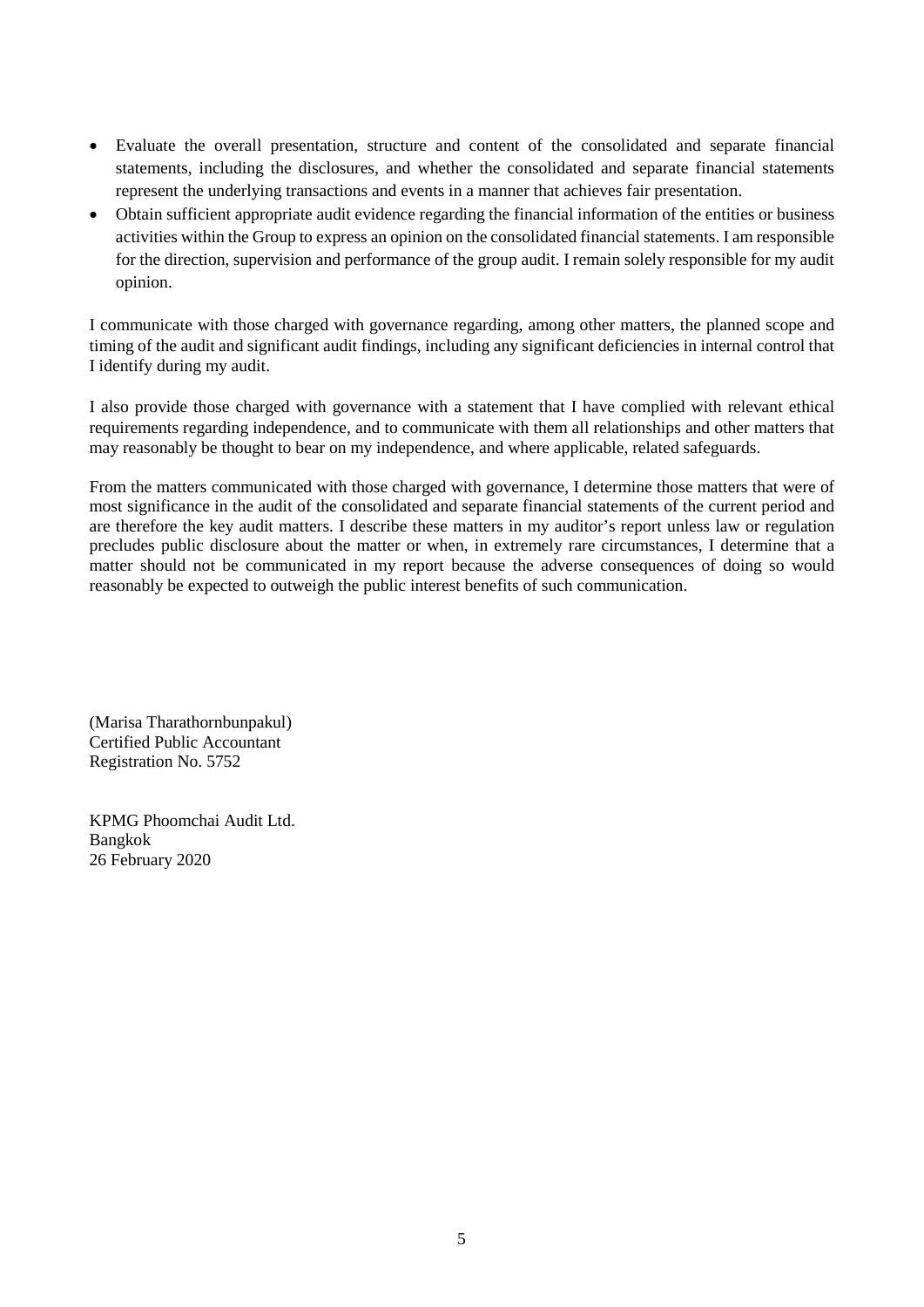- Evaluate the overall presentation, structure and content of the consolidated and separate financial statements, including the disclosures, and whether the consolidated and separate financial statements represent the underlying transactions and events in a manner that achieves fair presentation.
- Obtain sufficient appropriate audit evidence regarding the financial information of the entities or business activities within the Group to express an opinion on the consolidated financial statements. I am responsible for the direction, supervision and performance of the group audit. I remain solely responsible for my audit opinion.

I communicate with those charged with governance regarding, among other matters, the planned scope and timing of the audit and significant audit findings, including any significant deficiencies in internal control that I identify during my audit.

I also provide those charged with governance with a statement that I have complied with relevant ethical requirements regarding independence, and to communicate with them all relationships and other matters that may reasonably be thought to bear on my independence, and where applicable, related safeguards.

From the matters communicated with those charged with governance, I determine those matters that were of most significance in the audit of the consolidated and separate financial statements of the current period and are therefore the key audit matters. I describe these matters in my auditor's report unless law or regulation precludes public disclosure about the matter or when, in extremely rare circumstances, I determine that a matter should not be communicated in my report because the adverse consequences of doing so would reasonably be expected to outweigh the public interest benefits of such communication.

(Marisa Tharathornbunpakul)
Certified Public Accountant
Registration No. 5752

KPMG Phoomchai Audit Ltd.
Bangkok
26 February 2020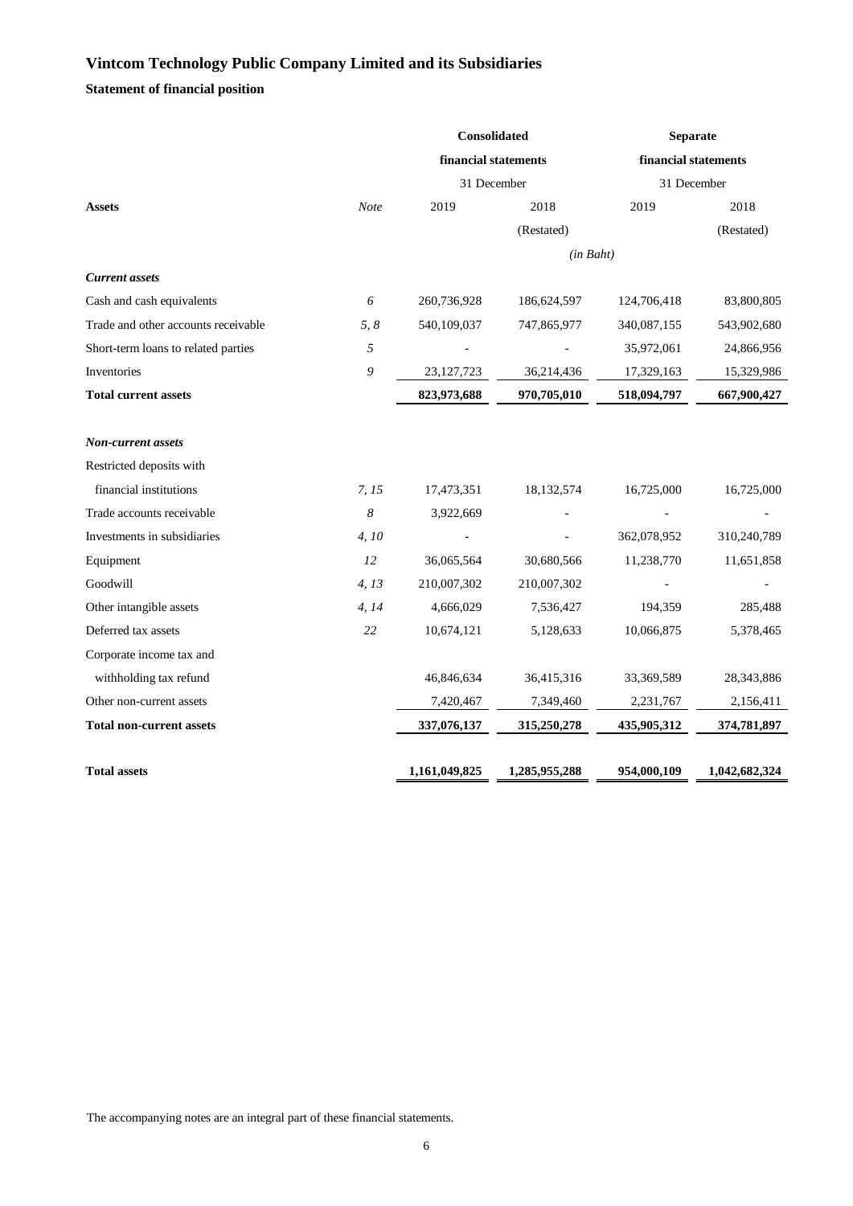# Vintcom Technology Public Company Limited and its Subsidiaries

## Statement of financial position

| | | Consolidated financial statements | | Separate financial statements | |
|---|---|---|---|---|---|
| | | 31 December | | 31 December | |
| **Assets** | *Note* | 2019 | 2018 | 2019 | 2018 |
| | | | (Restated) | | (Restated) |
| | | | *(in Baht)* | | |
| ***Current assets*** | | | | | |
| Cash and cash equivalents | *6* | 260,736,928 | 186,624,597 | 124,706,418 | 83,800,805 |
| Trade and other accounts receivable | *5, 8* | 540,109,037 | 747,865,977 | 340,087,155 | 543,902,680 |
| Short-term loans to related parties | *5* | - | - | 35,972,061 | 24,866,956 |
| Inventories | *9* | 23,127,723 | 36,214,436 | 17,329,163 | 15,329,986 |
| **Total current assets** | | **823,973,688** | **970,705,010** | **518,094,797** | **667,900,427** |
| | | | | | |
| ***Non-current assets*** | | | | | |
| Restricted deposits with financial institutions | *7, 15* | 17,473,351 | 18,132,574 | 16,725,000 | 16,725,000 |
| Trade accounts receivable | *8* | 3,922,669 | - | - | - |
| Investments in subsidiaries | *4, 10* | - | - | 362,078,952 | 310,240,789 |
| Equipment | *12* | 36,065,564 | 30,680,566 | 11,238,770 | 11,651,858 |
| Goodwill | *4, 13* | 210,007,302 | 210,007,302 | - | - |
| Other intangible assets | *4, 14* | 4,666,029 | 7,536,427 | 194,359 | 285,488 |
| Deferred tax assets | *22* | 10,674,121 | 5,128,633 | 10,066,875 | 5,378,465 |
| Corporate income tax and withholding tax refund | | 46,846,634 | 36,415,316 | 33,369,589 | 28,343,886 |
| Other non-current assets | | 7,420,467 | 7,349,460 | 2,231,767 | 2,156,411 |
| **Total non-current assets** | | **337,076,137** | **315,250,278** | **435,905,312** | **374,781,897** |
| | | | | | |
| **Total assets** | | **1,161,049,825** | **1,285,955,288** | **954,000,109** | **1,042,682,324** |

The accompanying notes are an integral part of these financial statements.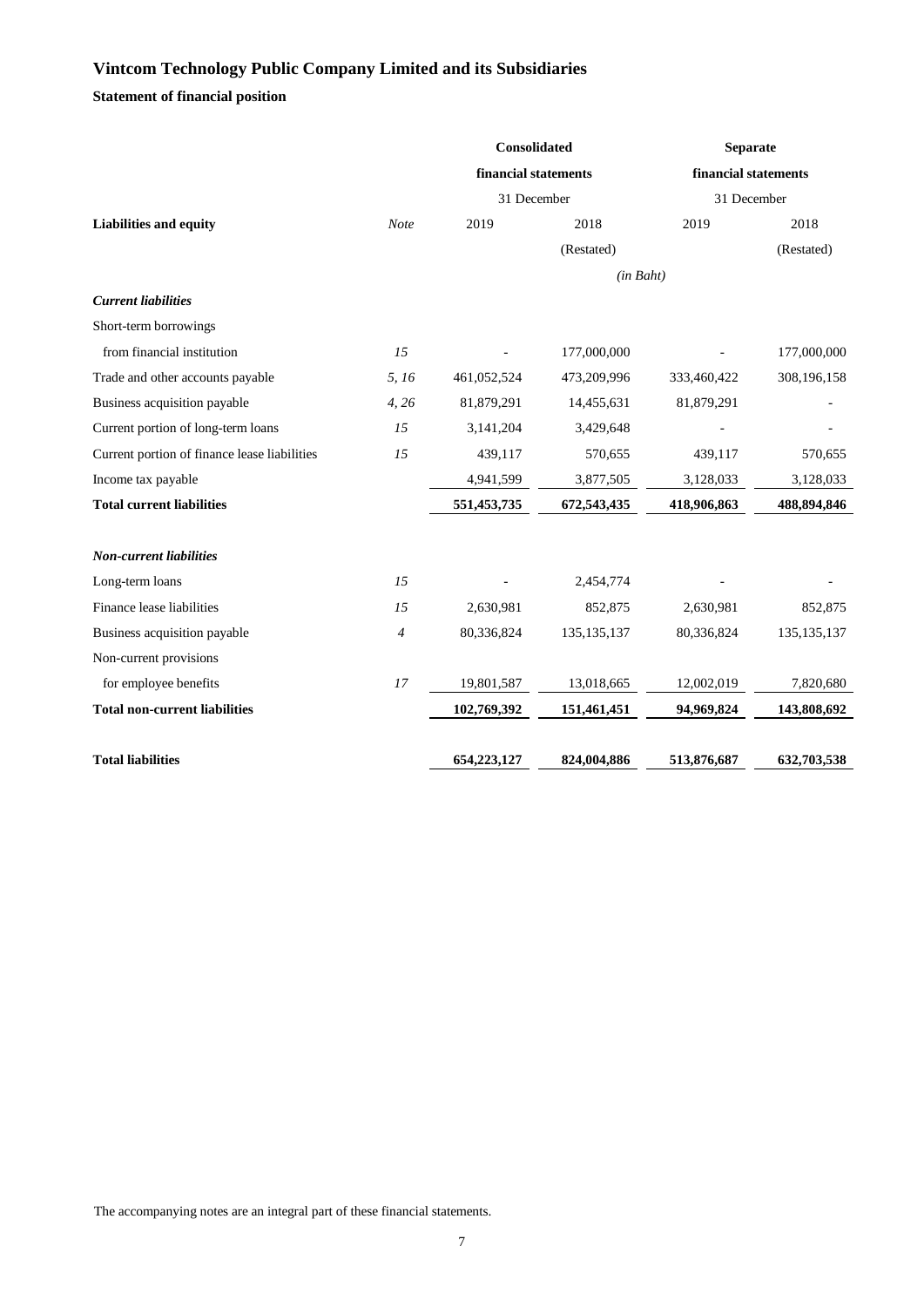# Vintcom Technology Public Company Limited and its Subsidiaries

**Statement of financial position**

| | | Consolidated financial statements | | Separate financial statements | |
|---|---|---|---|---|---|
| | | 31 December | | 31 December | |
| **Liabilities and equity** | *Note* | 2019 | 2018 | 2019 | 2018 |
| | | | (Restated) | | (Restated) |
| | | | *(in Baht)* | | |
| ***Current liabilities*** | | | | | |
| Short-term borrowings | | | | | |
| from financial institution | *15* | - | 177,000,000 | - | 177,000,000 |
| Trade and other accounts payable | *5, 16* | 461,052,524 | 473,209,996 | 333,460,422 | 308,196,158 |
| Business acquisition payable | *4, 26* | 81,879,291 | 14,455,631 | 81,879,291 | - |
| Current portion of long-term loans | *15* | 3,141,204 | 3,429,648 | - | - |
| Current portion of finance lease liabilities | *15* | 439,117 | 570,655 | 439,117 | 570,655 |
| Income tax payable | | 4,941,599 | 3,877,505 | 3,128,033 | 3,128,033 |
| **Total current liabilities** | | **551,453,735** | **672,543,435** | **418,906,863** | **488,894,846** |
| ***Non-current liabilities*** | | | | | |
| Long-term loans | *15* | - | 2,454,774 | - | - |
| Finance lease liabilities | *15* | 2,630,981 | 852,875 | 2,630,981 | 852,875 |
| Business acquisition payable | *4* | 80,336,824 | 135,135,137 | 80,336,824 | 135,135,137 |
| Non-current provisions | | | | | |
| for employee benefits | *17* | 19,801,587 | 13,018,665 | 12,002,019 | 7,820,680 |
| **Total non-current liabilities** | | **102,769,392** | **151,461,451** | **94,969,824** | **143,808,692** |
| **Total liabilities** | | **654,223,127** | **824,004,886** | **513,876,687** | **632,703,538** |

The accompanying notes are an integral part of these financial statements.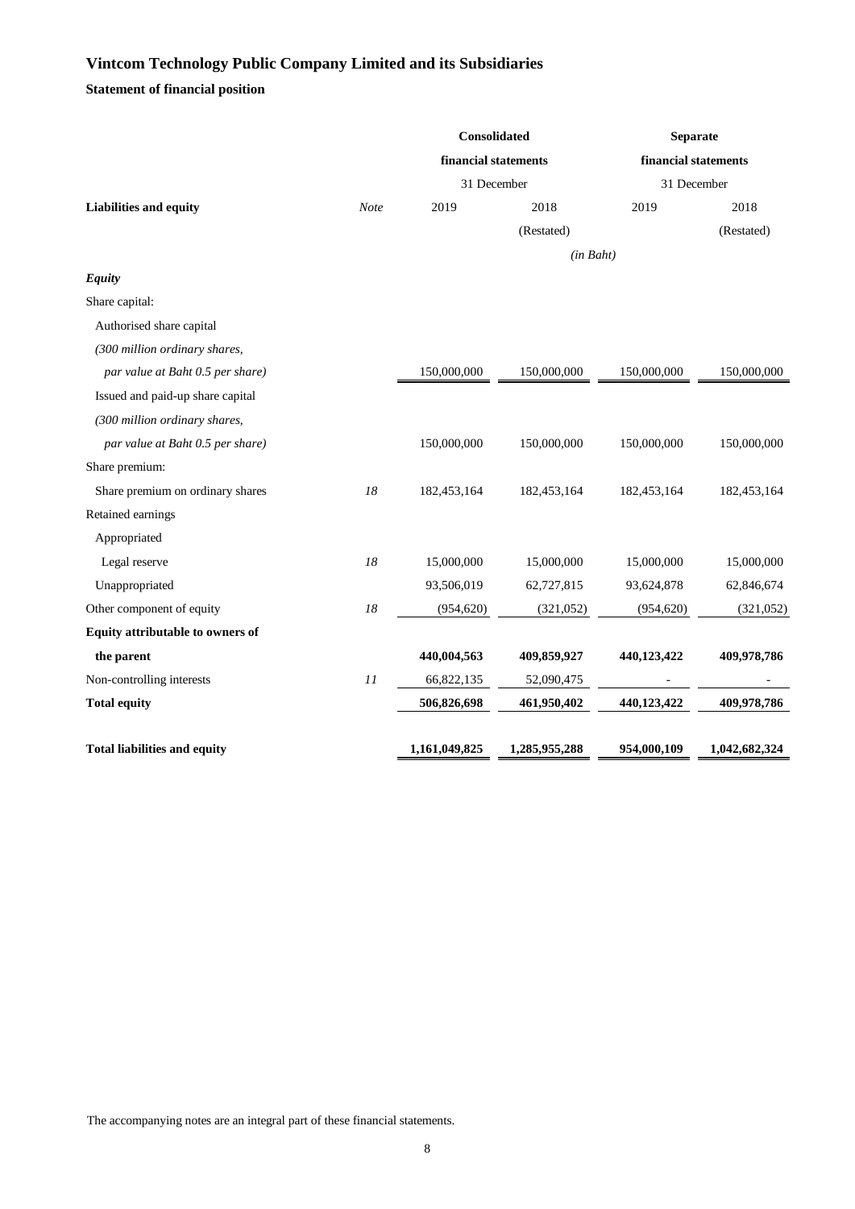# Vintcom Technology Public Company Limited and its Subsidiaries

## Statement of financial position

| | | Consolidated financial statements | | Separate financial statements | |
|---|---|---|---|---|---|
| | | 31 December | | 31 December | |
| **Liabilities and equity** | *Note* | 2019 | 2018 | 2019 | 2018 |
| | | | (Restated) | | (Restated) |
| | | | *(in Baht)* | | |
| ***Equity*** | | | | | |
| Share capital: | | | | | |
| Authorised share capital | | | | | |
| *(300 million ordinary shares,* | | | | | |
| *par value at Baht 0.5 per share)* | | 150,000,000 | 150,000,000 | 150,000,000 | 150,000,000 |
| Issued and paid-up share capital | | | | | |
| *(300 million ordinary shares,* | | | | | |
| *par value at Baht 0.5 per share)* | | 150,000,000 | 150,000,000 | 150,000,000 | 150,000,000 |
| Share premium: | | | | | |
| Share premium on ordinary shares | *18* | 182,453,164 | 182,453,164 | 182,453,164 | 182,453,164 |
| Retained earnings | | | | | |
| Appropriated | | | | | |
| Legal reserve | *18* | 15,000,000 | 15,000,000 | 15,000,000 | 15,000,000 |
| Unappropriated | | 93,506,019 | 62,727,815 | 93,624,878 | 62,846,674 |
| Other component of equity | *18* | (954,620) | (321,052) | (954,620) | (321,052) |
| **Equity attributable to owners of** | | | | | |
| **the parent** | | **440,004,563** | **409,859,927** | **440,123,422** | **409,978,786** |
| Non-controlling interests | *11* | 66,822,135 | 52,090,475 | - | - |
| **Total equity** | | **506,826,698** | **461,950,402** | **440,123,422** | **409,978,786** |
| **Total liabilities and equity** | | **1,161,049,825** | **1,285,955,288** | **954,000,109** | **1,042,682,324** |

The accompanying notes are an integral part of these financial statements.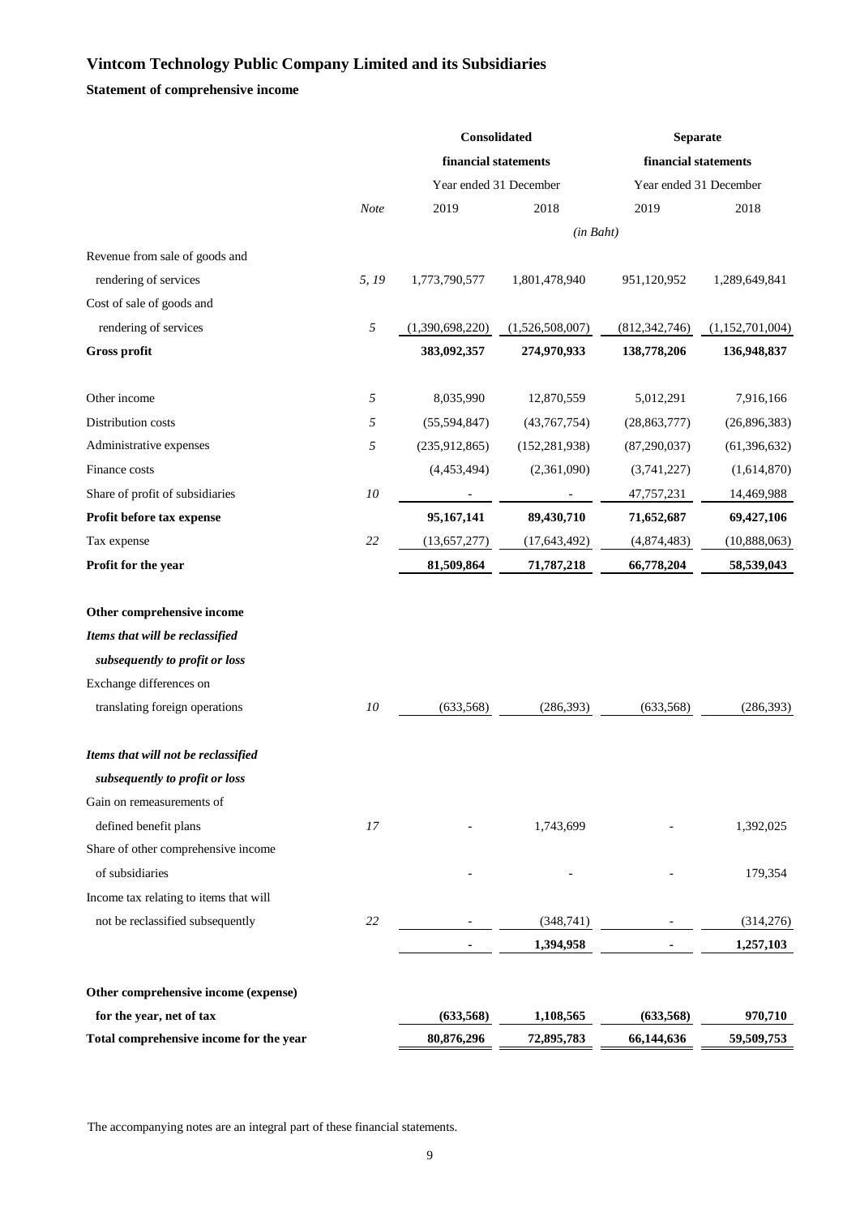# Vintcom Technology Public Company Limited and its Subsidiaries

## Statement of comprehensive income

| | | Consolidated financial statements | | Separate financial statements | |
|---|---|---|---|---|---|
| | | Year ended 31 December | | Year ended 31 December | |
| | *Note* | 2019 | 2018 | 2019 | 2018 |
| | | *(in Baht)* | | | |
| Revenue from sale of goods and rendering of services | *5, 19* | 1,773,790,577 | 1,801,478,940 | 951,120,952 | 1,289,649,841 |
| Cost of sale of goods and rendering of services | *5* | (1,390,698,220) | (1,526,508,007) | (812,342,746) | (1,152,701,004) |
| **Gross profit** | | **383,092,357** | **274,970,933** | **138,778,206** | **136,948,837** |
| Other income | *5* | 8,035,990 | 12,870,559 | 5,012,291 | 7,916,166 |
| Distribution costs | *5* | (55,594,847) | (43,767,754) | (28,863,777) | (26,896,383) |
| Administrative expenses | *5* | (235,912,865) | (152,281,938) | (87,290,037) | (61,396,632) |
| Finance costs | | (4,453,494) | (2,361,090) | (3,741,227) | (1,614,870) |
| Share of profit of subsidiaries | *10* | - | - | 47,757,231 | 14,469,988 |
| **Profit before tax expense** | | **95,167,141** | **89,430,710** | **71,652,687** | **69,427,106** |
| Tax expense | *22* | (13,657,277) | (17,643,492) | (4,874,483) | (10,888,063) |
| **Profit for the year** | | **81,509,864** | **71,787,218** | **66,778,204** | **58,539,043** |
| **Other comprehensive income** | | | | | |
| ***Items that will be reclassified subsequently to profit or loss*** | | | | | |
| Exchange differences on translating foreign operations | *10* | (633,568) | (286,393) | (633,568) | (286,393) |
| ***Items that will not be reclassified subsequently to profit or loss*** | | | | | |
| Gain on remeasurements of defined benefit plans | *17* | - | 1,743,699 | - | 1,392,025 |
| Share of other comprehensive income of subsidiaries | | - | - | - | 179,354 |
| Income tax relating to items that will not be reclassified subsequently | *22* | - | (348,741) | - | (314,276) |
| | | **-** | **1,394,958** | **-** | **1,257,103** |
| **Other comprehensive income (expense) for the year, net of tax** | | **(633,568)** | **1,108,565** | **(633,568)** | **970,710** |
| **Total comprehensive income for the year** | | **80,876,296** | **72,895,783** | **66,144,636** | **59,509,753** |

The accompanying notes are an integral part of these financial statements.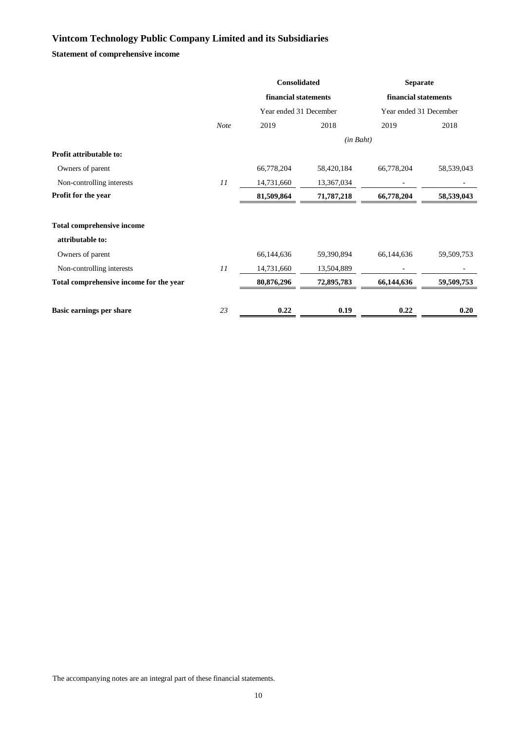# Vintcom Technology Public Company Limited and its Subsidiaries

## Statement of comprehensive income

| | | Consolidated | | Separate | |
|---|---|---|---|---|---|
| | | financial statements | | financial statements | |
| | | Year ended 31 December | | Year ended 31 December | |
| | *Note* | 2019 | 2018 | 2019 | 2018 |
| | | *(in Baht)* | | | |
| **Profit attributable to:** | | | | | |
| Owners of parent | | 66,778,204 | 58,420,184 | 66,778,204 | 58,539,043 |
| Non-controlling interests | *11* | 14,731,660 | 13,367,034 | - | - |
| **Profit for the year** | | **81,509,864** | **71,787,218** | **66,778,204** | **58,539,043** |
| | | | | | |
| **Total comprehensive income attributable to:** | | | | | |
| Owners of parent | | 66,144,636 | 59,390,894 | 66,144,636 | 59,509,753 |
| Non-controlling interests | *11* | 14,731,660 | 13,504,889 | - | - |
| **Total comprehensive income for the year** | | **80,876,296** | **72,895,783** | **66,144,636** | **59,509,753** |
| | | | | | |
| **Basic earnings per share** | *23* | **0.22** | **0.19** | **0.22** | **0.20** |

The accompanying notes are an integral part of these financial statements.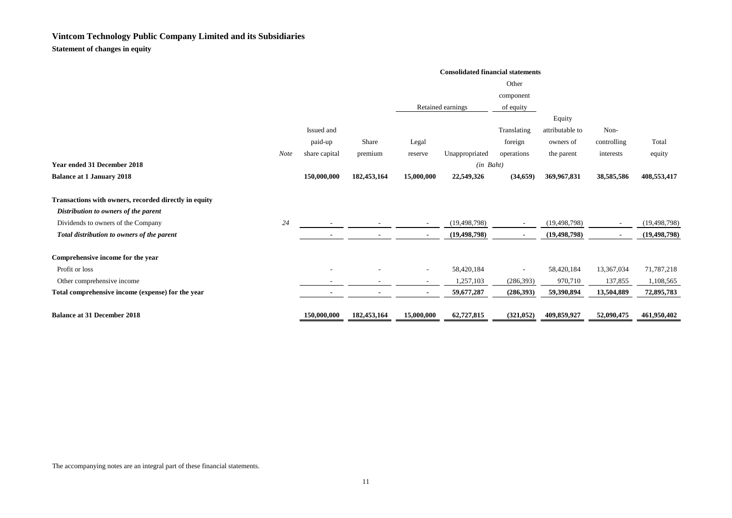# Vintcom Technology Public Company Limited and its Subsidiaries

**Statement of changes in equity**

| | | Consolidated financial statements | | | | | | | |
|---|---|---|---|---|---|---|---|---|---|
| | | | | Retained earnings | | Other component of equity | | | |
| | *Note* | Issued and paid-up share capital | Share premium | Legal reserve | Unappropriated | Translating foreign operations | Equity attributable to owners of the parent | Non-controlling interests | Total equity |
| **Year ended 31 December 2018** | | | | | *(in Baht)* | | | | |
| **Balance at 1 January 2018** | | **150,000,000** | **182,453,164** | **15,000,000** | **22,549,326** | **(34,659)** | **369,967,831** | **38,585,586** | **408,553,417** |
| **Transactions with owners, recorded directly in equity** | | | | | | | | | |
| ***Distribution to owners of the parent*** | | | | | | | | | |
| Dividends to owners of the Company | *24* | - | - | - | (19,498,798) | - | (19,498,798) | - | (19,498,798) |
| ***Total distribution to owners of the parent*** | | **-** | **-** | **-** | **(19,498,798)** | **-** | **(19,498,798)** | **-** | **(19,498,798)** |
| **Comprehensive income for the year** | | | | | | | | | |
| Profit or loss | | - | - | - | 58,420,184 | - | 58,420,184 | 13,367,034 | 71,787,218 |
| Other comprehensive income | | - | - | - | 1,257,103 | (286,393) | 970,710 | 137,855 | 1,108,565 |
| **Total comprehensive income (expense) for the year** | | **-** | **-** | **-** | **59,677,287** | **(286,393)** | **59,390,894** | **13,504,889** | **72,895,783** |
| **Balance at 31 December 2018** | | **150,000,000** | **182,453,164** | **15,000,000** | **62,727,815** | **(321,052)** | **409,859,927** | **52,090,475** | **461,950,402** |

The accompanying notes are an integral part of these financial statements.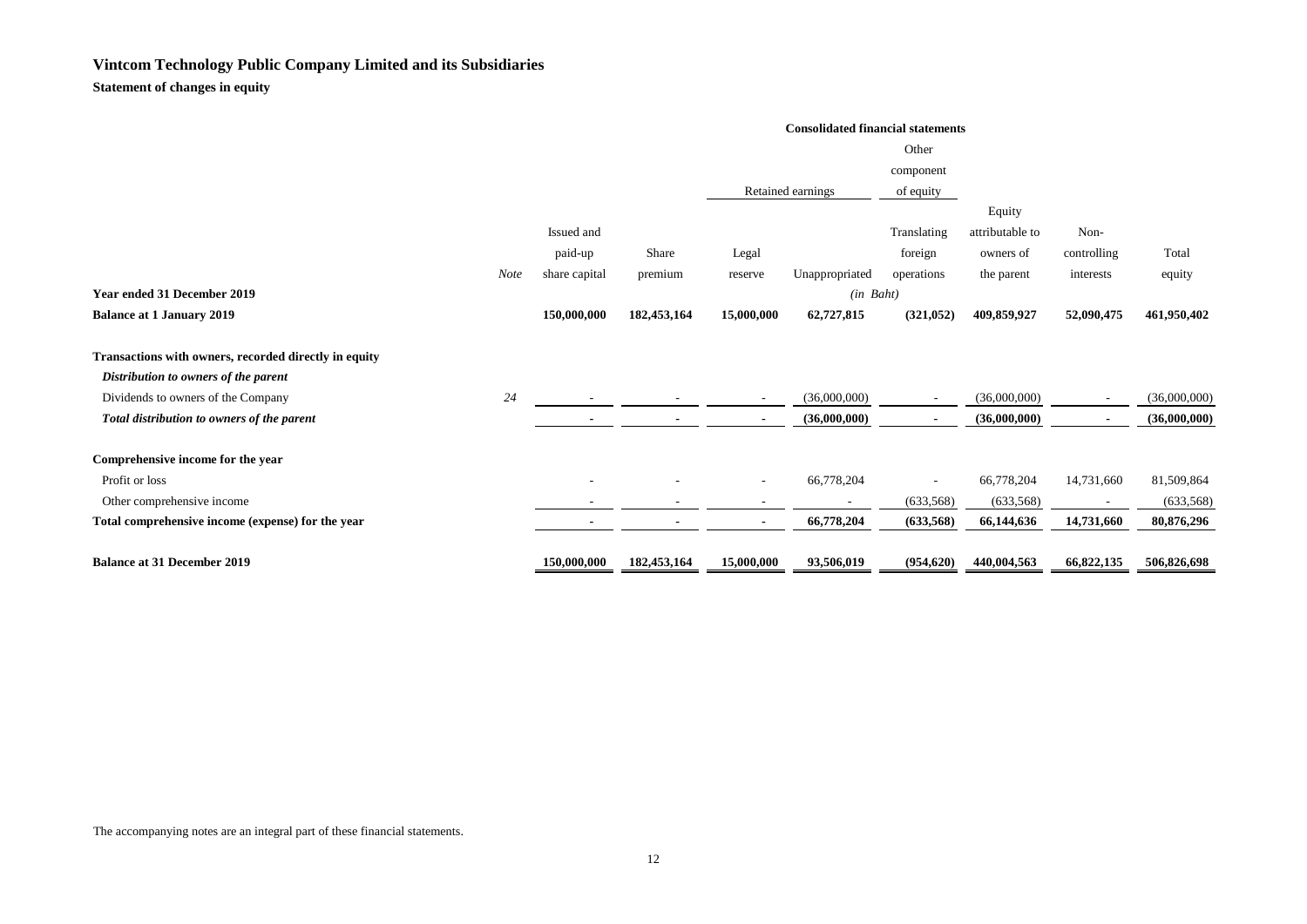# Vintcom Technology Public Company Limited and its Subsidiaries

**Statement of changes in equity**

| | | Consolidated financial statements | | | | | | | |
|---|---|---|---|---|---|---|---|---|---|
| | | | | Retained earnings | | Other component of equity | | | |
| | Note | Issued and paid-up share capital | Share premium | Legal reserve | Unappropriated | Translating foreign operations | Equity attributable to owners of the parent | Non-controlling interests | Total equity |
| **Year ended 31 December 2019** | | | | | *(in Baht)* | | | | |
| **Balance at 1 January 2019** | | **150,000,000** | **182,453,164** | **15,000,000** | **62,727,815** | **(321,052)** | **409,859,927** | **52,090,475** | **461,950,402** |
| **Transactions with owners, recorded directly in equity** | | | | | | | | | |
| ***Distribution to owners of the parent*** | | | | | | | | | |
| Dividends to owners of the Company | *24* | - | - | - | (36,000,000) | - | (36,000,000) | - | (36,000,000) |
| ***Total distribution to owners of the parent*** | | **-** | **-** | **-** | **(36,000,000)** | **-** | **(36,000,000)** | **-** | **(36,000,000)** |
| **Comprehensive income for the year** | | | | | | | | | |
| Profit or loss | | - | - | - | 66,778,204 | - | 66,778,204 | 14,731,660 | 81,509,864 |
| Other comprehensive income | | - | - | - | - | (633,568) | (633,568) | - | (633,568) |
| **Total comprehensive income (expense) for the year** | | **-** | **-** | **-** | **66,778,204** | **(633,568)** | **66,144,636** | **14,731,660** | **80,876,296** |
| **Balance at 31 December 2019** | | **150,000,000** | **182,453,164** | **15,000,000** | **93,506,019** | **(954,620)** | **440,004,563** | **66,822,135** | **506,826,698** |

The accompanying notes are an integral part of these financial statements.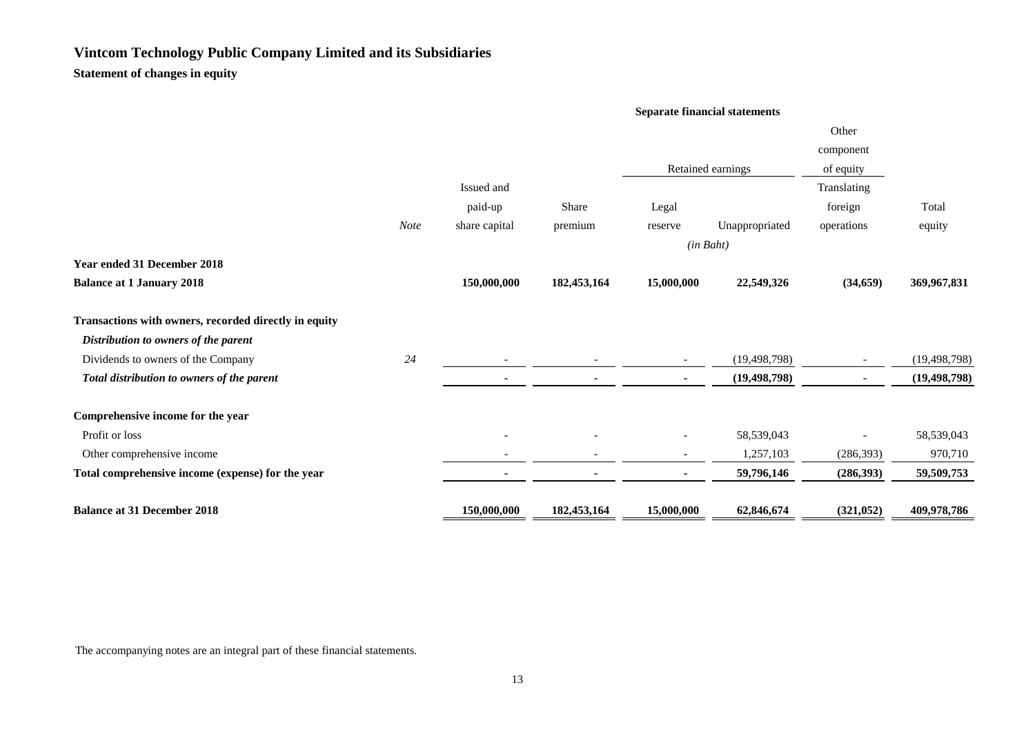# Vintcom Technology Public Company Limited and its Subsidiaries

**Statement of changes in equity**

| | | Separate financial statements | | | | | |
|---|---|---|---|---|---|---|---|
| | | | | Retained earnings | | Other component of equity | |
| | *Note* | Issued and paid-up share capital | Share premium | Legal reserve | Unappropriated | Translating foreign operations | Total equity |
| | | | | *(in Baht)* | | | |
| **Year ended 31 December 2018** | | | | | | | |
| **Balance at 1 January 2018** | | **150,000,000** | **182,453,164** | **15,000,000** | **22,549,326** | **(34,659)** | **369,967,831** |
| **Transactions with owners, recorded directly in equity** | | | | | | | |
| ***Distribution to owners of the parent*** | | | | | | | |
| Dividends to owners of the Company | 24 | - | - | - | (19,498,798) | - | (19,498,798) |
| ***Total distribution to owners of the parent*** | | **-** | **-** | **-** | **(19,498,798)** | **-** | **(19,498,798)** |
| **Comprehensive income for the year** | | | | | | | |
| Profit or loss | | - | - | - | 58,539,043 | - | 58,539,043 |
| Other comprehensive income | | - | - | - | 1,257,103 | (286,393) | 970,710 |
| **Total comprehensive income (expense) for the year** | | **-** | **-** | **-** | **59,796,146** | **(286,393)** | **59,509,753** |
| **Balance at 31 December 2018** | | **150,000,000** | **182,453,164** | **15,000,000** | **62,846,674** | **(321,052)** | **409,978,786** |

The accompanying notes are an integral part of these financial statements.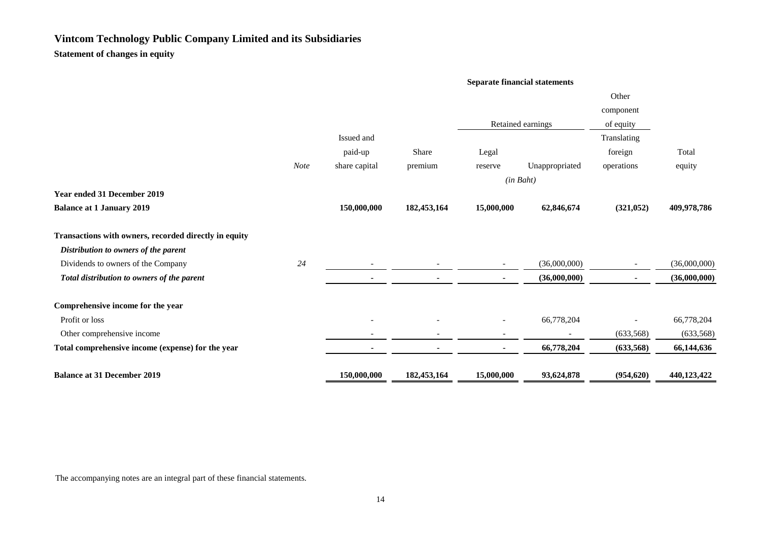# Vintcom Technology Public Company Limited and its Subsidiaries

**Statement of changes in equity**

| | | Separate financial statements | | | | | |
|---|---|---|---|---|---|---|---|
| | | | | Retained earnings | | Other component of equity | |
| | *Note* | Issued and paid-up share capital | Share premium | Legal reserve | Unappropriated | Translating foreign operations | Total equity |
| | | | | *(in Baht)* | | | |
| **Year ended 31 December 2019** | | | | | | | |
| **Balance at 1 January 2019** | | **150,000,000** | **182,453,164** | **15,000,000** | **62,846,674** | **(321,052)** | **409,978,786** |
| **Transactions with owners, recorded directly in equity** | | | | | | | |
| ***Distribution to owners of the parent*** | | | | | | | |
| Dividends to owners of the Company | *24* | - | - | - | (36,000,000) | - | (36,000,000) |
| ***Total distribution to owners of the parent*** | | **-** | **-** | **-** | **(36,000,000)** | **-** | **(36,000,000)** |
| **Comprehensive income for the year** | | | | | | | |
| Profit or loss | | - | - | - | 66,778,204 | - | 66,778,204 |
| Other comprehensive income | | - | - | - | - | (633,568) | (633,568) |
| **Total comprehensive income (expense) for the year** | | **-** | **-** | **-** | **66,778,204** | **(633,568)** | **66,144,636** |
| **Balance at 31 December 2019** | | **150,000,000** | **182,453,164** | **15,000,000** | **93,624,878** | **(954,620)** | **440,123,422** |

The accompanying notes are an integral part of these financial statements.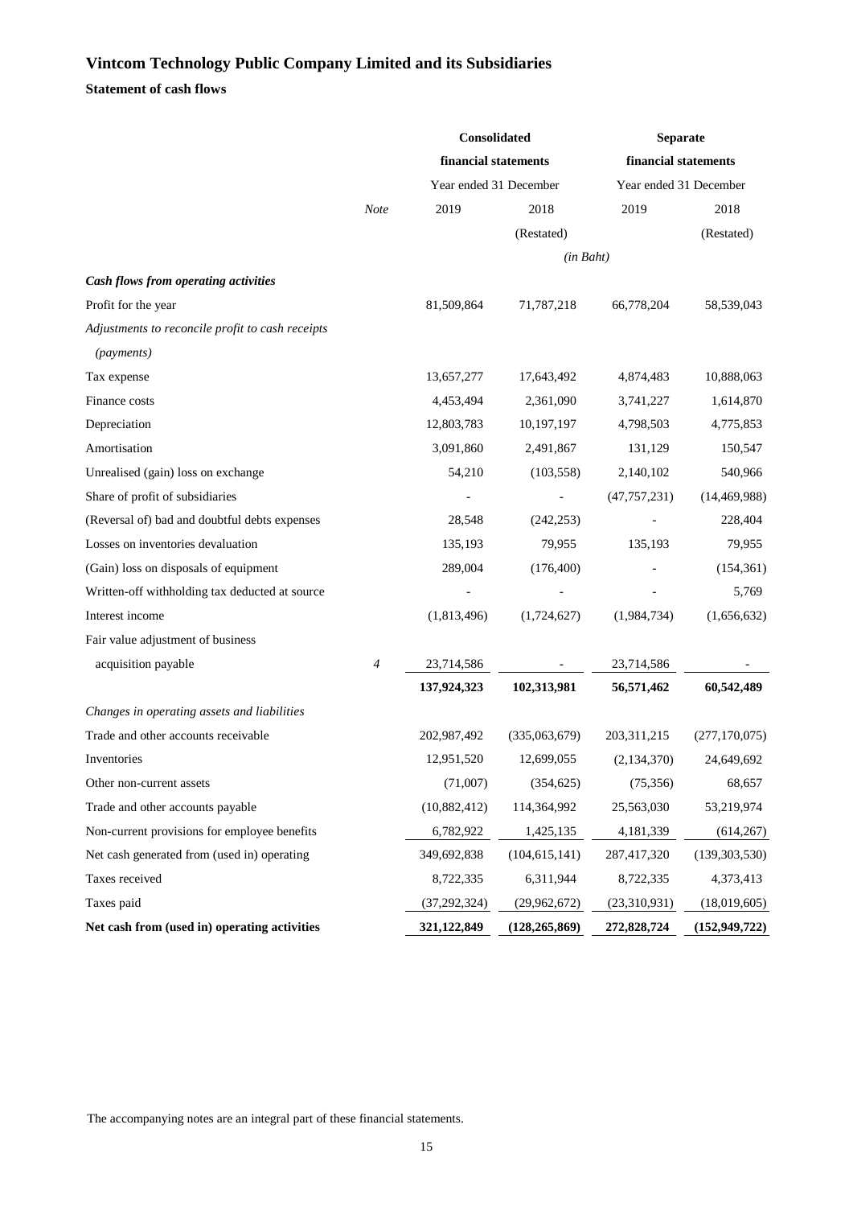# Vintcom Technology Public Company Limited and its Subsidiaries

**Statement of cash flows**

| | | Consolidated financial statements | | Separate financial statements | |
|---|---|---|---|---|---|
| | | Year ended 31 December | | Year ended 31 December | |
| | *Note* | 2019 | 2018 | 2019 | 2018 |
| | | | (Restated) | | (Restated) |
| | | | *(in Baht)* | | |
| ***Cash flows from operating activities*** | | | | | |
| Profit for the year | | 81,509,864 | 71,787,218 | 66,778,204 | 58,539,043 |
| *Adjustments to reconcile profit to cash receipts (payments)* | | | | | |
| Tax expense | | 13,657,277 | 17,643,492 | 4,874,483 | 10,888,063 |
| Finance costs | | 4,453,494 | 2,361,090 | 3,741,227 | 1,614,870 |
| Depreciation | | 12,803,783 | 10,197,197 | 4,798,503 | 4,775,853 |
| Amortisation | | 3,091,860 | 2,491,867 | 131,129 | 150,547 |
| Unrealised (gain) loss on exchange | | 54,210 | (103,558) | 2,140,102 | 540,966 |
| Share of profit of subsidiaries | | - | - | (47,757,231) | (14,469,988) |
| (Reversal of) bad and doubtful debts expenses | | 28,548 | (242,253) | - | 228,404 |
| Losses on inventories devaluation | | 135,193 | 79,955 | 135,193 | 79,955 |
| (Gain) loss on disposals of equipment | | 289,004 | (176,400) | - | (154,361) |
| Written-off withholding tax deducted at source | | - | - | - | 5,769 |
| Interest income | | (1,813,496) | (1,724,627) | (1,984,734) | (1,656,632) |
| Fair value adjustment of business acquisition payable | *4* | 23,714,586 | - | 23,714,586 | - |
| | | **137,924,323** | **102,313,981** | **56,571,462** | **60,542,489** |
| *Changes in operating assets and liabilities* | | | | | |
| Trade and other accounts receivable | | 202,987,492 | (335,063,679) | 203,311,215 | (277,170,075) |
| Inventories | | 12,951,520 | 12,699,055 | (2,134,370) | 24,649,692 |
| Other non-current assets | | (71,007) | (354,625) | (75,356) | 68,657 |
| Trade and other accounts payable | | (10,882,412) | 114,364,992 | 25,563,030 | 53,219,974 |
| Non-current provisions for employee benefits | | 6,782,922 | 1,425,135 | 4,181,339 | (614,267) |
| Net cash generated from (used in) operating | | 349,692,838 | (104,615,141) | 287,417,320 | (139,303,530) |
| Taxes received | | 8,722,335 | 6,311,944 | 8,722,335 | 4,373,413 |
| Taxes paid | | (37,292,324) | (29,962,672) | (23,310,931) | (18,019,605) |
| **Net cash from (used in) operating activities** | | **321,122,849** | **(128,265,869)** | **272,828,724** | **(152,949,722)** |

The accompanying notes are an integral part of these financial statements.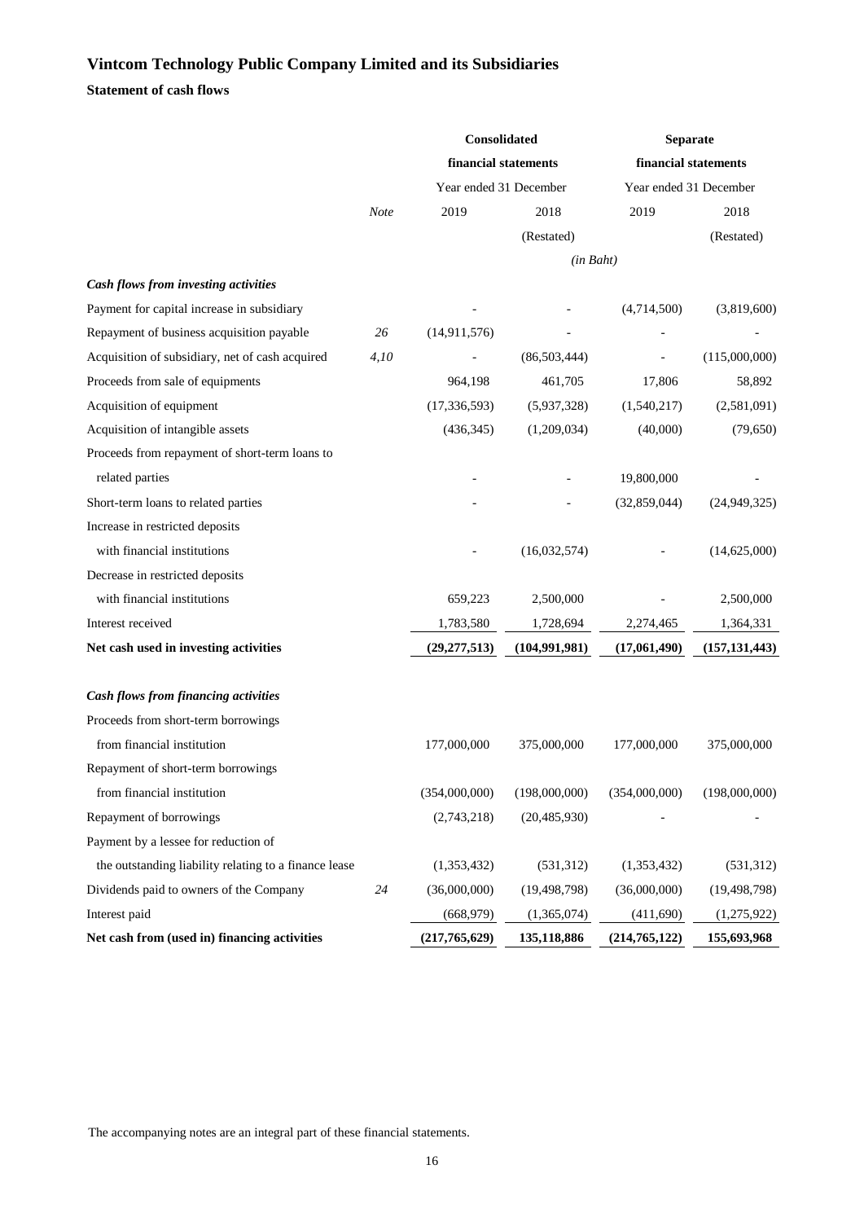# Vintcom Technology Public Company Limited and its Subsidiaries

**Statement of cash flows**

| | Note | Consolidated financial statements | | Separate financial statements | |
|---|---|---|---|---|---|
| | | Year ended 31 December | | Year ended 31 December | |
| | | 2019 | 2018 | 2019 | 2018 |
| | | | (Restated) | | (Restated) |
| | | | *(in Baht)* | | |
| ***Cash flows from investing activities*** | | | | | |
| Payment for capital increase in subsidiary | | - | - | (4,714,500) | (3,819,600) |
| Repayment of business acquisition payable | 26 | (14,911,576) | - | - | - |
| Acquisition of subsidiary, net of cash acquired | 4,10 | - | (86,503,444) | - | (115,000,000) |
| Proceeds from sale of equipments | | 964,198 | 461,705 | 17,806 | 58,892 |
| Acquisition of equipment | | (17,336,593) | (5,937,328) | (1,540,217) | (2,581,091) |
| Acquisition of intangible assets | | (436,345) | (1,209,034) | (40,000) | (79,650) |
| Proceeds from repayment of short-term loans to related parties | | - | - | 19,800,000 | - |
| Short-term loans to related parties | | - | - | (32,859,044) | (24,949,325) |
| Increase in restricted deposits with financial institutions | | - | (16,032,574) | - | (14,625,000) |
| Decrease in restricted deposits with financial institutions | | 659,223 | 2,500,000 | - | 2,500,000 |
| Interest received | | 1,783,580 | 1,728,694 | 2,274,465 | 1,364,331 |
| **Net cash used in investing activities** | | **(29,277,513)** | **(104,991,981)** | **(17,061,490)** | **(157,131,443)** |
| | | | | | |
| ***Cash flows from financing activities*** | | | | | |
| Proceeds from short-term borrowings from financial institution | | 177,000,000 | 375,000,000 | 177,000,000 | 375,000,000 |
| Repayment of short-term borrowings from financial institution | | (354,000,000) | (198,000,000) | (354,000,000) | (198,000,000) |
| Repayment of borrowings | | (2,743,218) | (20,485,930) | - | - |
| Payment by a lessee for reduction of the outstanding liability relating to a finance lease | | (1,353,432) | (531,312) | (1,353,432) | (531,312) |
| Dividends paid to owners of the Company | 24 | (36,000,000) | (19,498,798) | (36,000,000) | (19,498,798) |
| Interest paid | | (668,979) | (1,365,074) | (411,690) | (1,275,922) |
| **Net cash from (used in) financing activities** | | **(217,765,629)** | **135,118,886** | **(214,765,122)** | **155,693,968** |

The accompanying notes are an integral part of these financial statements.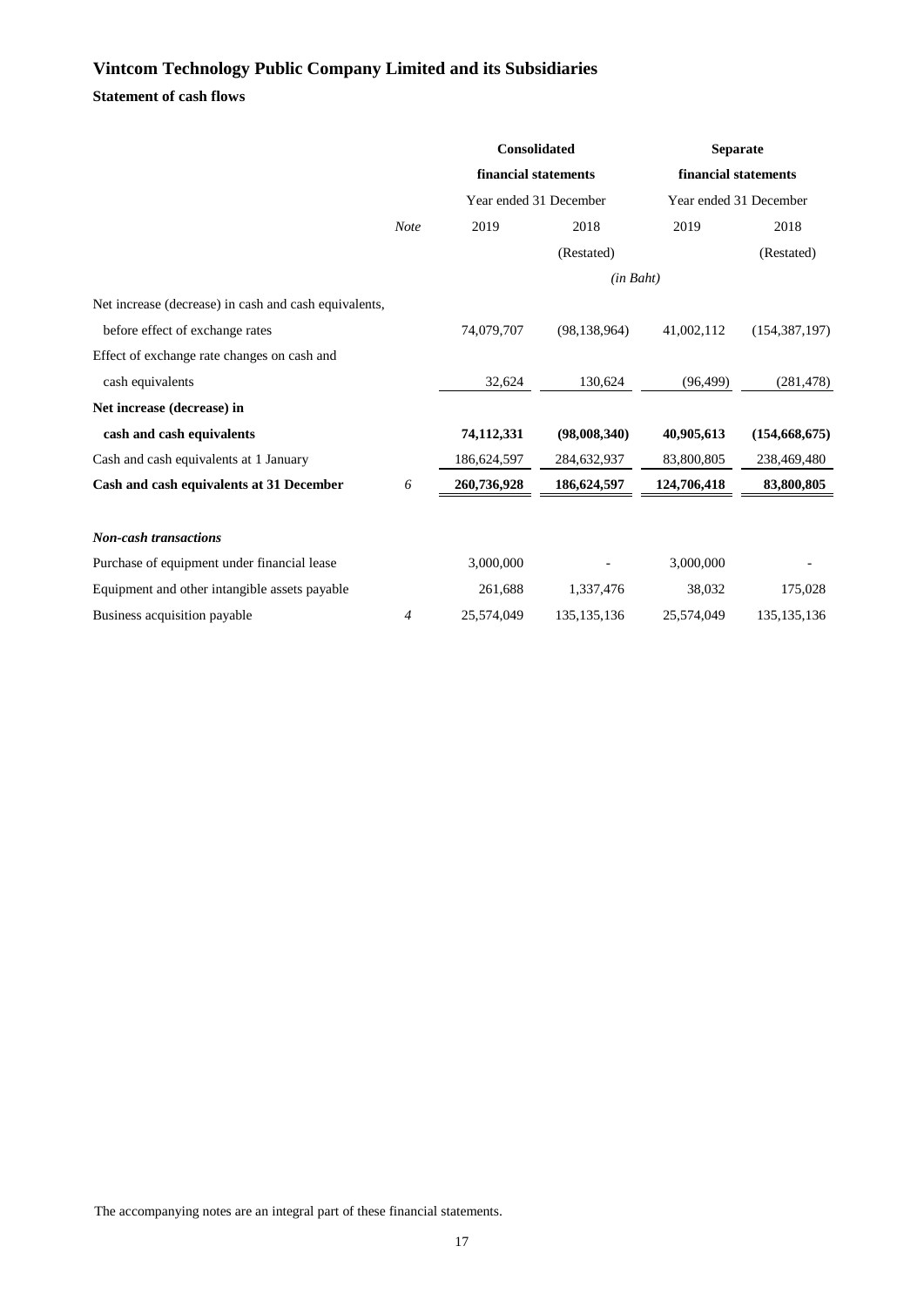# Vintcom Technology Public Company Limited and its Subsidiaries

## Statement of cash flows

| | Note | Consolidated financial statements | | Separate financial statements | |
|---|---|---|---|---|---|
| | | Year ended 31 December | | Year ended 31 December | |
| | | 2019 | 2018 | 2019 | 2018 |
| | | | (Restated) | | (Restated) |
| | | *(in Baht)* | | | |
| Net increase (decrease) in cash and cash equivalents, | | | | | |
| before effect of exchange rates | | 74,079,707 | (98,138,964) | 41,002,112 | (154,387,197) |
| Effect of exchange rate changes on cash and | | | | | |
| cash equivalents | | 32,624 | 130,624 | (96,499) | (281,478) |
| **Net increase (decrease) in** | | | | | |
| **cash and cash equivalents** | | **74,112,331** | **(98,008,340)** | **40,905,613** | **(154,668,675)** |
| Cash and cash equivalents at 1 January | | 186,624,597 | 284,632,937 | 83,800,805 | 238,469,480 |
| **Cash and cash equivalents at 31 December** | *6* | **260,736,928** | **186,624,597** | **124,706,418** | **83,800,805** |
| | | | | | |
| ***Non-cash transactions*** | | | | | |
| Purchase of equipment under financial lease | | 3,000,000 | - | 3,000,000 | - |
| Equipment and other intangible assets payable | | 261,688 | 1,337,476 | 38,032 | 175,028 |
| Business acquisition payable | *4* | 25,574,049 | 135,135,136 | 25,574,049 | 135,135,136 |

The accompanying notes are an integral part of these financial statements.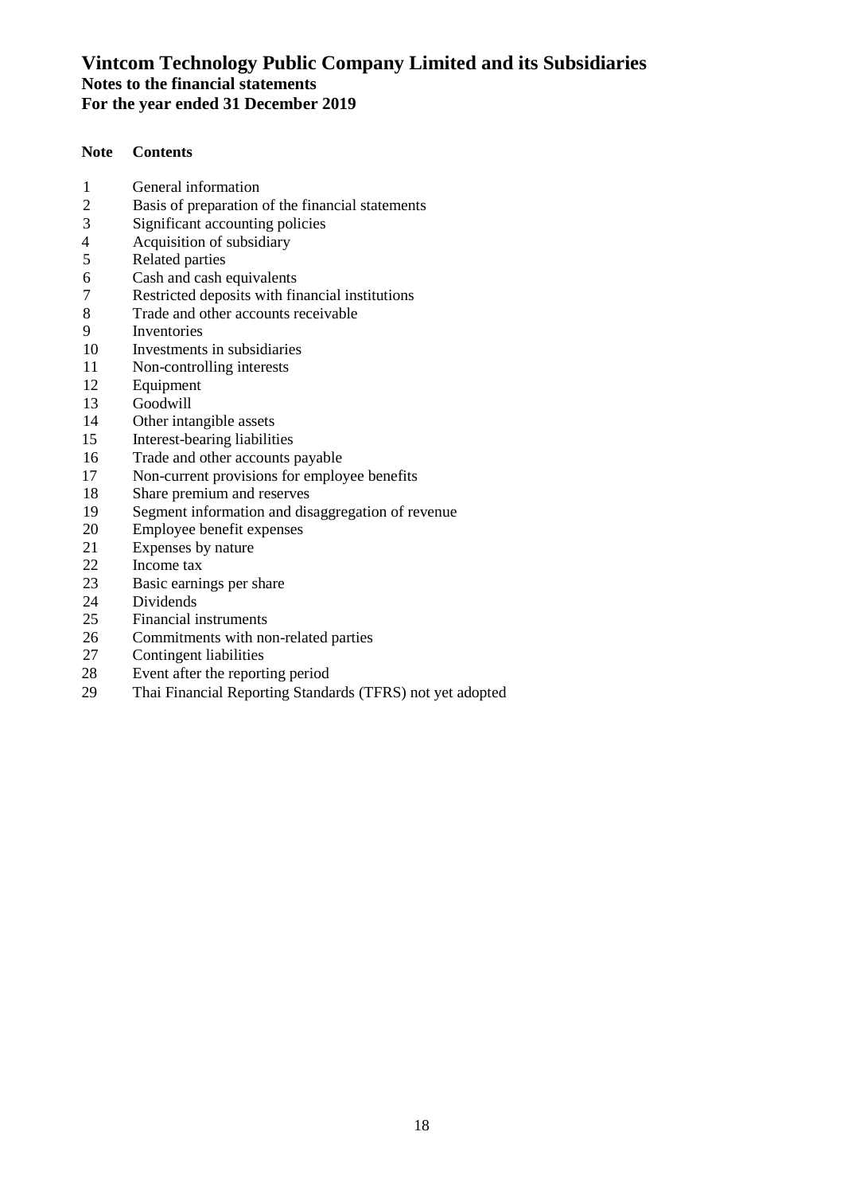# Vintcom Technology Public Company Limited and its Subsidiaries

## Notes to the financial statements

## For the year ended 31 December 2019

| Note | Contents |
|---|---|
| 1 | General information |
| 2 | Basis of preparation of the financial statements |
| 3 | Significant accounting policies |
| 4 | Acquisition of subsidiary |
| 5 | Related parties |
| 6 | Cash and cash equivalents |
| 7 | Restricted deposits with financial institutions |
| 8 | Trade and other accounts receivable |
| 9 | Inventories |
| 10 | Investments in subsidiaries |
| 11 | Non-controlling interests |
| 12 | Equipment |
| 13 | Goodwill |
| 14 | Other intangible assets |
| 15 | Interest-bearing liabilities |
| 16 | Trade and other accounts payable |
| 17 | Non-current provisions for employee benefits |
| 18 | Share premium and reserves |
| 19 | Segment information and disaggregation of revenue |
| 20 | Employee benefit expenses |
| 21 | Expenses by nature |
| 22 | Income tax |
| 23 | Basic earnings per share |
| 24 | Dividends |
| 25 | Financial instruments |
| 26 | Commitments with non-related parties |
| 27 | Contingent liabilities |
| 28 | Event after the reporting period |
| 29 | Thai Financial Reporting Standards (TFRS) not yet adopted |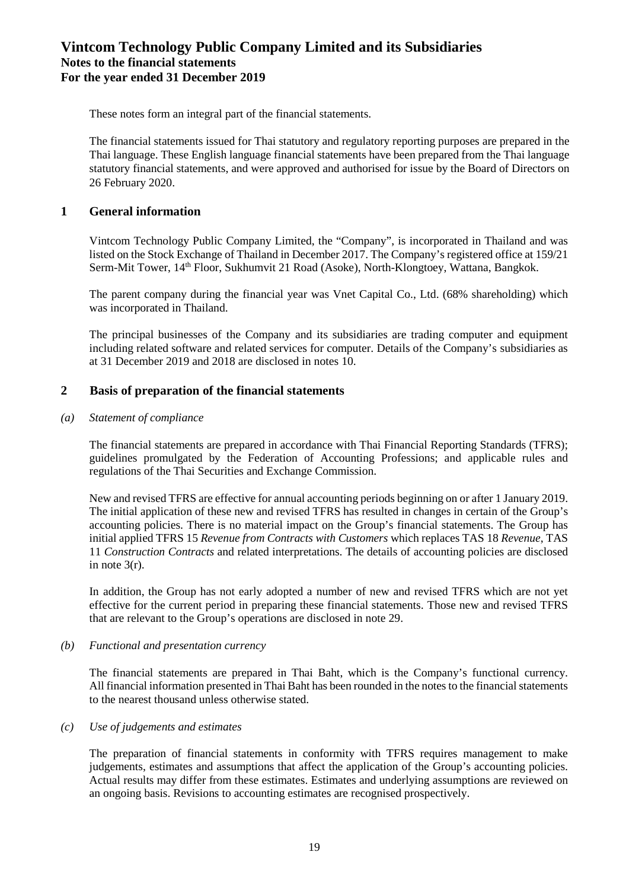These notes form an integral part of the financial statements.

The financial statements issued for Thai statutory and regulatory reporting purposes are prepared in the Thai language. These English language financial statements have been prepared from the Thai language statutory financial statements, and were approved and authorised for issue by the Board of Directors on 26 February 2020.

## 1 General information

Vintcom Technology Public Company Limited, the "Company", is incorporated in Thailand and was listed on the Stock Exchange of Thailand in December 2017. The Company's registered office at 159/21 Serm-Mit Tower, 14th Floor, Sukhumvit 21 Road (Asoke), North-Klongtoey, Wattana, Bangkok.

The parent company during the financial year was Vnet Capital Co., Ltd. (68% shareholding) which was incorporated in Thailand.

The principal businesses of the Company and its subsidiaries are trading computer and equipment including related software and related services for computer. Details of the Company's subsidiaries as at 31 December 2019 and 2018 are disclosed in notes 10.

## 2 Basis of preparation of the financial statements

*(a) Statement of compliance*

The financial statements are prepared in accordance with Thai Financial Reporting Standards (TFRS); guidelines promulgated by the Federation of Accounting Professions; and applicable rules and regulations of the Thai Securities and Exchange Commission.

New and revised TFRS are effective for annual accounting periods beginning on or after 1 January 2019. The initial application of these new and revised TFRS has resulted in changes in certain of the Group's accounting policies. There is no material impact on the Group's financial statements. The Group has initial applied TFRS 15 *Revenue from Contracts with Customers* which replaces TAS 18 *Revenue*, TAS 11 *Construction Contracts* and related interpretations. The details of accounting policies are disclosed in note 3(r).

In addition, the Group has not early adopted a number of new and revised TFRS which are not yet effective for the current period in preparing these financial statements. Those new and revised TFRS that are relevant to the Group's operations are disclosed in note 29.

*(b) Functional and presentation currency*

The financial statements are prepared in Thai Baht, which is the Company's functional currency. All financial information presented in Thai Baht has been rounded in the notes to the financial statements to the nearest thousand unless otherwise stated.

*(c) Use of judgements and estimates*

The preparation of financial statements in conformity with TFRS requires management to make judgements, estimates and assumptions that affect the application of the Group's accounting policies. Actual results may differ from these estimates. Estimates and underlying assumptions are reviewed on an ongoing basis. Revisions to accounting estimates are recognised prospectively.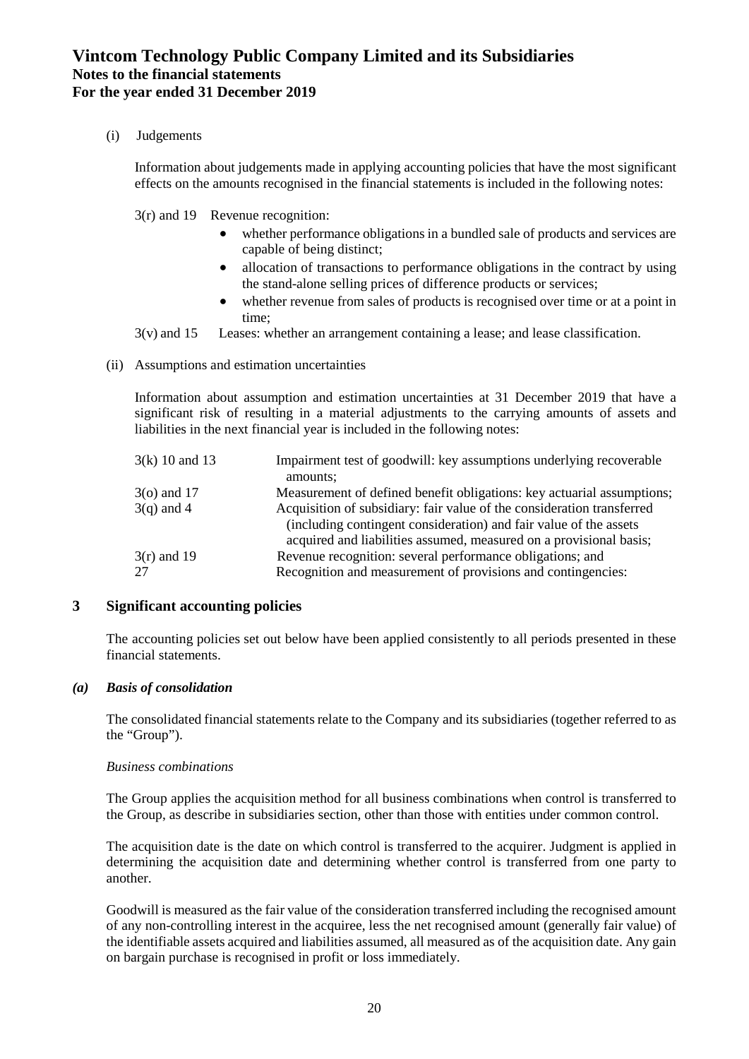(i) Judgements

Information about judgements made in applying accounting policies that have the most significant effects on the amounts recognised in the financial statements is included in the following notes:

3(r) and 19 Revenue recognition:

- whether performance obligations in a bundled sale of products and services are capable of being distinct;
- allocation of transactions to performance obligations in the contract by using the stand-alone selling prices of difference products or services;
- whether revenue from sales of products is recognised over time or at a point in time;

3(v) and 15 Leases: whether an arrangement containing a lease; and lease classification.

(ii) Assumptions and estimation uncertainties

Information about assumption and estimation uncertainties at 31 December 2019 that have a significant risk of resulting in a material adjustments to the carrying amounts of assets and liabilities in the next financial year is included in the following notes:

| | |
|---|---|
| 3(k) 10 and 13 | Impairment test of goodwill: key assumptions underlying recoverable amounts; |
| 3(o) and 17 | Measurement of defined benefit obligations: key actuarial assumptions; |
| 3(q) and 4 | Acquisition of subsidiary: fair value of the consideration transferred (including contingent consideration) and fair value of the assets acquired and liabilities assumed, measured on a provisional basis; |
| 3(r) and 19 | Revenue recognition: several performance obligations; and |
| 27 | Recognition and measurement of provisions and contingencies: |

## 3 Significant accounting policies

The accounting policies set out below have been applied consistently to all periods presented in these financial statements.

### *(a) Basis of consolidation*

The consolidated financial statements relate to the Company and its subsidiaries (together referred to as the "Group").

*Business combinations*

The Group applies the acquisition method for all business combinations when control is transferred to the Group, as describe in subsidiaries section, other than those with entities under common control.

The acquisition date is the date on which control is transferred to the acquirer. Judgment is applied in determining the acquisition date and determining whether control is transferred from one party to another.

Goodwill is measured as the fair value of the consideration transferred including the recognised amount of any non-controlling interest in the acquiree, less the net recognised amount (generally fair value) of the identifiable assets acquired and liabilities assumed, all measured as of the acquisition date. Any gain on bargain purchase is recognised in profit or loss immediately.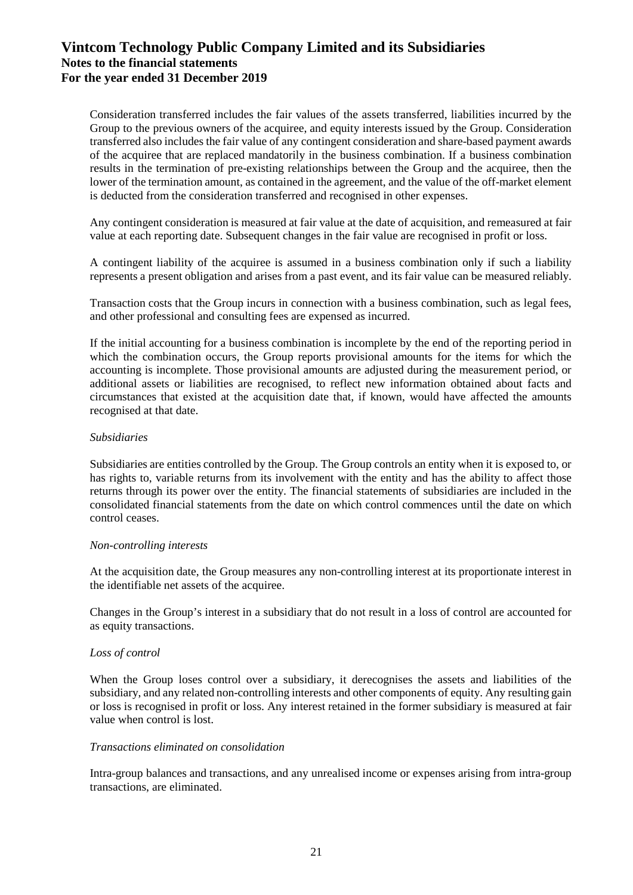Consideration transferred includes the fair values of the assets transferred, liabilities incurred by the Group to the previous owners of the acquiree, and equity interests issued by the Group. Consideration transferred also includes the fair value of any contingent consideration and share-based payment awards of the acquiree that are replaced mandatorily in the business combination. If a business combination results in the termination of pre-existing relationships between the Group and the acquiree, then the lower of the termination amount, as contained in the agreement, and the value of the off-market element is deducted from the consideration transferred and recognised in other expenses.

Any contingent consideration is measured at fair value at the date of acquisition, and remeasured at fair value at each reporting date. Subsequent changes in the fair value are recognised in profit or loss.

A contingent liability of the acquiree is assumed in a business combination only if such a liability represents a present obligation and arises from a past event, and its fair value can be measured reliably.

Transaction costs that the Group incurs in connection with a business combination, such as legal fees, and other professional and consulting fees are expensed as incurred.

If the initial accounting for a business combination is incomplete by the end of the reporting period in which the combination occurs, the Group reports provisional amounts for the items for which the accounting is incomplete. Those provisional amounts are adjusted during the measurement period, or additional assets or liabilities are recognised, to reflect new information obtained about facts and circumstances that existed at the acquisition date that, if known, would have affected the amounts recognised at that date.

*Subsidiaries*

Subsidiaries are entities controlled by the Group. The Group controls an entity when it is exposed to, or has rights to, variable returns from its involvement with the entity and has the ability to affect those returns through its power over the entity. The financial statements of subsidiaries are included in the consolidated financial statements from the date on which control commences until the date on which control ceases.

*Non-controlling interests*

At the acquisition date, the Group measures any non-controlling interest at its proportionate interest in the identifiable net assets of the acquiree.

Changes in the Group's interest in a subsidiary that do not result in a loss of control are accounted for as equity transactions.

*Loss of control*

When the Group loses control over a subsidiary, it derecognises the assets and liabilities of the subsidiary, and any related non-controlling interests and other components of equity. Any resulting gain or loss is recognised in profit or loss. Any interest retained in the former subsidiary is measured at fair value when control is lost.

*Transactions eliminated on consolidation*

Intra-group balances and transactions, and any unrealised income or expenses arising from intra-group transactions, are eliminated.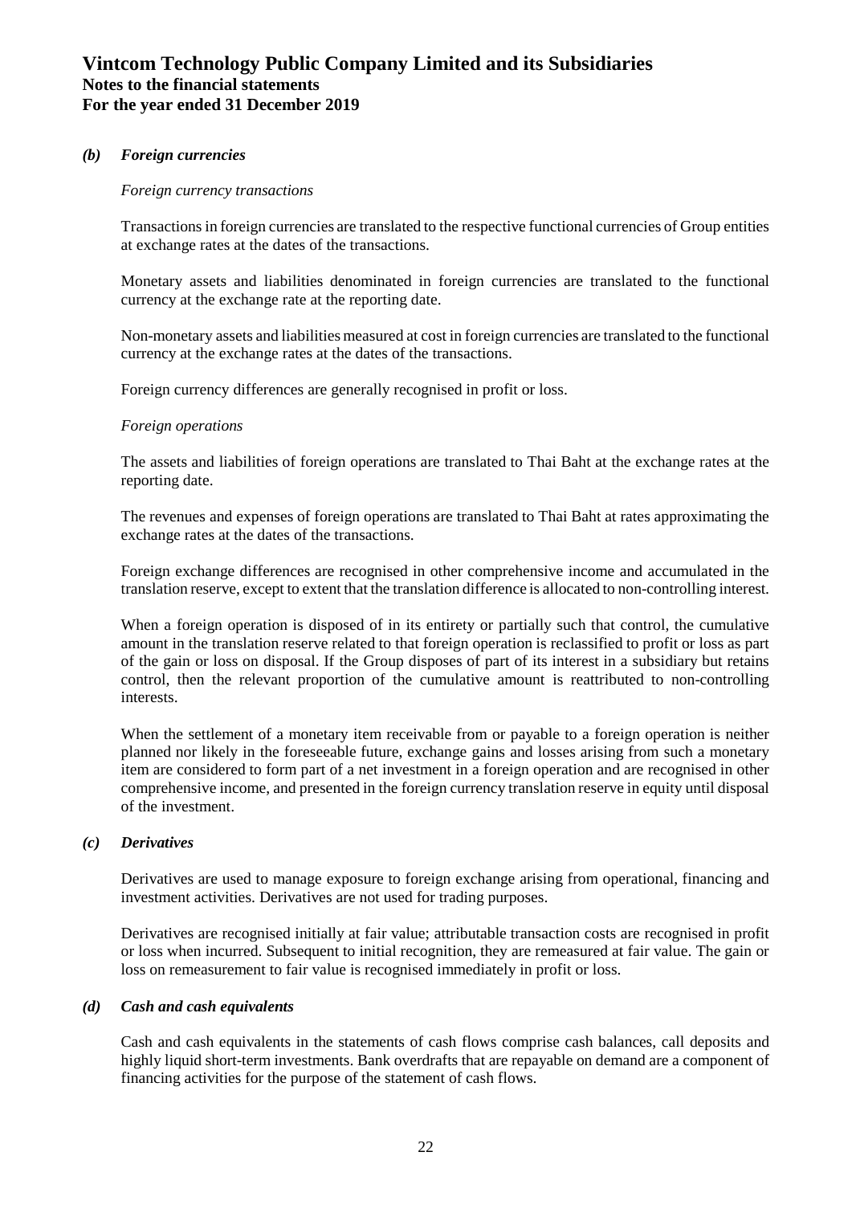### *(b) Foreign currencies*

*Foreign currency transactions*

Transactions in foreign currencies are translated to the respective functional currencies of Group entities at exchange rates at the dates of the transactions.

Monetary assets and liabilities denominated in foreign currencies are translated to the functional currency at the exchange rate at the reporting date.

Non-monetary assets and liabilities measured at cost in foreign currencies are translated to the functional currency at the exchange rates at the dates of the transactions.

Foreign currency differences are generally recognised in profit or loss.

*Foreign operations*

The assets and liabilities of foreign operations are translated to Thai Baht at the exchange rates at the reporting date.

The revenues and expenses of foreign operations are translated to Thai Baht at rates approximating the exchange rates at the dates of the transactions.

Foreign exchange differences are recognised in other comprehensive income and accumulated in the translation reserve, except to extent that the translation difference is allocated to non-controlling interest.

When a foreign operation is disposed of in its entirety or partially such that control, the cumulative amount in the translation reserve related to that foreign operation is reclassified to profit or loss as part of the gain or loss on disposal. If the Group disposes of part of its interest in a subsidiary but retains control, then the relevant proportion of the cumulative amount is reattributed to non-controlling interests.

When the settlement of a monetary item receivable from or payable to a foreign operation is neither planned nor likely in the foreseeable future, exchange gains and losses arising from such a monetary item are considered to form part of a net investment in a foreign operation and are recognised in other comprehensive income, and presented in the foreign currency translation reserve in equity until disposal of the investment.

### *(c) Derivatives*

Derivatives are used to manage exposure to foreign exchange arising from operational, financing and investment activities. Derivatives are not used for trading purposes.

Derivatives are recognised initially at fair value; attributable transaction costs are recognised in profit or loss when incurred. Subsequent to initial recognition, they are remeasured at fair value. The gain or loss on remeasurement to fair value is recognised immediately in profit or loss.

### *(d) Cash and cash equivalents*

Cash and cash equivalents in the statements of cash flows comprise cash balances, call deposits and highly liquid short-term investments. Bank overdrafts that are repayable on demand are a component of financing activities for the purpose of the statement of cash flows.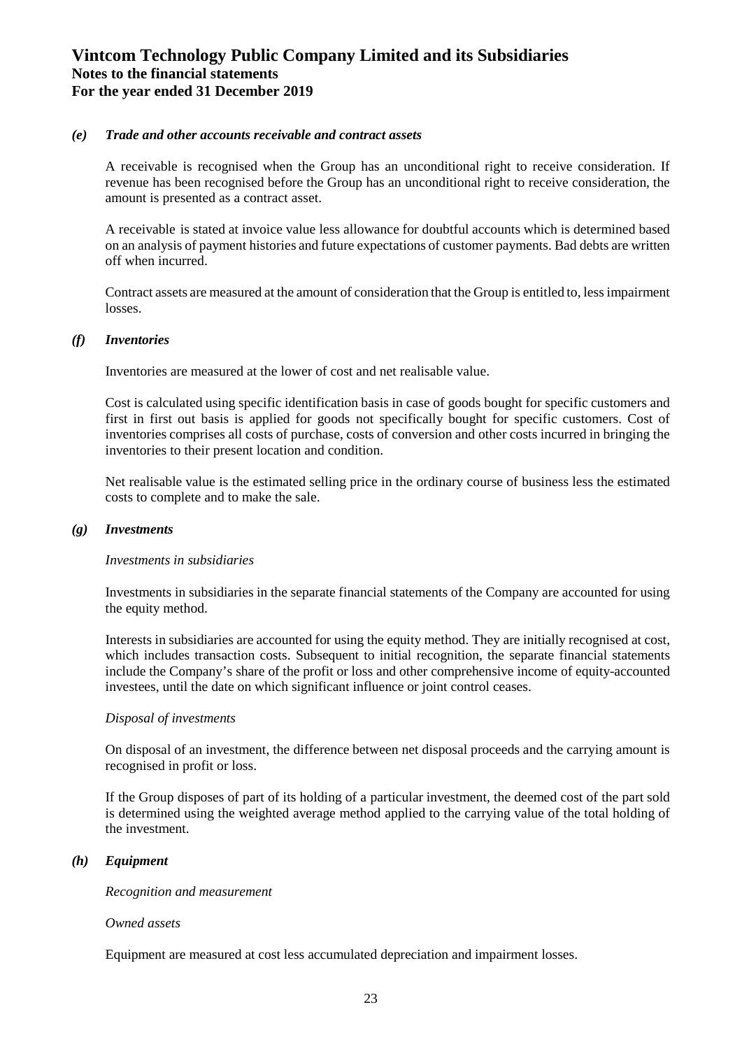### *(e) Trade and other accounts receivable and contract assets*

A receivable is recognised when the Group has an unconditional right to receive consideration. If revenue has been recognised before the Group has an unconditional right to receive consideration, the amount is presented as a contract asset.

A receivable is stated at invoice value less allowance for doubtful accounts which is determined based on an analysis of payment histories and future expectations of customer payments. Bad debts are written off when incurred.

Contract assets are measured at the amount of consideration that the Group is entitled to, less impairment losses.

### *(f) Inventories*

Inventories are measured at the lower of cost and net realisable value.

Cost is calculated using specific identification basis in case of goods bought for specific customers and first in first out basis is applied for goods not specifically bought for specific customers. Cost of inventories comprises all costs of purchase, costs of conversion and other costs incurred in bringing the inventories to their present location and condition.

Net realisable value is the estimated selling price in the ordinary course of business less the estimated costs to complete and to make the sale.

### *(g) Investments*

*Investments in subsidiaries*

Investments in subsidiaries in the separate financial statements of the Company are accounted for using the equity method.

Interests in subsidiaries are accounted for using the equity method. They are initially recognised at cost, which includes transaction costs. Subsequent to initial recognition, the separate financial statements include the Company's share of the profit or loss and other comprehensive income of equity-accounted investees, until the date on which significant influence or joint control ceases.

*Disposal of investments*

On disposal of an investment, the difference between net disposal proceeds and the carrying amount is recognised in profit or loss.

If the Group disposes of part of its holding of a particular investment, the deemed cost of the part sold is determined using the weighted average method applied to the carrying value of the total holding of the investment.

### *(h) Equipment*

*Recognition and measurement*

*Owned assets*

Equipment are measured at cost less accumulated depreciation and impairment losses.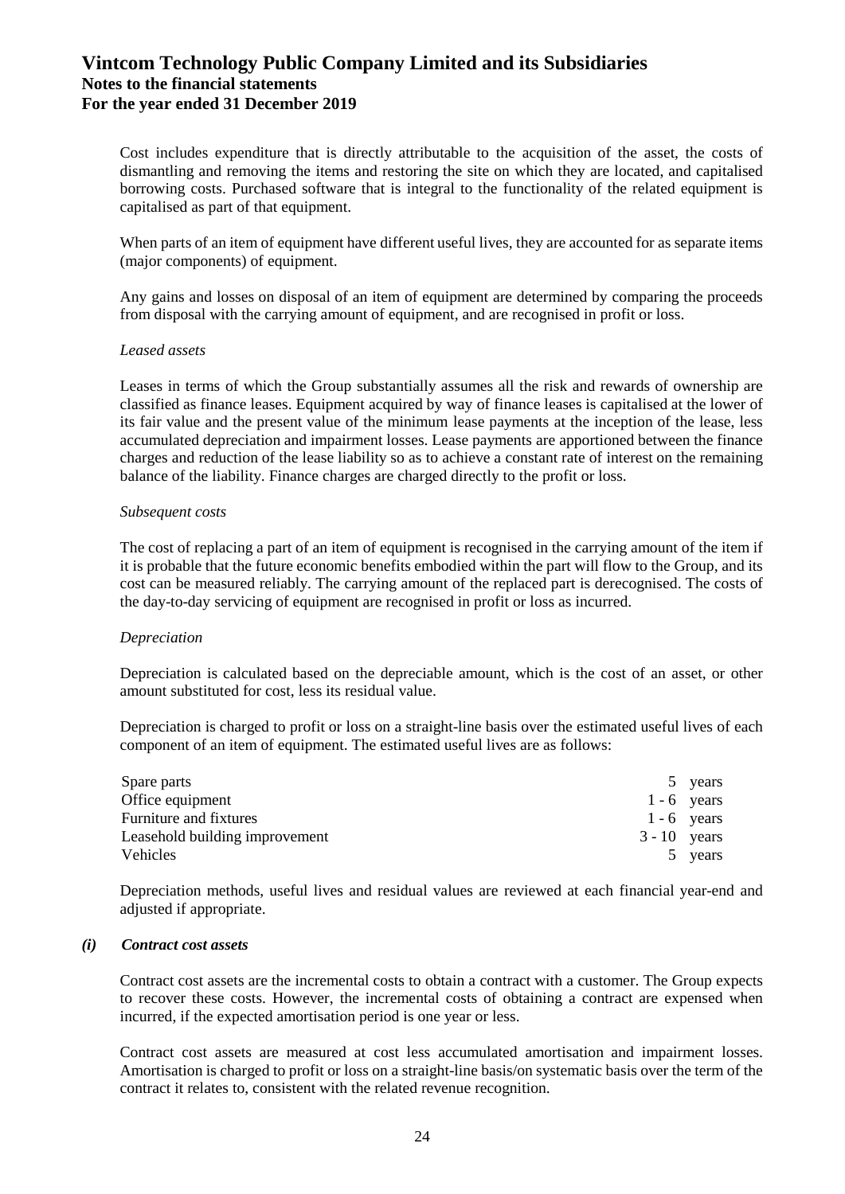Cost includes expenditure that is directly attributable to the acquisition of the asset, the costs of dismantling and removing the items and restoring the site on which they are located, and capitalised borrowing costs. Purchased software that is integral to the functionality of the related equipment is capitalised as part of that equipment.

When parts of an item of equipment have different useful lives, they are accounted for as separate items (major components) of equipment.

Any gains and losses on disposal of an item of equipment are determined by comparing the proceeds from disposal with the carrying amount of equipment, and are recognised in profit or loss.

*Leased assets*

Leases in terms of which the Group substantially assumes all the risk and rewards of ownership are classified as finance leases. Equipment acquired by way of finance leases is capitalised at the lower of its fair value and the present value of the minimum lease payments at the inception of the lease, less accumulated depreciation and impairment losses. Lease payments are apportioned between the finance charges and reduction of the lease liability so as to achieve a constant rate of interest on the remaining balance of the liability. Finance charges are charged directly to the profit or loss.

*Subsequent costs*

The cost of replacing a part of an item of equipment is recognised in the carrying amount of the item if it is probable that the future economic benefits embodied within the part will flow to the Group, and its cost can be measured reliably. The carrying amount of the replaced part is derecognised. The costs of the day-to-day servicing of equipment are recognised in profit or loss as incurred.

*Depreciation*

Depreciation is calculated based on the depreciable amount, which is the cost of an asset, or other amount substituted for cost, less its residual value.

Depreciation is charged to profit or loss on a straight-line basis over the estimated useful lives of each component of an item of equipment. The estimated useful lives are as follows:

| | |
|---|---|
| Spare parts | 5 years |
| Office equipment | 1 - 6 years |
| Furniture and fixtures | 1 - 6 years |
| Leasehold building improvement | 3 - 10 years |
| Vehicles | 5 years |

Depreciation methods, useful lives and residual values are reviewed at each financial year-end and adjusted if appropriate.

***(i) Contract cost assets***

Contract cost assets are the incremental costs to obtain a contract with a customer. The Group expects to recover these costs. However, the incremental costs of obtaining a contract are expensed when incurred, if the expected amortisation period is one year or less.

Contract cost assets are measured at cost less accumulated amortisation and impairment losses. Amortisation is charged to profit or loss on a straight-line basis/on systematic basis over the term of the contract it relates to, consistent with the related revenue recognition.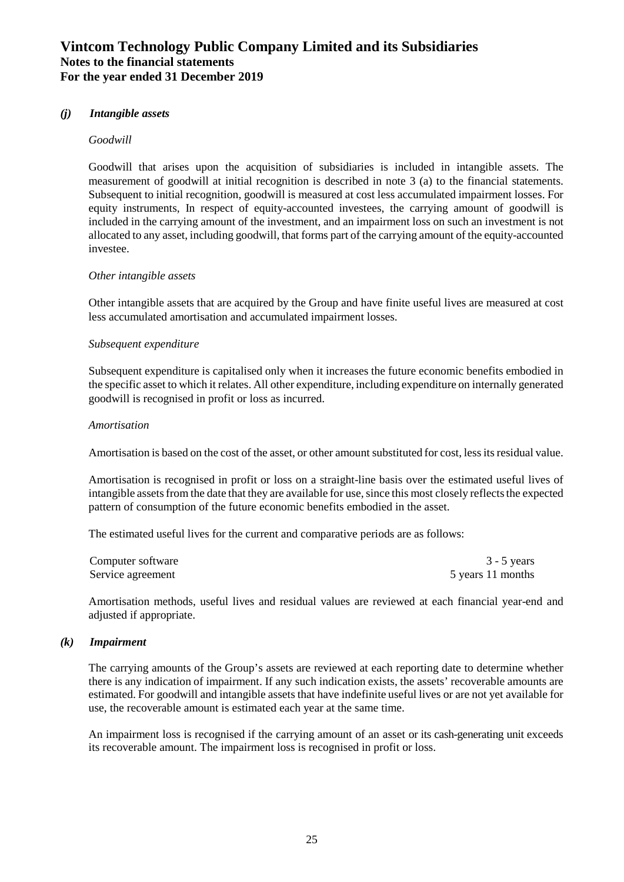### *(j) Intangible assets*

*Goodwill*

Goodwill that arises upon the acquisition of subsidiaries is included in intangible assets. The measurement of goodwill at initial recognition is described in note 3 (a) to the financial statements. Subsequent to initial recognition, goodwill is measured at cost less accumulated impairment losses. For equity instruments, In respect of equity-accounted investees, the carrying amount of goodwill is included in the carrying amount of the investment, and an impairment loss on such an investment is not allocated to any asset, including goodwill, that forms part of the carrying amount of the equity-accounted investee.

*Other intangible assets*

Other intangible assets that are acquired by the Group and have finite useful lives are measured at cost less accumulated amortisation and accumulated impairment losses.

*Subsequent expenditure*

Subsequent expenditure is capitalised only when it increases the future economic benefits embodied in the specific asset to which it relates. All other expenditure, including expenditure on internally generated goodwill is recognised in profit or loss as incurred.

*Amortisation*

Amortisation is based on the cost of the asset, or other amount substituted for cost, less its residual value.

Amortisation is recognised in profit or loss on a straight-line basis over the estimated useful lives of intangible assets from the date that they are available for use, since this most closely reflects the expected pattern of consumption of the future economic benefits embodied in the asset.

The estimated useful lives for the current and comparative periods are as follows:

| | |
|---|---|
| Computer software | 3 - 5 years |
| Service agreement | 5 years 11 months |

Amortisation methods, useful lives and residual values are reviewed at each financial year-end and adjusted if appropriate.

### *(k) Impairment*

The carrying amounts of the Group's assets are reviewed at each reporting date to determine whether there is any indication of impairment. If any such indication exists, the assets' recoverable amounts are estimated. For goodwill and intangible assets that have indefinite useful lives or are not yet available for use, the recoverable amount is estimated each year at the same time.

An impairment loss is recognised if the carrying amount of an asset or its cash-generating unit exceeds its recoverable amount. The impairment loss is recognised in profit or loss.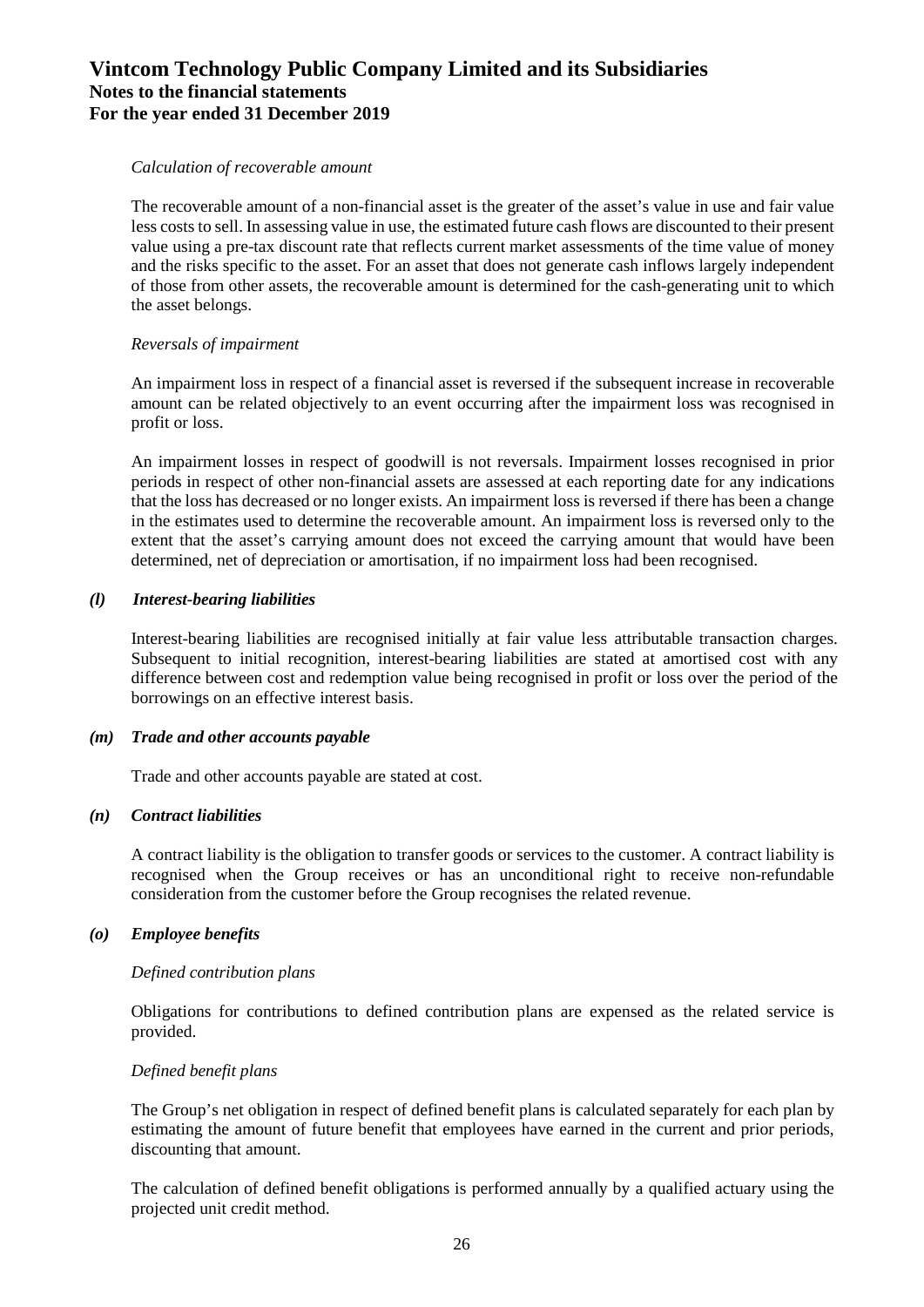*Calculation of recoverable amount*

The recoverable amount of a non-financial asset is the greater of the asset's value in use and fair value less costs to sell. In assessing value in use, the estimated future cash flows are discounted to their present value using a pre-tax discount rate that reflects current market assessments of the time value of money and the risks specific to the asset. For an asset that does not generate cash inflows largely independent of those from other assets, the recoverable amount is determined for the cash-generating unit to which the asset belongs.

*Reversals of impairment*

An impairment loss in respect of a financial asset is reversed if the subsequent increase in recoverable amount can be related objectively to an event occurring after the impairment loss was recognised in profit or loss.

An impairment losses in respect of goodwill is not reversals. Impairment losses recognised in prior periods in respect of other non-financial assets are assessed at each reporting date for any indications that the loss has decreased or no longer exists. An impairment loss is reversed if there has been a change in the estimates used to determine the recoverable amount. An impairment loss is reversed only to the extent that the asset's carrying amount does not exceed the carrying amount that would have been determined, net of depreciation or amortisation, if no impairment loss had been recognised.

***(l) Interest-bearing liabilities***

Interest-bearing liabilities are recognised initially at fair value less attributable transaction charges. Subsequent to initial recognition, interest-bearing liabilities are stated at amortised cost with any difference between cost and redemption value being recognised in profit or loss over the period of the borrowings on an effective interest basis.

***(m) Trade and other accounts payable***

Trade and other accounts payable are stated at cost.

***(n) Contract liabilities***

A contract liability is the obligation to transfer goods or services to the customer. A contract liability is recognised when the Group receives or has an unconditional right to receive non-refundable consideration from the customer before the Group recognises the related revenue.

***(o) Employee benefits***

*Defined contribution plans*

Obligations for contributions to defined contribution plans are expensed as the related service is provided.

*Defined benefit plans*

The Group's net obligation in respect of defined benefit plans is calculated separately for each plan by estimating the amount of future benefit that employees have earned in the current and prior periods, discounting that amount.

The calculation of defined benefit obligations is performed annually by a qualified actuary using the projected unit credit method.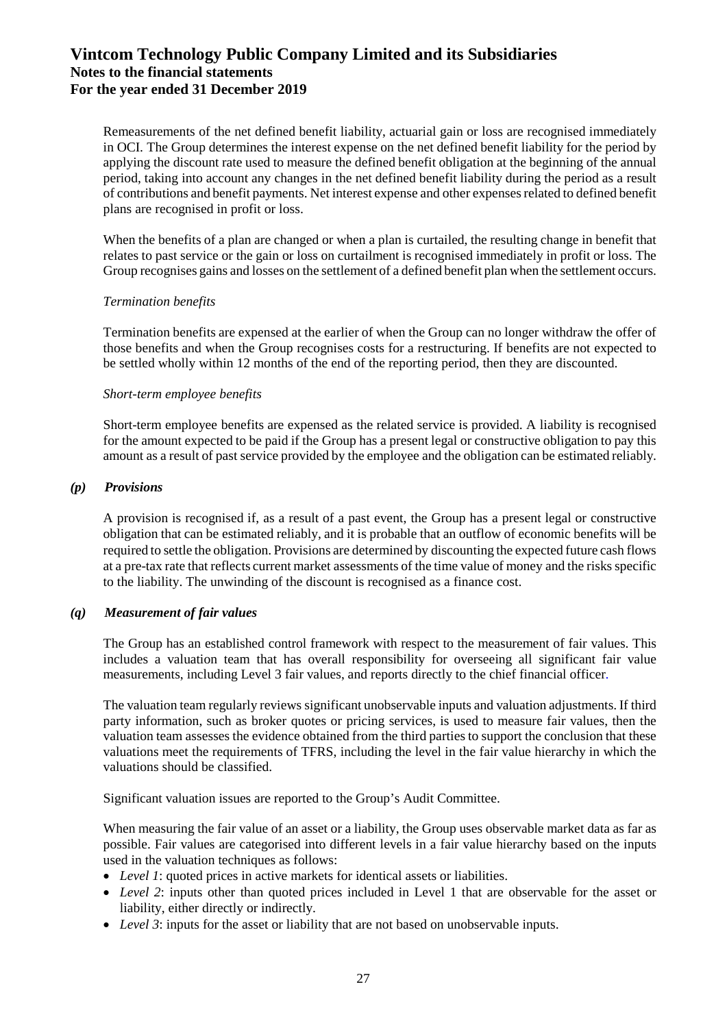Remeasurements of the net defined benefit liability, actuarial gain or loss are recognised immediately in OCI. The Group determines the interest expense on the net defined benefit liability for the period by applying the discount rate used to measure the defined benefit obligation at the beginning of the annual period, taking into account any changes in the net defined benefit liability during the period as a result of contributions and benefit payments. Net interest expense and other expenses related to defined benefit plans are recognised in profit or loss.

When the benefits of a plan are changed or when a plan is curtailed, the resulting change in benefit that relates to past service or the gain or loss on curtailment is recognised immediately in profit or loss. The Group recognises gains and losses on the settlement of a defined benefit plan when the settlement occurs.

*Termination benefits*

Termination benefits are expensed at the earlier of when the Group can no longer withdraw the offer of those benefits and when the Group recognises costs for a restructuring. If benefits are not expected to be settled wholly within 12 months of the end of the reporting period, then they are discounted.

*Short-term employee benefits*

Short-term employee benefits are expensed as the related service is provided. A liability is recognised for the amount expected to be paid if the Group has a present legal or constructive obligation to pay this amount as a result of past service provided by the employee and the obligation can be estimated reliably.

### *(p) Provisions*

A provision is recognised if, as a result of a past event, the Group has a present legal or constructive obligation that can be estimated reliably, and it is probable that an outflow of economic benefits will be required to settle the obligation. Provisions are determined by discounting the expected future cash flows at a pre-tax rate that reflects current market assessments of the time value of money and the risks specific to the liability. The unwinding of the discount is recognised as a finance cost.

### *(q) Measurement of fair values*

The Group has an established control framework with respect to the measurement of fair values. This includes a valuation team that has overall responsibility for overseeing all significant fair value measurements, including Level 3 fair values, and reports directly to the chief financial officer.

The valuation team regularly reviews significant unobservable inputs and valuation adjustments. If third party information, such as broker quotes or pricing services, is used to measure fair values, then the valuation team assesses the evidence obtained from the third parties to support the conclusion that these valuations meet the requirements of TFRS, including the level in the fair value hierarchy in which the valuations should be classified.

Significant valuation issues are reported to the Group's Audit Committee.

When measuring the fair value of an asset or a liability, the Group uses observable market data as far as possible. Fair values are categorised into different levels in a fair value hierarchy based on the inputs used in the valuation techniques as follows:

- *Level 1*: quoted prices in active markets for identical assets or liabilities.
- *Level 2*: inputs other than quoted prices included in Level 1 that are observable for the asset or liability, either directly or indirectly.
- *Level 3*: inputs for the asset or liability that are not based on unobservable inputs.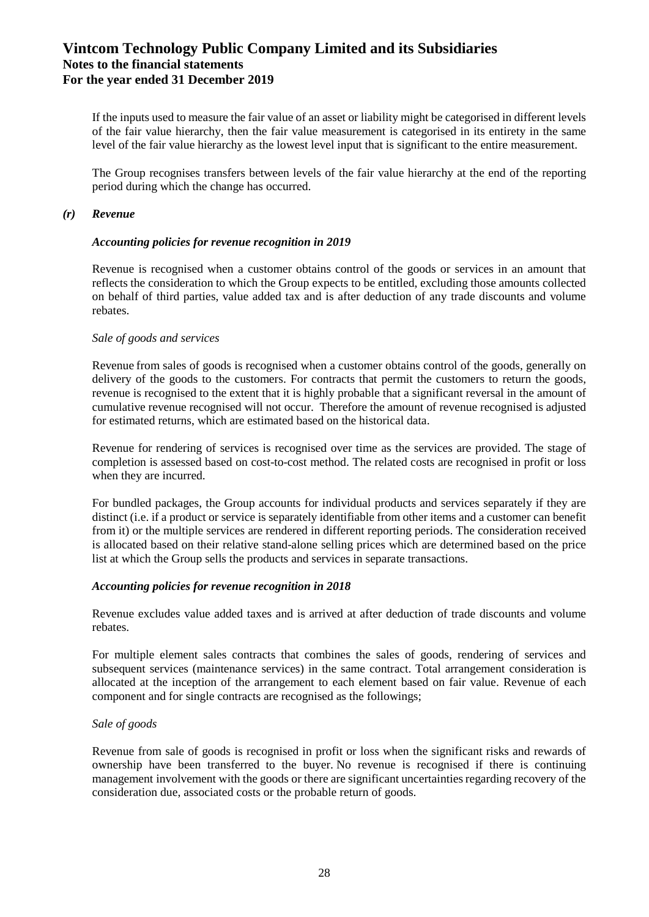If the inputs used to measure the fair value of an asset or liability might be categorised in different levels of the fair value hierarchy, then the fair value measurement is categorised in its entirety in the same level of the fair value hierarchy as the lowest level input that is significant to the entire measurement.

The Group recognises transfers between levels of the fair value hierarchy at the end of the reporting period during which the change has occurred.

### *(r) Revenue*

***Accounting policies for revenue recognition in 2019***

Revenue is recognised when a customer obtains control of the goods or services in an amount that reflects the consideration to which the Group expects to be entitled, excluding those amounts collected on behalf of third parties, value added tax and is after deduction of any trade discounts and volume rebates.

*Sale of goods and services*

Revenue from sales of goods is recognised when a customer obtains control of the goods, generally on delivery of the goods to the customers. For contracts that permit the customers to return the goods, revenue is recognised to the extent that it is highly probable that a significant reversal in the amount of cumulative revenue recognised will not occur. Therefore the amount of revenue recognised is adjusted for estimated returns, which are estimated based on the historical data.

Revenue for rendering of services is recognised over time as the services are provided. The stage of completion is assessed based on cost-to-cost method. The related costs are recognised in profit or loss when they are incurred.

For bundled packages, the Group accounts for individual products and services separately if they are distinct (i.e. if a product or service is separately identifiable from other items and a customer can benefit from it) or the multiple services are rendered in different reporting periods. The consideration received is allocated based on their relative stand-alone selling prices which are determined based on the price list at which the Group sells the products and services in separate transactions.

***Accounting policies for revenue recognition in 2018***

Revenue excludes value added taxes and is arrived at after deduction of trade discounts and volume rebates.

For multiple element sales contracts that combines the sales of goods, rendering of services and subsequent services (maintenance services) in the same contract. Total arrangement consideration is allocated at the inception of the arrangement to each element based on fair value. Revenue of each component and for single contracts are recognised as the followings;

*Sale of goods*

Revenue from sale of goods is recognised in profit or loss when the significant risks and rewards of ownership have been transferred to the buyer. No revenue is recognised if there is continuing management involvement with the goods or there are significant uncertainties regarding recovery of the consideration due, associated costs or the probable return of goods.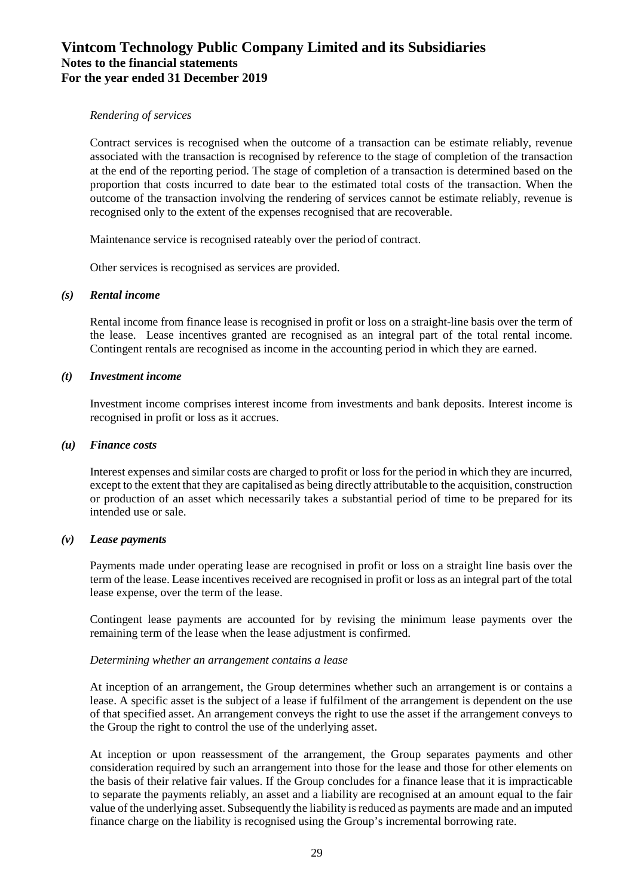*Rendering of services*

Contract services is recognised when the outcome of a transaction can be estimate reliably, revenue associated with the transaction is recognised by reference to the stage of completion of the transaction at the end of the reporting period. The stage of completion of a transaction is determined based on the proportion that costs incurred to date bear to the estimated total costs of the transaction. When the outcome of the transaction involving the rendering of services cannot be estimate reliably, revenue is recognised only to the extent of the expenses recognised that are recoverable.

Maintenance service is recognised rateably over the period of contract.

Other services is recognised as services are provided.

### *(s) Rental income*

Rental income from finance lease is recognised in profit or loss on a straight-line basis over the term of the lease. Lease incentives granted are recognised as an integral part of the total rental income. Contingent rentals are recognised as income in the accounting period in which they are earned.

### *(t) Investment income*

Investment income comprises interest income from investments and bank deposits. Interest income is recognised in profit or loss as it accrues.

### *(u) Finance costs*

Interest expenses and similar costs are charged to profit or loss for the period in which they are incurred, except to the extent that they are capitalised as being directly attributable to the acquisition, construction or production of an asset which necessarily takes a substantial period of time to be prepared for its intended use or sale.

### *(v) Lease payments*

Payments made under operating lease are recognised in profit or loss on a straight line basis over the term of the lease. Lease incentives received are recognised in profit or loss as an integral part of the total lease expense, over the term of the lease.

Contingent lease payments are accounted for by revising the minimum lease payments over the remaining term of the lease when the lease adjustment is confirmed.

*Determining whether an arrangement contains a lease*

At inception of an arrangement, the Group determines whether such an arrangement is or contains a lease. A specific asset is the subject of a lease if fulfilment of the arrangement is dependent on the use of that specified asset. An arrangement conveys the right to use the asset if the arrangement conveys to the Group the right to control the use of the underlying asset.

At inception or upon reassessment of the arrangement, the Group separates payments and other consideration required by such an arrangement into those for the lease and those for other elements on the basis of their relative fair values. If the Group concludes for a finance lease that it is impracticable to separate the payments reliably, an asset and a liability are recognised at an amount equal to the fair value of the underlying asset. Subsequently the liability is reduced as payments are made and an imputed finance charge on the liability is recognised using the Group's incremental borrowing rate.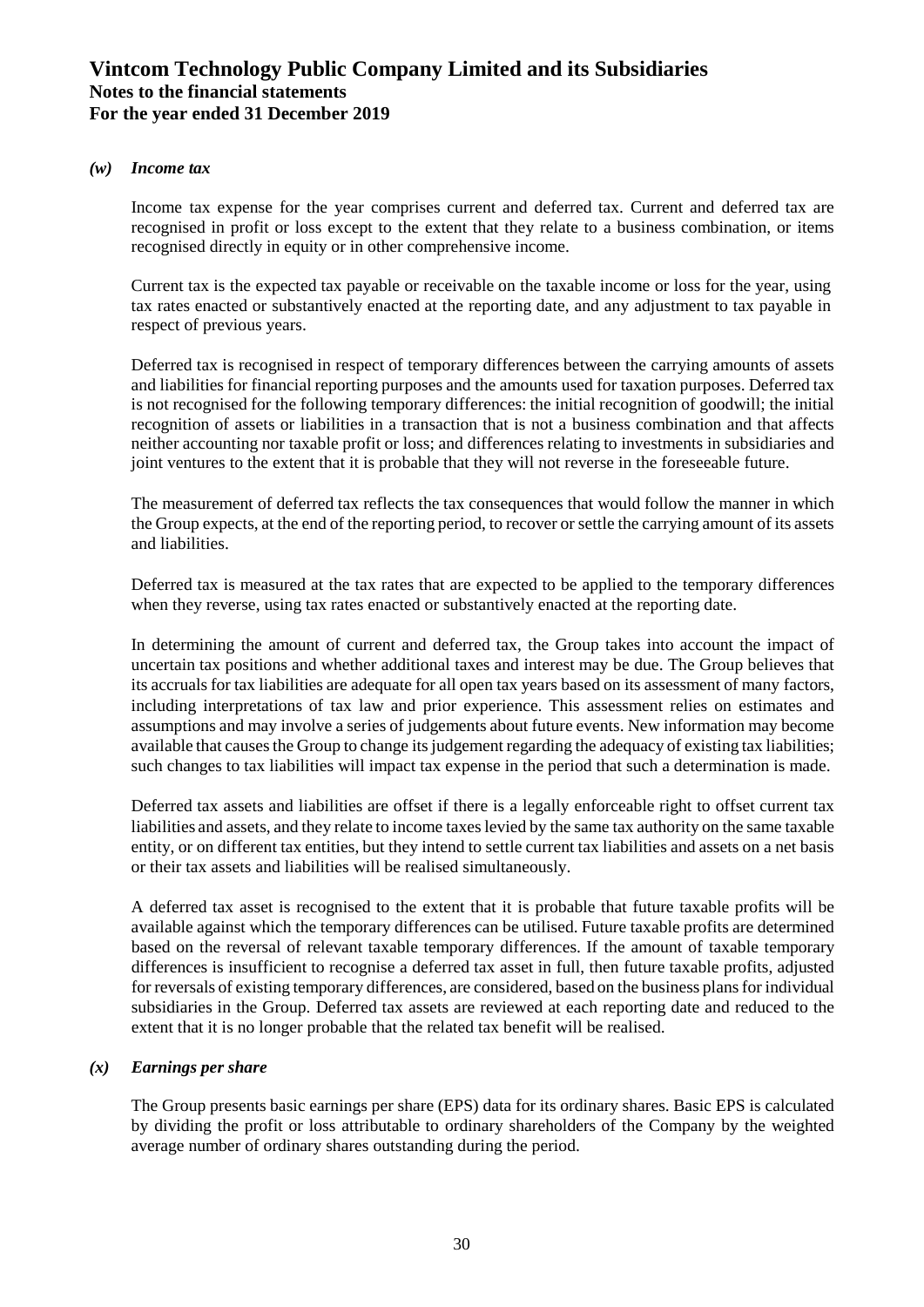### *(w) Income tax*

Income tax expense for the year comprises current and deferred tax. Current and deferred tax are recognised in profit or loss except to the extent that they relate to a business combination, or items recognised directly in equity or in other comprehensive income.

Current tax is the expected tax payable or receivable on the taxable income or loss for the year, using tax rates enacted or substantively enacted at the reporting date, and any adjustment to tax payable in respect of previous years.

Deferred tax is recognised in respect of temporary differences between the carrying amounts of assets and liabilities for financial reporting purposes and the amounts used for taxation purposes. Deferred tax is not recognised for the following temporary differences: the initial recognition of goodwill; the initial recognition of assets or liabilities in a transaction that is not a business combination and that affects neither accounting nor taxable profit or loss; and differences relating to investments in subsidiaries and joint ventures to the extent that it is probable that they will not reverse in the foreseeable future.

The measurement of deferred tax reflects the tax consequences that would follow the manner in which the Group expects, at the end of the reporting period, to recover or settle the carrying amount of its assets and liabilities.

Deferred tax is measured at the tax rates that are expected to be applied to the temporary differences when they reverse, using tax rates enacted or substantively enacted at the reporting date.

In determining the amount of current and deferred tax, the Group takes into account the impact of uncertain tax positions and whether additional taxes and interest may be due. The Group believes that its accruals for tax liabilities are adequate for all open tax years based on its assessment of many factors, including interpretations of tax law and prior experience. This assessment relies on estimates and assumptions and may involve a series of judgements about future events. New information may become available that causes the Group to change its judgement regarding the adequacy of existing tax liabilities; such changes to tax liabilities will impact tax expense in the period that such a determination is made.

Deferred tax assets and liabilities are offset if there is a legally enforceable right to offset current tax liabilities and assets, and they relate to income taxes levied by the same tax authority on the same taxable entity, or on different tax entities, but they intend to settle current tax liabilities and assets on a net basis or their tax assets and liabilities will be realised simultaneously.

A deferred tax asset is recognised to the extent that it is probable that future taxable profits will be available against which the temporary differences can be utilised. Future taxable profits are determined based on the reversal of relevant taxable temporary differences. If the amount of taxable temporary differences is insufficient to recognise a deferred tax asset in full, then future taxable profits, adjusted for reversals of existing temporary differences, are considered, based on the business plans for individual subsidiaries in the Group. Deferred tax assets are reviewed at each reporting date and reduced to the extent that it is no longer probable that the related tax benefit will be realised.

### *(x) Earnings per share*

The Group presents basic earnings per share (EPS) data for its ordinary shares. Basic EPS is calculated by dividing the profit or loss attributable to ordinary shareholders of the Company by the weighted average number of ordinary shares outstanding during the period.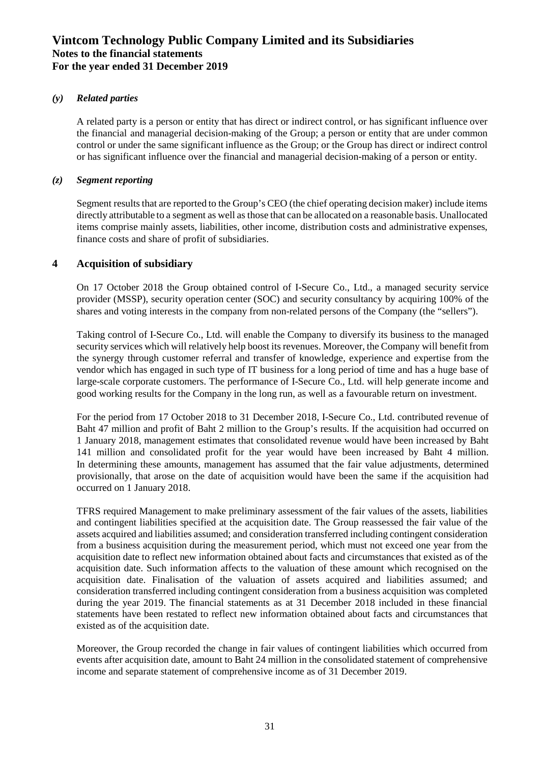### *(y) Related parties*

A related party is a person or entity that has direct or indirect control, or has significant influence over the financial and managerial decision-making of the Group; a person or entity that are under common control or under the same significant influence as the Group; or the Group has direct or indirect control or has significant influence over the financial and managerial decision-making of a person or entity.

### *(z) Segment reporting*

Segment results that are reported to the Group's CEO (the chief operating decision maker) include items directly attributable to a segment as well as those that can be allocated on a reasonable basis. Unallocated items comprise mainly assets, liabilities, other income, distribution costs and administrative expenses, finance costs and share of profit of subsidiaries.

## 4 Acquisition of subsidiary

On 17 October 2018 the Group obtained control of I-Secure Co., Ltd., a managed security service provider (MSSP), security operation center (SOC) and security consultancy by acquiring 100% of the shares and voting interests in the company from non-related persons of the Company (the "sellers").

Taking control of I-Secure Co., Ltd. will enable the Company to diversify its business to the managed security services which will relatively help boost its revenues. Moreover, the Company will benefit from the synergy through customer referral and transfer of knowledge, experience and expertise from the vendor which has engaged in such type of IT business for a long period of time and has a huge base of large-scale corporate customers. The performance of I-Secure Co., Ltd. will help generate income and good working results for the Company in the long run, as well as a favourable return on investment.

For the period from 17 October 2018 to 31 December 2018, I-Secure Co., Ltd. contributed revenue of Baht 47 million and profit of Baht 2 million to the Group's results. If the acquisition had occurred on 1 January 2018, management estimates that consolidated revenue would have been increased by Baht 141 million and consolidated profit for the year would have been increased by Baht 4 million. In determining these amounts, management has assumed that the fair value adjustments, determined provisionally, that arose on the date of acquisition would have been the same if the acquisition had occurred on 1 January 2018.

TFRS required Management to make preliminary assessment of the fair values of the assets, liabilities and contingent liabilities specified at the acquisition date. The Group reassessed the fair value of the assets acquired and liabilities assumed; and consideration transferred including contingent consideration from a business acquisition during the measurement period, which must not exceed one year from the acquisition date to reflect new information obtained about facts and circumstances that existed as of the acquisition date. Such information affects to the valuation of these amount which recognised on the acquisition date. Finalisation of the valuation of assets acquired and liabilities assumed; and consideration transferred including contingent consideration from a business acquisition was completed during the year 2019. The financial statements as at 31 December 2018 included in these financial statements have been restated to reflect new information obtained about facts and circumstances that existed as of the acquisition date.

Moreover, the Group recorded the change in fair values of contingent liabilities which occurred from events after acquisition date, amount to Baht 24 million in the consolidated statement of comprehensive income and separate statement of comprehensive income as of 31 December 2019.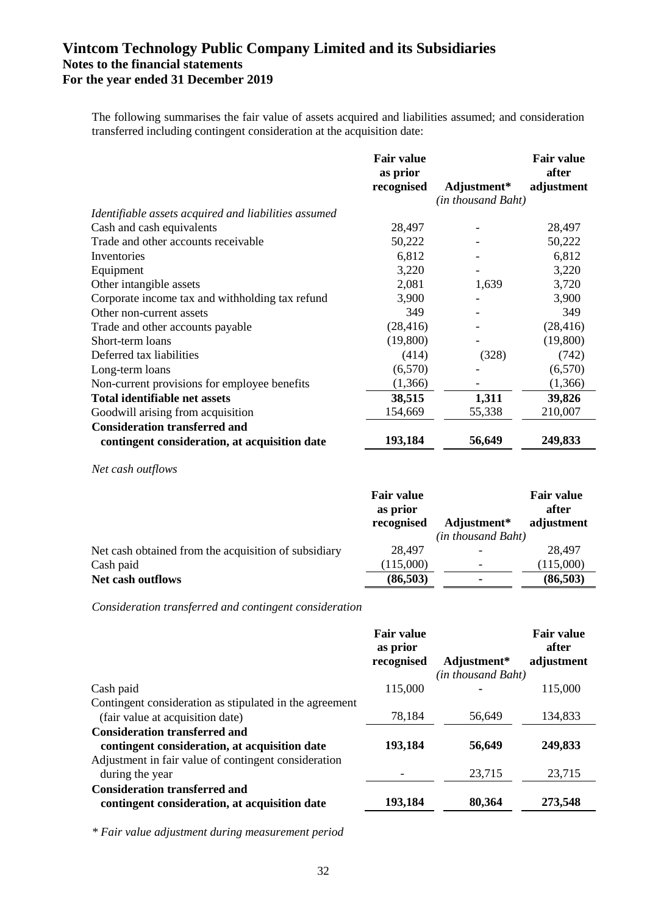The following summarises the fair value of assets acquired and liabilities assumed; and consideration transferred including contingent consideration at the acquisition date:

| | Fair value as prior recognised | Adjustment* | Fair value after adjustment |
|---|---|---|---|
| | | *(in thousand Baht)* | |
| *Identifiable assets acquired and liabilities assumed* | | | |
| Cash and cash equivalents | 28,497 | - | 28,497 |
| Trade and other accounts receivable | 50,222 | - | 50,222 |
| Inventories | 6,812 | - | 6,812 |
| Equipment | 3,220 | - | 3,220 |
| Other intangible assets | 2,081 | 1,639 | 3,720 |
| Corporate income tax and withholding tax refund | 3,900 | - | 3,900 |
| Other non-current assets | 349 | - | 349 |
| Trade and other accounts payable | (28,416) | - | (28,416) |
| Short-term loans | (19,800) | - | (19,800) |
| Deferred tax liabilities | (414) | (328) | (742) |
| Long-term loans | (6,570) | - | (6,570) |
| Non-current provisions for employee benefits | (1,366) | - | (1,366) |
| **Total identifiable net assets** | **38,515** | **1,311** | **39,826** |
| Goodwill arising from acquisition | 154,669 | 55,338 | 210,007 |
| **Consideration transferred and contingent consideration, at acquisition date** | **193,184** | **56,649** | **249,833** |

*Net cash outflows*

| | Fair value as prior recognised | Adjustment* | Fair value after adjustment |
|---|---|---|---|
| | | *(in thousand Baht)* | |
| Net cash obtained from the acquisition of subsidiary | 28,497 | - | 28,497 |
| Cash paid | (115,000) | - | (115,000) |
| **Net cash outflows** | **(86,503)** | **-** | **(86,503)** |

*Consideration transferred and contingent consideration*

| | Fair value as prior recognised | Adjustment* | Fair value after adjustment |
|---|---|---|---|
| | | *(in thousand Baht)* | |
| Cash paid | 115,000 | - | 115,000 |
| Contingent consideration as stipulated in the agreement (fair value at acquisition date) | 78,184 | 56,649 | 134,833 |
| **Consideration transferred and contingent consideration, at acquisition date** | **193,184** | **56,649** | **249,833** |
| Adjustment in fair value of contingent consideration during the year | - | 23,715 | 23,715 |
| **Consideration transferred and contingent consideration, at acquisition date** | **193,184** | **80,364** | **273,548** |

*\* Fair value adjustment during measurement period*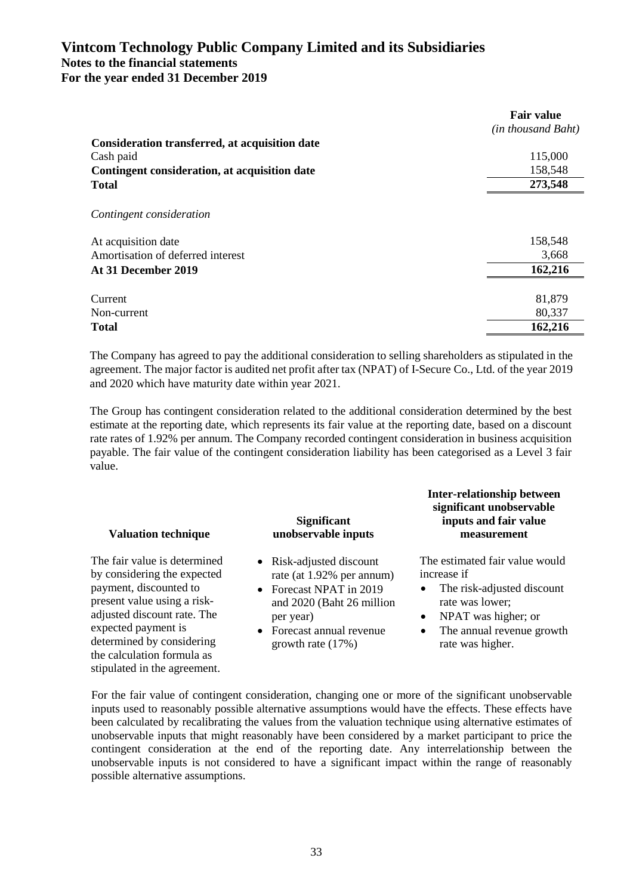| | Fair value |
|---|---|
| | *(in thousand Baht)* |
| **Consideration transferred, at acquisition date** | |
| Cash paid | 115,000 |
| **Contingent consideration, at acquisition date** | 158,548 |
| **Total** | **273,548** |

| *Contingent consideration* | |
|---|---|
| At acquisition date | 158,548 |
| Amortisation of deferred interest | 3,668 |
| **At 31 December 2019** | **162,216** |
| | |
| Current | 81,879 |
| Non-current | 80,337 |
| **Total** | **162,216** |

The Company has agreed to pay the additional consideration to selling shareholders as stipulated in the agreement. The major factor is audited net profit after tax (NPAT) of I-Secure Co., Ltd. of the year 2019 and 2020 which have maturity date within year 2021.

The Group has contingent consideration related to the additional consideration determined by the best estimate at the reporting date, which represents its fair value at the reporting date, based on a discount rate rates of 1.92% per annum. The Company recorded contingent consideration in business acquisition payable. The fair value of the contingent consideration liability has been categorised as a Level 3 fair value.

| Valuation technique | Significant unobservable inputs | Inter-relationship between significant unobservable inputs and fair value measurement |
|---|---|---|
| The fair value is determined by considering the expected payment, discounted to present value using a risk-adjusted discount rate. The expected payment is determined by considering the calculation formula as stipulated in the agreement. | • Risk-adjusted discount rate (at 1.92% per annum)<br>• Forecast NPAT in 2019 and 2020 (Baht 26 million per year)<br>• Forecast annual revenue growth rate (17%) | The estimated fair value would increase if<br>• The risk-adjusted discount rate was lower;<br>• NPAT was higher; or<br>• The annual revenue growth rate was higher. |

For the fair value of contingent consideration, changing one or more of the significant unobservable inputs used to reasonably possible alternative assumptions would have the effects. These effects have been calculated by recalibrating the values from the valuation technique using alternative estimates of unobservable inputs that might reasonably have been considered by a market participant to price the contingent consideration at the end of the reporting date. Any interrelationship between the unobservable inputs is not considered to have a significant impact within the range of reasonably possible alternative assumptions.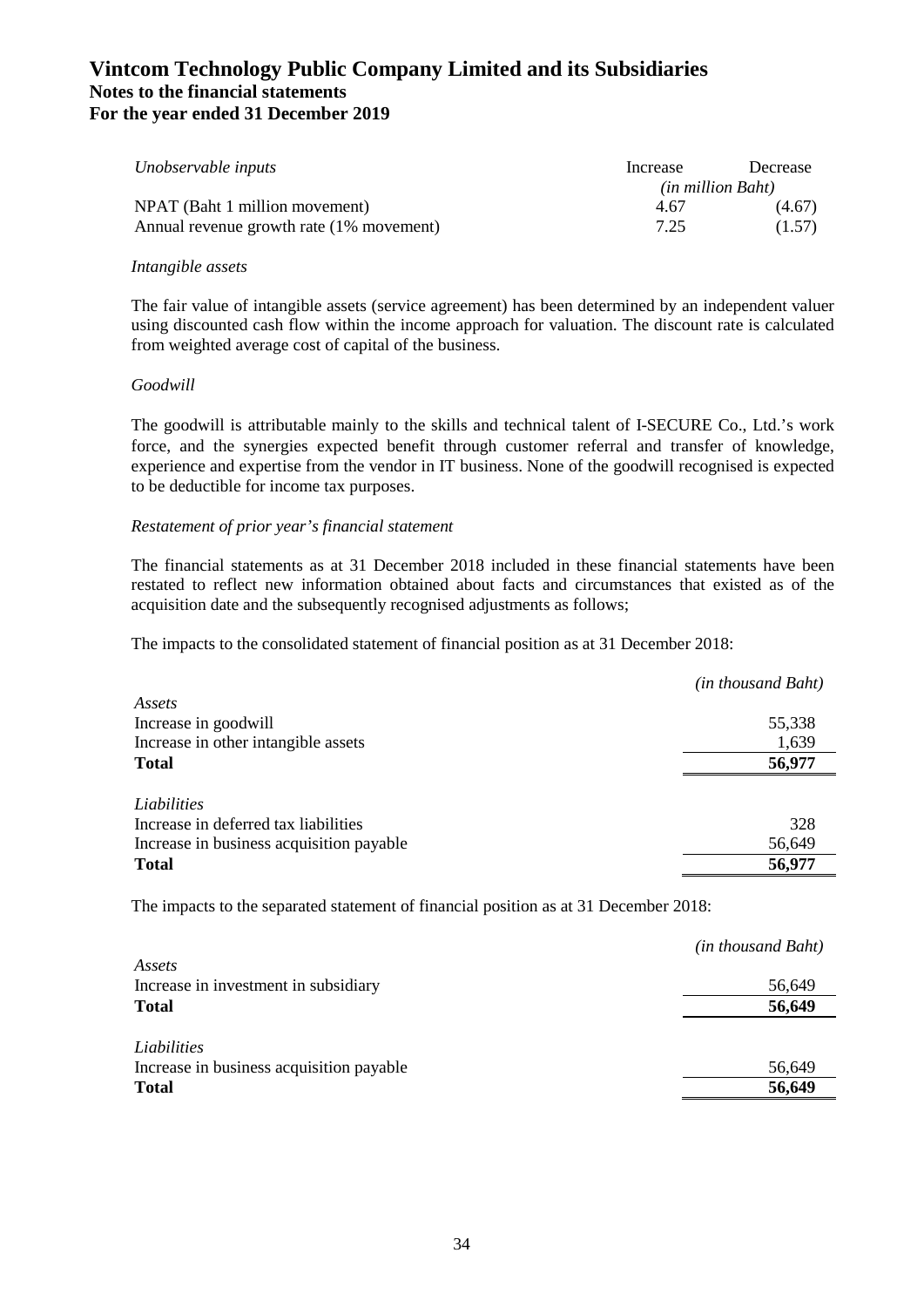| *Unobservable inputs* | Increase | Decrease |
|---|---|---|
| | *(in million Baht)* | |
| NPAT (Baht 1 million movement) | 4.67 | (4.67) |
| Annual revenue growth rate (1% movement) | 7.25 | (1.57) |

*Intangible assets*

The fair value of intangible assets (service agreement) has been determined by an independent valuer using discounted cash flow within the income approach for valuation. The discount rate is calculated from weighted average cost of capital of the business.

*Goodwill*

The goodwill is attributable mainly to the skills and technical talent of I-SECURE Co., Ltd.'s work force, and the synergies expected benefit through customer referral and transfer of knowledge, experience and expertise from the vendor in IT business. None of the goodwill recognised is expected to be deductible for income tax purposes.

*Restatement of prior year's financial statement*

The financial statements as at 31 December 2018 included in these financial statements have been restated to reflect new information obtained about facts and circumstances that existed as of the acquisition date and the subsequently recognised adjustments as follows;

The impacts to the consolidated statement of financial position as at 31 December 2018:

| | *(in thousand Baht)* |
|---|---|
| *Assets* | |
| Increase in goodwill | 55,338 |
| Increase in other intangible assets | 1,639 |
| **Total** | **56,977** |
| *Liabilities* | |
| Increase in deferred tax liabilities | 328 |
| Increase in business acquisition payable | 56,649 |
| **Total** | **56,977** |

The impacts to the separated statement of financial position as at 31 December 2018:

| | *(in thousand Baht)* |
|---|---|
| *Assets* | |
| Increase in investment in subsidiary | 56,649 |
| **Total** | **56,649** |
| *Liabilities* | |
| Increase in business acquisition payable | 56,649 |
| **Total** | **56,649** |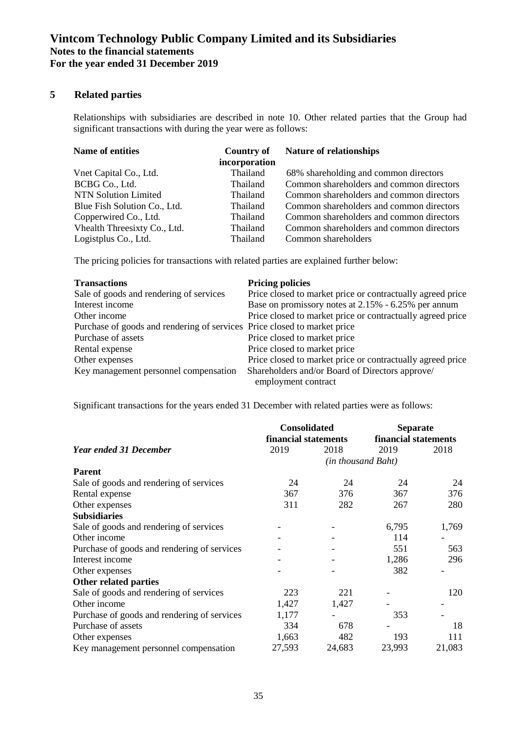# Vintcom Technology Public Company Limited and its Subsidiaries
## Notes to the financial statements
## For the year ended 31 December 2019

## 5 Related parties

Relationships with subsidiaries are described in note 10. Other related parties that the Group had significant transactions with during the year were as follows:

| Name of entities | Country of incorporation | Nature of relationships |
|---|---|---|
| Vnet Capital Co., Ltd. | Thailand | 68% shareholding and common directors |
| BCBG Co., Ltd. | Thailand | Common shareholders and common directors |
| NTN Solution Limited | Thailand | Common shareholders and common directors |
| Blue Fish Solution Co., Ltd. | Thailand | Common shareholders and common directors |
| Copperwired Co., Ltd. | Thailand | Common shareholders and common directors |
| Vhealth Threesixty Co., Ltd. | Thailand | Common shareholders and common directors |
| Logistplus Co., Ltd. | Thailand | Common shareholders |

The pricing policies for transactions with related parties are explained further below:

| Transactions | Pricing policies |
|---|---|
| Sale of goods and rendering of services | Price closed to market price or contractually agreed price |
| Interest income | Base on promissory notes at 2.15% - 6.25% per annum |
| Other income | Price closed to market price or contractually agreed price |
| Purchase of goods and rendering of services | Price closed to market price |
| Purchase of assets | Price closed to market price |
| Rental expense | Price closed to market price |
| Other expenses | Price closed to market price or contractually agreed price |
| Key management personnel compensation | Shareholders and/or Board of Directors approve/ employment contract |

Significant transactions for the years ended 31 December with related parties were as follows:

| | Consolidated financial statements | | Separate financial statements | |
|---|---|---|---|---|
| ***Year ended 31 December*** | 2019 | 2018 | 2019 | 2018 |
| | *(in thousand Baht)* | | | |
| **Parent** | | | | |
| Sale of goods and rendering of services | 24 | 24 | 24 | 24 |
| Rental expense | 367 | 376 | 367 | 376 |
| Other expenses | 311 | 282 | 267 | 280 |
| **Subsidiaries** | | | | |
| Sale of goods and rendering of services | - | - | 6,795 | 1,769 |
| Other income | - | - | 114 | - |
| Purchase of goods and rendering of services | - | - | 551 | 563 |
| Interest income | - | - | 1,286 | 296 |
| Other expenses | - | - | 382 | - |
| **Other related parties** | | | | |
| Sale of goods and rendering of services | 223 | 221 | - | 120 |
| Other income | 1,427 | 1,427 | - | - |
| Purchase of goods and rendering of services | 1,177 | - | 353 | - |
| Purchase of assets | 334 | 678 | - | 18 |
| Other expenses | 1,663 | 482 | 193 | 111 |
| Key management personnel compensation | 27,593 | 24,683 | 23,993 | 21,083 |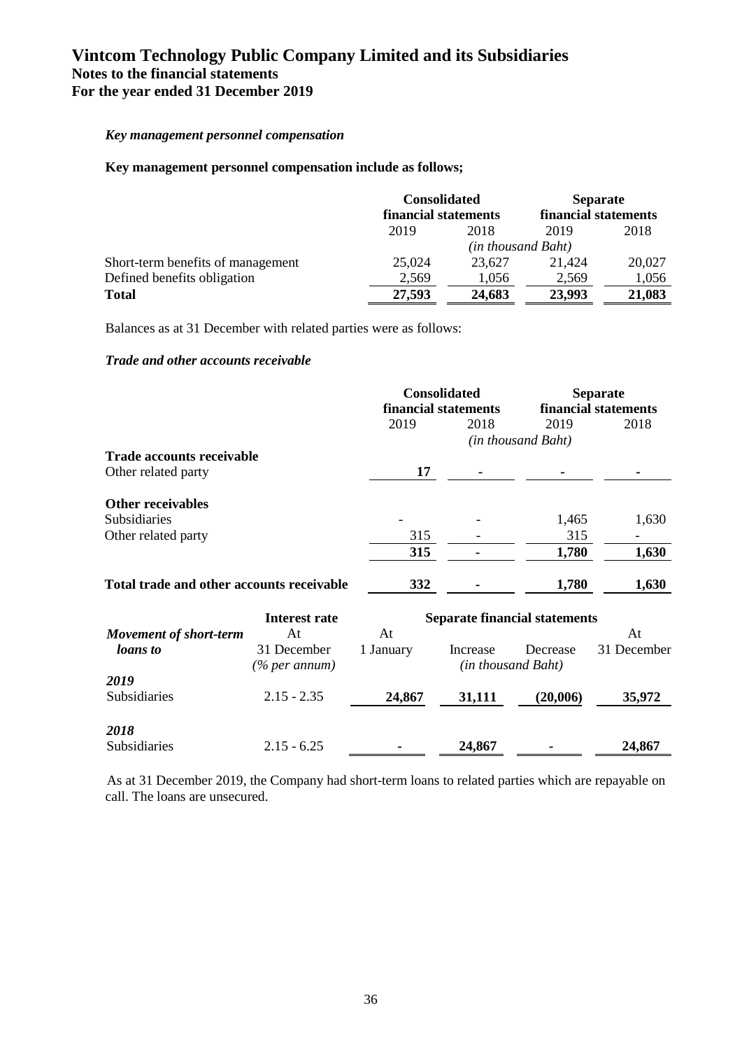*Key management personnel compensation*

**Key management personnel compensation include as follows;**

| | Consolidated financial statements | | Separate financial statements | |
|---|---|---|---|---|
| | 2019 | 2018 | 2019 | 2018 |
| | *(in thousand Baht)* | | | |
| Short-term benefits of management | 25,024 | 23,627 | 21,424 | 20,027 |
| Defined benefits obligation | 2,569 | 1,056 | 2,569 | 1,056 |
| **Total** | **27,593** | **24,683** | **23,993** | **21,083** |

Balances as at 31 December with related parties were as follows:

***Trade and other accounts receivable***

| | Consolidated financial statements | | Separate financial statements | |
|---|---|---|---|---|
| | 2019 | 2018 | 2019 | 2018 |
| | *(in thousand Baht)* | | | |
| **Trade accounts receivable** | | | | |
| Other related party | **17** | **-** | **-** | **-** |
| **Other receivables** | | | | |
| Subsidiaries | - | - | 1,465 | 1,630 |
| Other related party | 315 | - | 315 | - |
| | **315** | **-** | **1,780** | **1,630** |
| **Total trade and other accounts receivable** | **332** | **-** | **1,780** | **1,630** |

| ***Movement of short-term loans to*** | Interest rate At 31 December *(% per annum)* | At 1 January | Increase | Decrease | At 31 December |
|---|---|---|---|---|---|
| | | Separate financial statements *(in thousand Baht)* | | | |
| ***2019*** | | | | | |
| Subsidiaries | 2.15 - 2.35 | **24,867** | **31,111** | **(20,006)** | **35,972** |
| ***2018*** | | | | | |
| Subsidiaries | 2.15 - 6.25 | **-** | **24,867** | **-** | **24,867** |

As at 31 December 2019, the Company had short-term loans to related parties which are repayable on call. The loans are unsecured.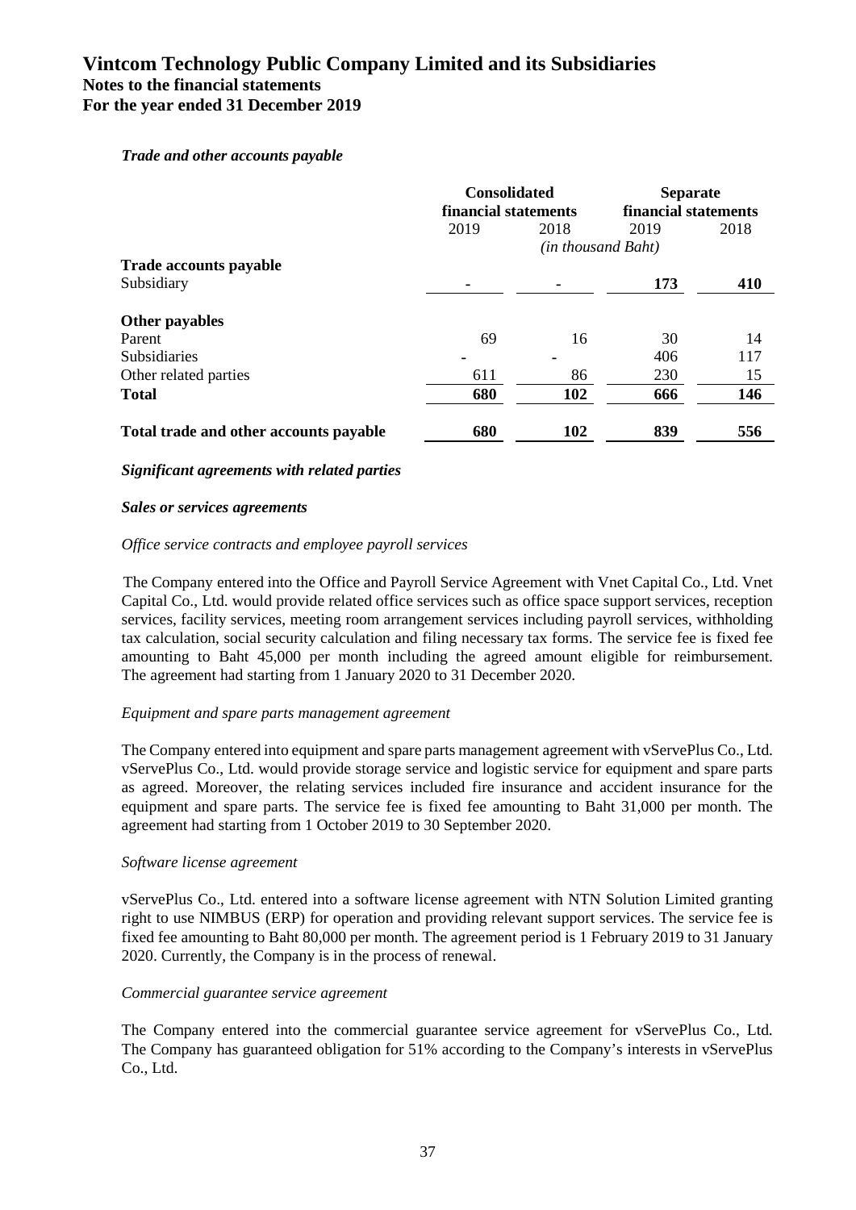*Trade and other accounts payable*

| | Consolidated financial statements | | Separate financial statements | |
|---|---|---|---|---|
| | 2019 | 2018 | 2019 | 2018 |
| | *(in thousand Baht)* | | | |
| **Trade accounts payable** | | | | |
| Subsidiary | **-** | **-** | **173** | **410** |
| **Other payables** | | | | |
| Parent | 69 | 16 | 30 | 14 |
| Subsidiaries | - | - | 406 | 117 |
| Other related parties | 611 | 86 | 230 | 15 |
| **Total** | **680** | **102** | **666** | **146** |
| **Total trade and other accounts payable** | **680** | **102** | **839** | **556** |

***Significant agreements with related parties***

***Sales or services agreements***

*Office service contracts and employee payroll services*

The Company entered into the Office and Payroll Service Agreement with Vnet Capital Co., Ltd. Vnet Capital Co., Ltd. would provide related office services such as office space support services, reception services, facility services, meeting room arrangement services including payroll services, withholding tax calculation, social security calculation and filing necessary tax forms. The service fee is fixed fee amounting to Baht 45,000 per month including the agreed amount eligible for reimbursement. The agreement had starting from 1 January 2020 to 31 December 2020.

*Equipment and spare parts management agreement*

The Company entered into equipment and spare parts management agreement with vServePlus Co., Ltd. vServePlus Co., Ltd. would provide storage service and logistic service for equipment and spare parts as agreed. Moreover, the relating services included fire insurance and accident insurance for the equipment and spare parts. The service fee is fixed fee amounting to Baht 31,000 per month. The agreement had starting from 1 October 2019 to 30 September 2020.

*Software license agreement*

vServePlus Co., Ltd. entered into a software license agreement with NTN Solution Limited granting right to use NIMBUS (ERP) for operation and providing relevant support services. The service fee is fixed fee amounting to Baht 80,000 per month. The agreement period is 1 February 2019 to 31 January 2020. Currently, the Company is in the process of renewal.

*Commercial guarantee service agreement*

The Company entered into the commercial guarantee service agreement for vServePlus Co., Ltd. The Company has guaranteed obligation for 51% according to the Company's interests in vServePlus Co., Ltd.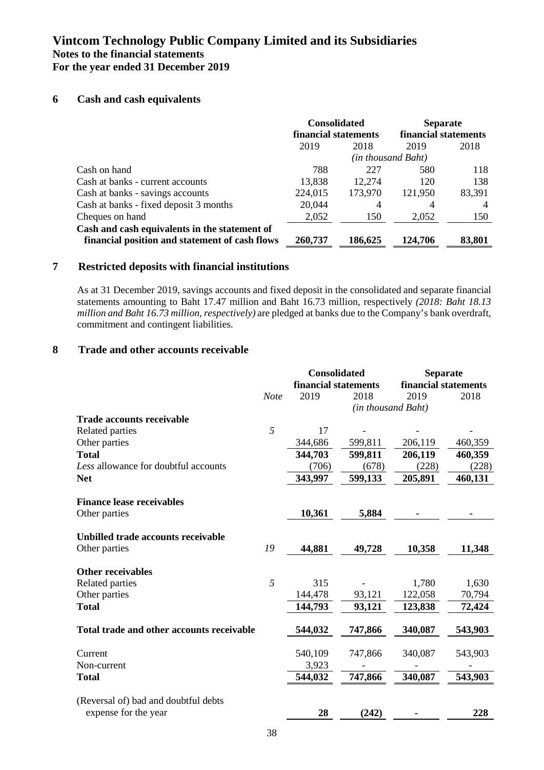# Vintcom Technology Public Company Limited and its Subsidiaries

## Notes to the financial statements

## For the year ended 31 December 2019

### 6 Cash and cash equivalents

| | Consolidated financial statements | | Separate financial statements | |
|---|---|---|---|---|
| | 2019 | 2018 | 2019 | 2018 |
| | *(in thousand Baht)* | | | |
| Cash on hand | 788 | 227 | 580 | 118 |
| Cash at banks - current accounts | 13,838 | 12,274 | 120 | 138 |
| Cash at banks - savings accounts | 224,015 | 173,970 | 121,950 | 83,391 |
| Cash at banks - fixed deposit 3 months | 20,044 | 4 | 4 | 4 |
| Cheques on hand | 2,052 | 150 | 2,052 | 150 |
| **Cash and cash equivalents in the statement of financial position and statement of cash flows** | **260,737** | **186,625** | **124,706** | **83,801** |

### 7 Restricted deposits with financial institutions

As at 31 December 2019, savings accounts and fixed deposit in the consolidated and separate financial statements amounting to Baht 17.47 million and Baht 16.73 million, respectively *(2018: Baht 18.13 million and Baht 16.73 million, respectively)* are pledged at banks due to the Company's bank overdraft, commitment and contingent liabilities.

### 8 Trade and other accounts receivable

| | *Note* | Consolidated financial statements | | Separate financial statements | |
|---|---|---|---|---|---|
| | | 2019 | 2018 | 2019 | 2018 |
| | | *(in thousand Baht)* | | | |
| **Trade accounts receivable** | | | | | |
| Related parties | *5* | 17 | - | - | - |
| Other parties | | 344,686 | 599,811 | 206,119 | 460,359 |
| **Total** | | **344,703** | **599,811** | **206,119** | **460,359** |
| *Less* allowance for doubtful accounts | | (706) | (678) | (228) | (228) |
| **Net** | | **343,997** | **599,133** | **205,891** | **460,131** |
| | | | | | |
| **Finance lease receivables** | | | | | |
| Other parties | | **10,361** | **5,884** | **-** | **-** |
| | | | | | |
| **Unbilled trade accounts receivable** | | | | | |
| Other parties | *19* | **44,881** | **49,728** | **10,358** | **11,348** |
| | | | | | |
| **Other receivables** | | | | | |
| Related parties | *5* | 315 | - | 1,780 | 1,630 |
| Other parties | | 144,478 | 93,121 | 122,058 | 70,794 |
| **Total** | | **144,793** | **93,121** | **123,838** | **72,424** |
| | | | | | |
| **Total trade and other accounts receivable** | | **544,032** | **747,866** | **340,087** | **543,903** |
| | | | | | |
| Current | | 540,109 | 747,866 | 340,087 | 543,903 |
| Non-current | | 3,923 | - | - | - |
| **Total** | | **544,032** | **747,866** | **340,087** | **543,903** |
| | | | | | |
| (Reversal of) bad and doubtful debts expense for the year | | **28** | **(242)** | **-** | **228** |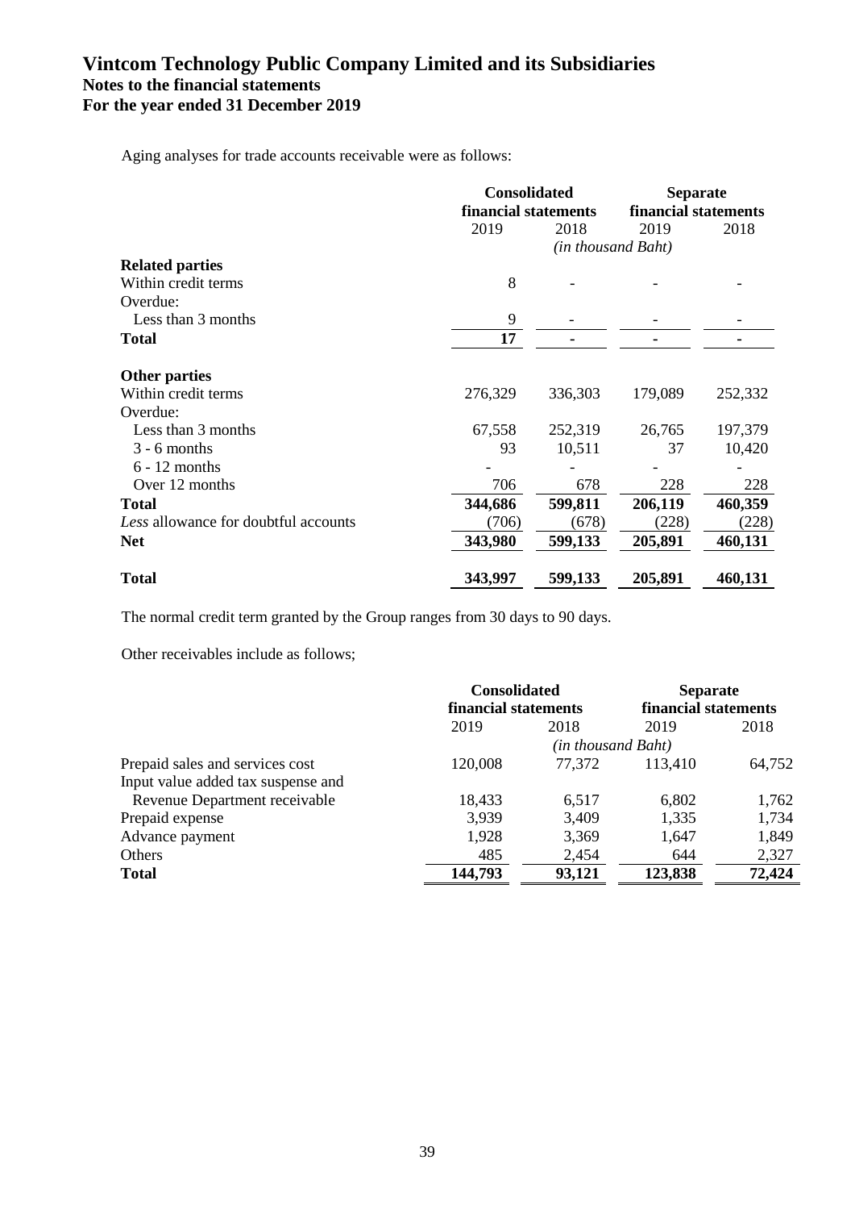Aging analyses for trade accounts receivable were as follows:

| | Consolidated financial statements | | Separate financial statements | |
|---|---|---|---|---|
| | 2019 | 2018 | 2019 | 2018 |
| | *(in thousand Baht)* | | | |
| **Related parties** | | | | |
| Within credit terms | 8 | - | - | - |
| Overdue: | | | | |
| Less than 3 months | 9 | - | - | - |
| **Total** | **17** | **-** | **-** | **-** |
| **Other parties** | | | | |
| Within credit terms | 276,329 | 336,303 | 179,089 | 252,332 |
| Overdue: | | | | |
| Less than 3 months | 67,558 | 252,319 | 26,765 | 197,379 |
| 3 - 6 months | 93 | 10,511 | 37 | 10,420 |
| 6 - 12 months | - | - | - | - |
| Over 12 months | 706 | 678 | 228 | 228 |
| **Total** | **344,686** | **599,811** | **206,119** | **460,359** |
| *Less* allowance for doubtful accounts | (706) | (678) | (228) | (228) |
| **Net** | **343,980** | **599,133** | **205,891** | **460,131** |
| **Total** | **343,997** | **599,133** | **205,891** | **460,131** |

The normal credit term granted by the Group ranges from 30 days to 90 days.

Other receivables include as follows;

| | Consolidated financial statements | | Separate financial statements | |
|---|---|---|---|---|
| | 2019 | 2018 | 2019 | 2018 |
| | *(in thousand Baht)* | | | |
| Prepaid sales and services cost | 120,008 | 77,372 | 113,410 | 64,752 |
| Input value added tax suspense and Revenue Department receivable | 18,433 | 6,517 | 6,802 | 1,762 |
| Prepaid expense | 3,939 | 3,409 | 1,335 | 1,734 |
| Advance payment | 1,928 | 3,369 | 1,647 | 1,849 |
| Others | 485 | 2,454 | 644 | 2,327 |
| **Total** | **144,793** | **93,121** | **123,838** | **72,424** |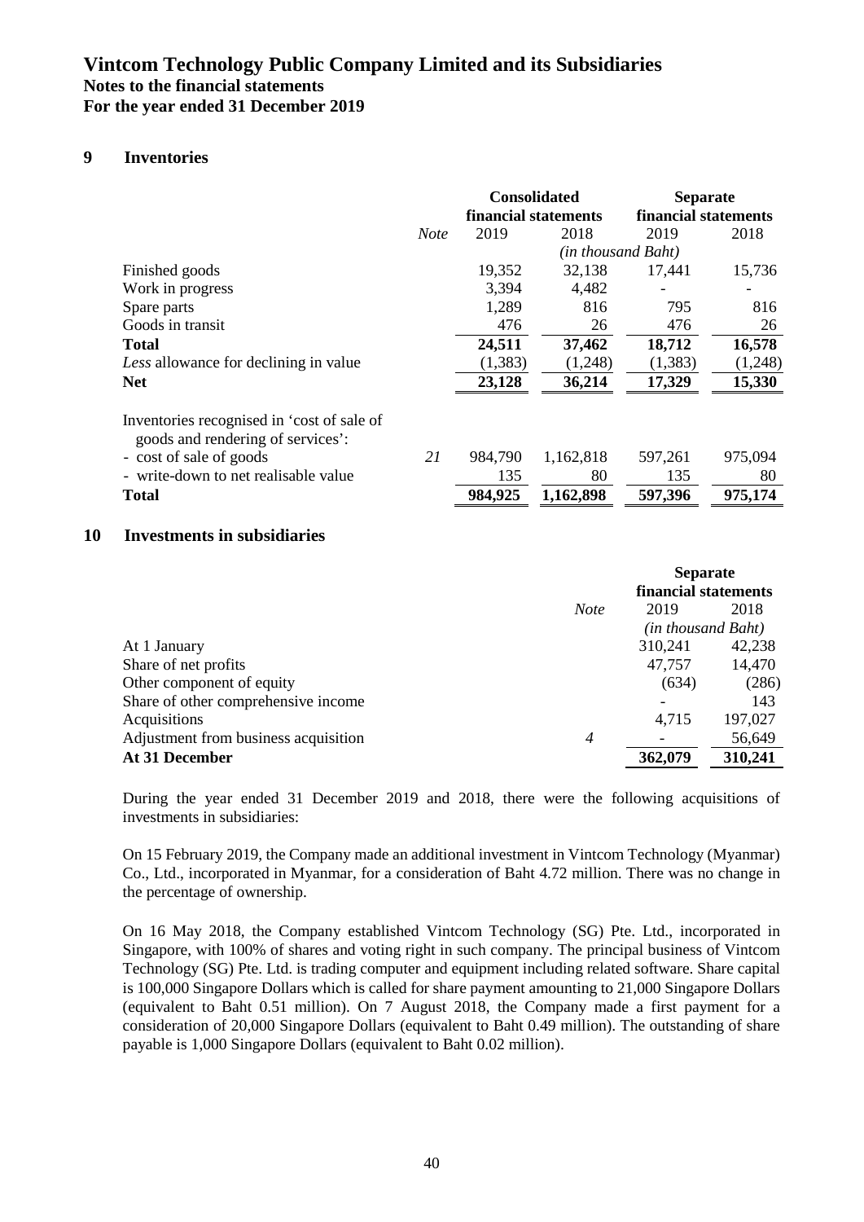## 9 Inventories

| | Note | Consolidated financial statements | | Separate financial statements | |
|---|---|---|---|---|---|
| | | 2019 | 2018 | 2019 | 2018 |
| | | *(in thousand Baht)* | | | |
| Finished goods | | 19,352 | 32,138 | 17,441 | 15,736 |
| Work in progress | | 3,394 | 4,482 | - | - |
| Spare parts | | 1,289 | 816 | 795 | 816 |
| Goods in transit | | 476 | 26 | 476 | 26 |
| **Total** | | **24,511** | **37,462** | **18,712** | **16,578** |
| *Less* allowance for declining in value | | (1,383) | (1,248) | (1,383) | (1,248) |
| **Net** | | **23,128** | **36,214** | **17,329** | **15,330** |
| Inventories recognised in 'cost of sale of goods and rendering of services': | | | | | |
| - cost of sale of goods | *21* | 984,790 | 1,162,818 | 597,261 | 975,094 |
| - write-down to net realisable value | | 135 | 80 | 135 | 80 |
| **Total** | | **984,925** | **1,162,898** | **597,396** | **975,174** |

## 10 Investments in subsidiaries

| | Note | Separate financial statements | |
|---|---|---|---|
| | | 2019 | 2018 |
| | | *(in thousand Baht)* | |
| At 1 January | | 310,241 | 42,238 |
| Share of net profits | | 47,757 | 14,470 |
| Other component of equity | | (634) | (286) |
| Share of other comprehensive income | | - | 143 |
| Acquisitions | | 4,715 | 197,027 |
| Adjustment from business acquisition | *4* | - | 56,649 |
| **At 31 December** | | **362,079** | **310,241** |

During the year ended 31 December 2019 and 2018, there were the following acquisitions of investments in subsidiaries:

On 15 February 2019, the Company made an additional investment in Vintcom Technology (Myanmar) Co., Ltd., incorporated in Myanmar, for a consideration of Baht 4.72 million. There was no change in the percentage of ownership.

On 16 May 2018, the Company established Vintcom Technology (SG) Pte. Ltd., incorporated in Singapore, with 100% of shares and voting right in such company. The principal business of Vintcom Technology (SG) Pte. Ltd. is trading computer and equipment including related software. Share capital is 100,000 Singapore Dollars which is called for share payment amounting to 21,000 Singapore Dollars (equivalent to Baht 0.51 million). On 7 August 2018, the Company made a first payment for a consideration of 20,000 Singapore Dollars (equivalent to Baht 0.49 million). The outstanding of share payable is 1,000 Singapore Dollars (equivalent to Baht 0.02 million).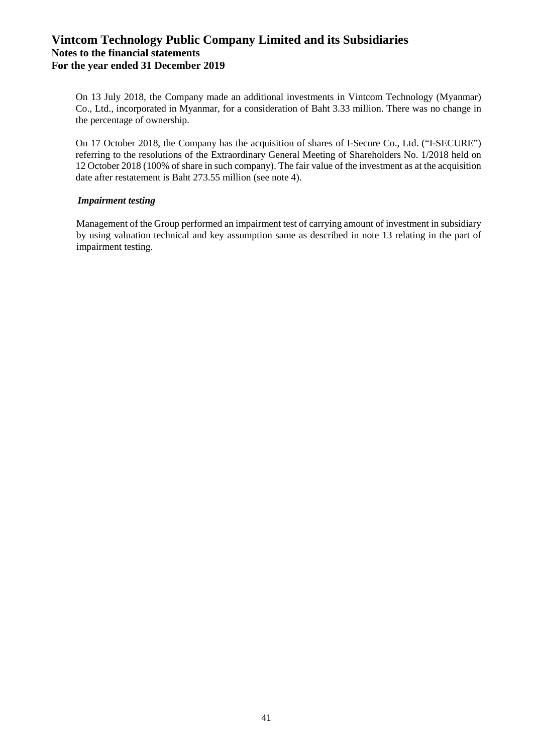On 13 July 2018, the Company made an additional investments in Vintcom Technology (Myanmar) Co., Ltd., incorporated in Myanmar, for a consideration of Baht 3.33 million. There was no change in the percentage of ownership.

On 17 October 2018, the Company has the acquisition of shares of I-Secure Co., Ltd. ("I-SECURE") referring to the resolutions of the Extraordinary General Meeting of Shareholders No. 1/2018 held on 12 October 2018 (100% of share in such company). The fair value of the investment as at the acquisition date after restatement is Baht 273.55 million (see note 4).

***Impairment testing***

Management of the Group performed an impairment test of carrying amount of investment in subsidiary by using valuation technical and key assumption same as described in note 13 relating in the part of impairment testing.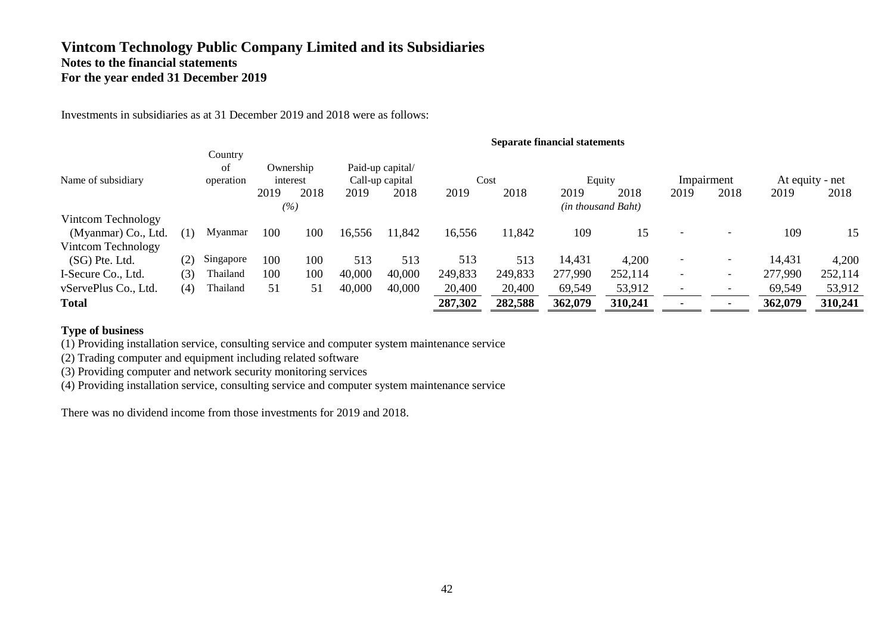# Vintcom Technology Public Company Limited and its Subsidiaries
## Notes to the financial statements
## For the year ended 31 December 2019

Investments in subsidiaries as at 31 December 2019 and 2018 were as follows:

| | | | Separate financial statements | | | | | | | | | | | | | |
|---|---|---|---|---|---|---|---|---|---|---|---|---|---|---|---|---|
| Name of subsidiary | | Country of operation | Ownership interest | | Paid-up capital/ Call-up capital | | Cost | | Equity | | Impairment | | At equity - net | | | |
| | | | 2019 | 2018 | 2019 | 2018 | 2019 | 2018 | 2019 | 2018 | 2019 | 2018 | 2019 | 2018 | | |
| | | | (%) | | | | *(in thousand Baht)* | | | | | | | | | |
| Vintcom Technology (Myanmar) Co., Ltd. | (1) | Myanmar | 100 | 100 | 16,556 | 11,842 | 16,556 | 11,842 | 109 | 15 | - | - | 109 | 15 | | |
| Vintcom Technology (SG) Pte. Ltd. | (2) | Singapore | 100 | 100 | 513 | 513 | 513 | 513 | 14,431 | 4,200 | - | - | 14,431 | 4,200 | | |
| I-Secure Co., Ltd. | (3) | Thailand | 100 | 100 | 40,000 | 40,000 | 249,833 | 249,833 | 277,990 | 252,114 | - | - | 277,990 | 252,114 | | |
| vServePlus Co., Ltd. | (4) | Thailand | 51 | 51 | 40,000 | 40,000 | 20,400 | 20,400 | 69,549 | 53,912 | - | - | 69,549 | 53,912 | | |
| **Total** | | | | | | | **287,302** | **282,588** | **362,079** | **310,241** | **-** | **-** | **362,079** | **310,241** | | |

**Type of business**

(1) Providing installation service, consulting service and computer system maintenance service

(2) Trading computer and equipment including related software

(3) Providing computer and network security monitoring services

(4) Providing installation service, consulting service and computer system maintenance service

There was no dividend income from those investments for 2019 and 2018.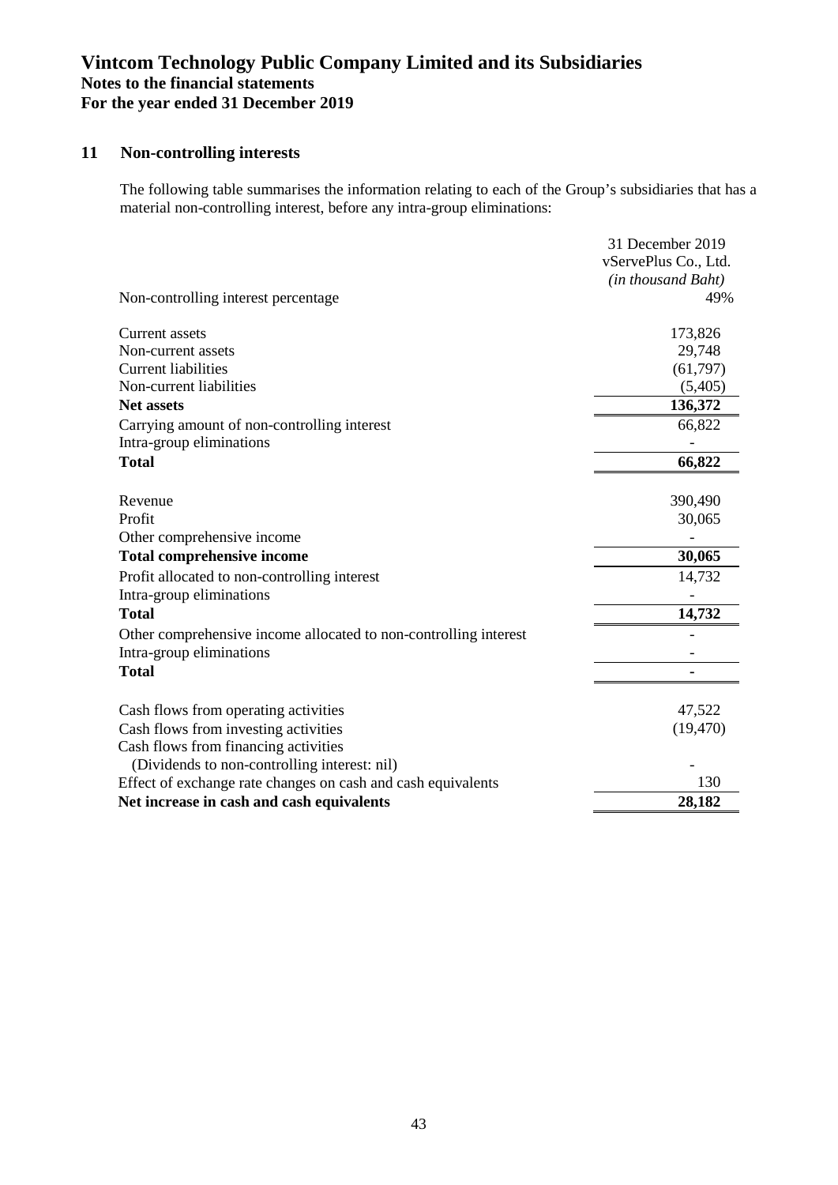**Vintcom Technology Public Company Limited and its Subsidiaries**
**Notes to the financial statements**
**For the year ended 31 December 2019**

## 11 Non-controlling interests

The following table summarises the information relating to each of the Group's subsidiaries that has a material non-controlling interest, before any intra-group eliminations:

| | 31 December 2019<br>vServePlus Co., Ltd.<br>*(in thousand Baht)* |
|---|---|
| Non-controlling interest percentage | 49% |
| Current assets | 173,826 |
| Non-current assets | 29,748 |
| Current liabilities | (61,797) |
| Non-current liabilities | (5,405) |
| **Net assets** | **136,372** |
| Carrying amount of non-controlling interest | 66,822 |
| Intra-group eliminations | - |
| **Total** | **66,822** |
| Revenue | 390,490 |
| Profit | 30,065 |
| Other comprehensive income | - |
| **Total comprehensive income** | **30,065** |
| Profit allocated to non-controlling interest | 14,732 |
| Intra-group eliminations | - |
| **Total** | **14,732** |
| Other comprehensive income allocated to non-controlling interest | - |
| Intra-group eliminations | - |
| **Total** | **-** |
| Cash flows from operating activities | 47,522 |
| Cash flows from investing activities | (19,470) |
| Cash flows from financing activities<br>(Dividends to non-controlling interest: nil) | - |
| Effect of exchange rate changes on cash and cash equivalents | 130 |
| **Net increase in cash and cash equivalents** | **28,182** |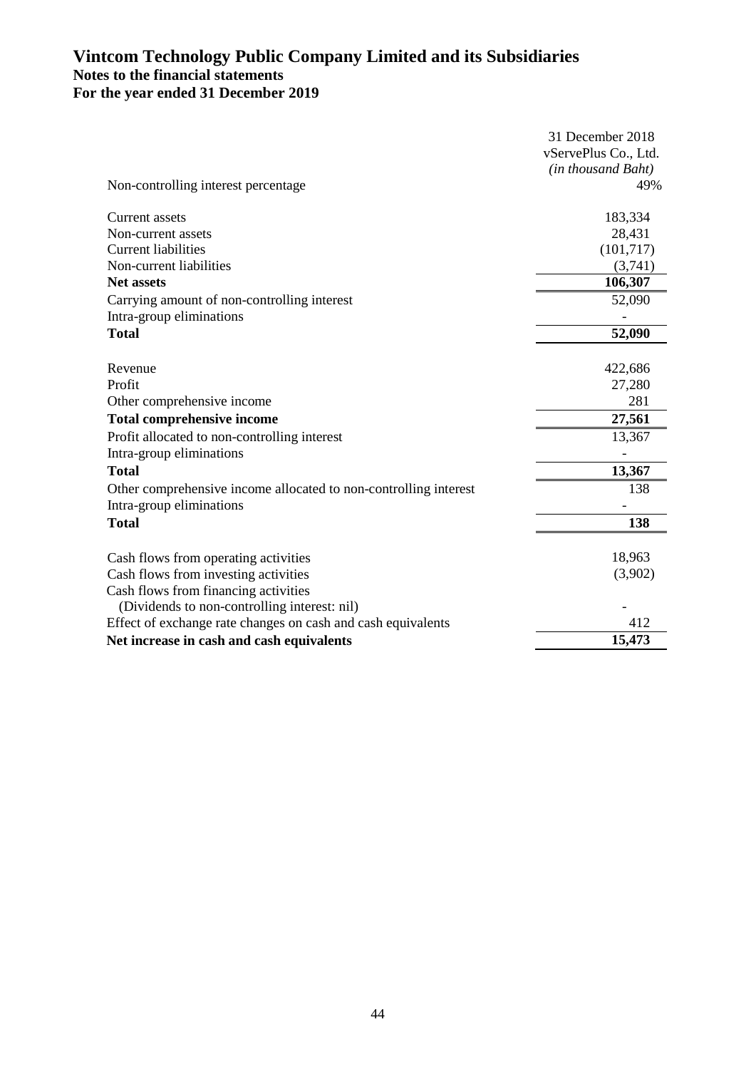# Vintcom Technology Public Company Limited and its Subsidiaries
## Notes to the financial statements
## For the year ended 31 December 2019

| | 31 December 2018 |
|---|---|
| | vServePlus Co., Ltd. |
| | *(in thousand Baht)* |
| Non-controlling interest percentage | 49% |
| | |
| Current assets | 183,334 |
| Non-current assets | 28,431 |
| Current liabilities | (101,717) |
| Non-current liabilities | (3,741) |
| **Net assets** | **106,307** |
| Carrying amount of non-controlling interest | 52,090 |
| Intra-group eliminations | - |
| **Total** | **52,090** |
| | |
| Revenue | 422,686 |
| Profit | 27,280 |
| Other comprehensive income | 281 |
| **Total comprehensive income** | **27,561** |
| Profit allocated to non-controlling interest | 13,367 |
| Intra-group eliminations | - |
| **Total** | **13,367** |
| Other comprehensive income allocated to non-controlling interest | 138 |
| Intra-group eliminations | - |
| **Total** | **138** |
| | |
| Cash flows from operating activities | 18,963 |
| Cash flows from investing activities | (3,902) |
| Cash flows from financing activities | |
| (Dividends to non-controlling interest: nil) | - |
| Effect of exchange rate changes on cash and cash equivalents | 412 |
| **Net increase in cash and cash equivalents** | **15,473** |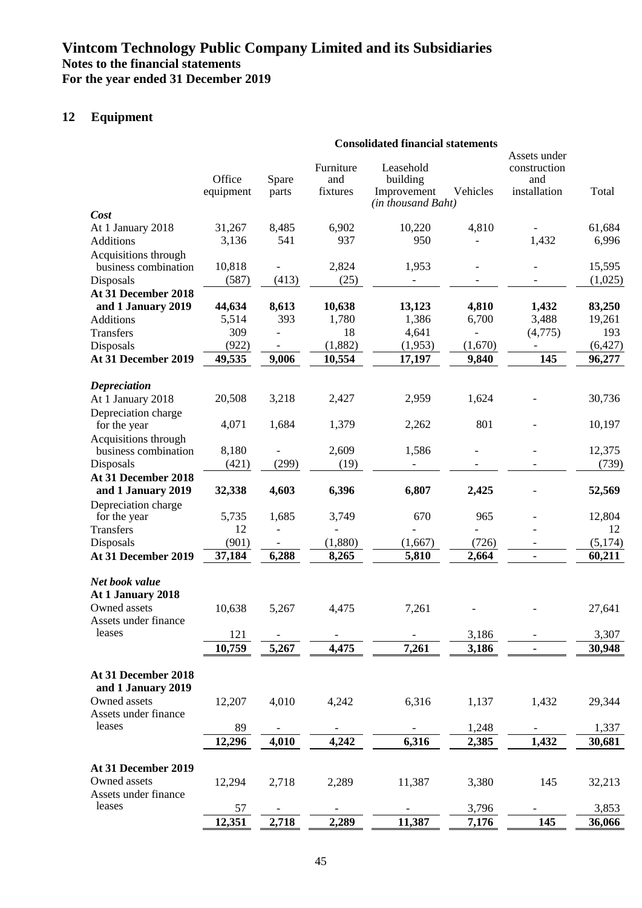# Vintcom Technology Public Company Limited and its Subsidiaries

**Notes to the financial statements**
**For the year ended 31 December 2019**

## 12 Equipment

| | Consolidated financial statements | | | | | | |
|---|---|---|---|---|---|---|---|
| | Office equipment | Spare parts | Furniture and fixtures | Leasehold building Improvement | Vehicles | Assets under construction and installation | Total |
| | | | | *(in thousand Baht)* | | | |
| ***Cost*** | | | | | | | |
| At 1 January 2018 | 31,267 | 8,485 | 6,902 | 10,220 | 4,810 | - | 61,684 |
| Additions | 3,136 | 541 | 937 | 950 | - | 1,432 | 6,996 |
| Acquisitions through business combination | 10,818 | - | 2,824 | 1,953 | - | - | 15,595 |
| Disposals | (587) | (413) | (25) | - | - | - | (1,025) |
| **At 31 December 2018 and 1 January 2019** | **44,634** | **8,613** | **10,638** | **13,123** | **4,810** | **1,432** | **83,250** |
| Additions | 5,514 | 393 | 1,780 | 1,386 | 6,700 | 3,488 | 19,261 |
| Transfers | 309 | - | 18 | 4,641 | - | (4,775) | 193 |
| Disposals | (922) | - | (1,882) | (1,953) | (1,670) | - | (6,427) |
| **At 31 December 2019** | **49,535** | **9,006** | **10,554** | **17,197** | **9,840** | **145** | **96,277** |
| ***Depreciation*** | | | | | | | |
| At 1 January 2018 | 20,508 | 3,218 | 2,427 | 2,959 | 1,624 | - | 30,736 |
| Depreciation charge for the year | 4,071 | 1,684 | 1,379 | 2,262 | 801 | - | 10,197 |
| Acquisitions through business combination | 8,180 | - | 2,609 | 1,586 | - | - | 12,375 |
| Disposals | (421) | (299) | (19) | - | - | - | (739) |
| **At 31 December 2018 and 1 January 2019** | **32,338** | **4,603** | **6,396** | **6,807** | **2,425** | - | **52,569** |
| Depreciation charge for the year | 5,735 | 1,685 | 3,749 | 670 | 965 | - | 12,804 |
| Transfers | 12 | - | - | - | - | - | 12 |
| Disposals | (901) | - | (1,880) | (1,667) | (726) | - | (5,174) |
| **At 31 December 2019** | **37,184** | **6,288** | **8,265** | **5,810** | **2,664** | **-** | **60,211** |
| ***Net book value*** | | | | | | | |
| **At 1 January 2018** | | | | | | | |
| Owned assets | 10,638 | 5,267 | 4,475 | 7,261 | - | - | 27,641 |
| Assets under finance leases | 121 | - | - | - | 3,186 | - | 3,307 |
| | **10,759** | **5,267** | **4,475** | **7,261** | **3,186** | **-** | **30,948** |
| **At 31 December 2018 and 1 January 2019** | | | | | | | |
| Owned assets | 12,207 | 4,010 | 4,242 | 6,316 | 1,137 | 1,432 | 29,344 |
| Assets under finance leases | 89 | - | - | - | 1,248 | - | 1,337 |
| | **12,296** | **4,010** | **4,242** | **6,316** | **2,385** | **1,432** | **30,681** |
| **At 31 December 2019** | | | | | | | |
| Owned assets | 12,294 | 2,718 | 2,289 | 11,387 | 3,380 | 145 | 32,213 |
| Assets under finance leases | 57 | - | - | - | 3,796 | - | 3,853 |
| | **12,351** | **2,718** | **2,289** | **11,387** | **7,176** | **145** | **36,066** |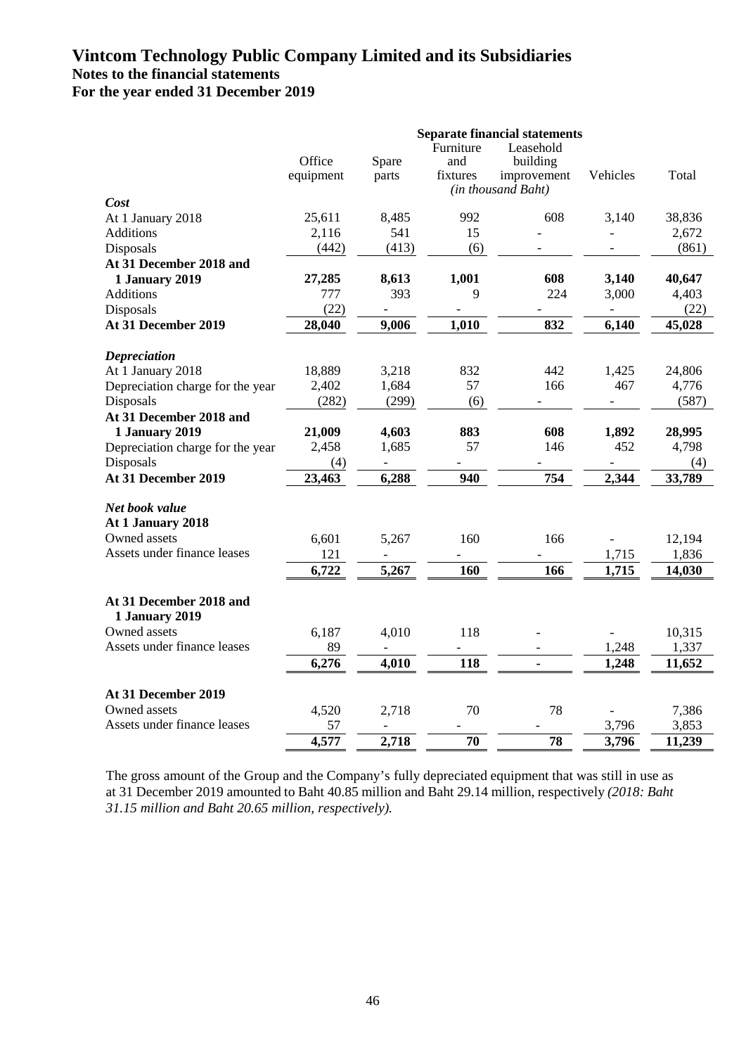# Vintcom Technology Public Company Limited and its Subsidiaries
## Notes to the financial statements
## For the year ended 31 December 2019

| | Separate financial statements | | | | | |
|---|---|---|---|---|---|---|
| | Office equipment | Spare parts | Furniture and fixtures | Leasehold building improvement | Vehicles | Total |
| | *(in thousand Baht)* | | | | | |
| ***Cost*** | | | | | | |
| At 1 January 2018 | 25,611 | 8,485 | 992 | 608 | 3,140 | 38,836 |
| Additions | 2,116 | 541 | 15 | - | - | 2,672 |
| Disposals | (442) | (413) | (6) | - | - | (861) |
| **At 31 December 2018 and 1 January 2019** | **27,285** | **8,613** | **1,001** | **608** | **3,140** | **40,647** |
| Additions | 777 | 393 | 9 | 224 | 3,000 | 4,403 |
| Disposals | (22) | - | - | - | - | (22) |
| **At 31 December 2019** | **28,040** | **9,006** | **1,010** | **832** | **6,140** | **45,028** |
| | | | | | | |
| ***Depreciation*** | | | | | | |
| At 1 January 2018 | 18,889 | 3,218 | 832 | 442 | 1,425 | 24,806 |
| Depreciation charge for the year | 2,402 | 1,684 | 57 | 166 | 467 | 4,776 |
| Disposals | (282) | (299) | (6) | - | - | (587) |
| **At 31 December 2018 and 1 January 2019** | **21,009** | **4,603** | **883** | **608** | **1,892** | **28,995** |
| Depreciation charge for the year | 2,458 | 1,685 | 57 | 146 | 452 | 4,798 |
| Disposals | (4) | - | - | - | - | (4) |
| **At 31 December 2019** | **23,463** | **6,288** | **940** | **754** | **2,344** | **33,789** |
| | | | | | | |
| ***Net book value*** | | | | | | |
| **At 1 January 2018** | | | | | | |
| Owned assets | 6,601 | 5,267 | 160 | 166 | - | 12,194 |
| Assets under finance leases | 121 | - | - | - | 1,715 | 1,836 |
| | **6,722** | **5,267** | **160** | **166** | **1,715** | **14,030** |
| | | | | | | |
| **At 31 December 2018 and 1 January 2019** | | | | | | |
| Owned assets | 6,187 | 4,010 | 118 | - | - | 10,315 |
| Assets under finance leases | 89 | - | - | - | 1,248 | 1,337 |
| | **6,276** | **4,010** | **118** | **-** | **1,248** | **11,652** |
| | | | | | | |
| **At 31 December 2019** | | | | | | |
| Owned assets | 4,520 | 2,718 | 70 | 78 | - | 7,386 |
| Assets under finance leases | 57 | - | - | - | 3,796 | 3,853 |
| | **4,577** | **2,718** | **70** | **78** | **3,796** | **11,239** |

The gross amount of the Group and the Company's fully depreciated equipment that was still in use as at 31 December 2019 amounted to Baht 40.85 million and Baht 29.14 million, respectively *(2018: Baht 31.15 million and Baht 20.65 million, respectively).*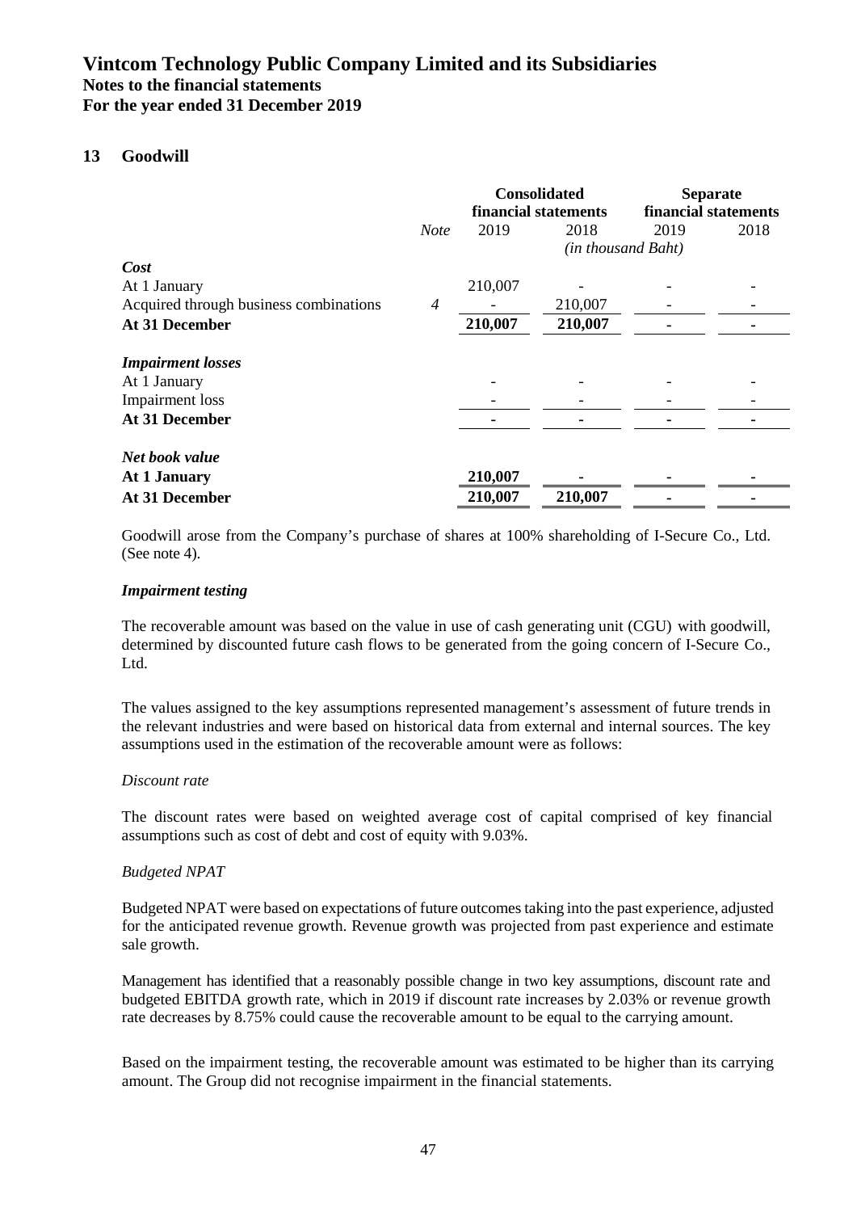## 13 Goodwill

| | *Note* | Consolidated financial statements | | Separate financial statements | |
|---|---|---|---|---|---|
| | | 2019 | 2018 | 2019 | 2018 |
| | | *(in thousand Baht)* | | | |
| ***Cost*** | | | | | |
| At 1 January | | 210,007 | - | - | - |
| Acquired through business combinations | *4* | - | 210,007 | - | - |
| **At 31 December** | | **210,007** | **210,007** | **-** | **-** |
| ***Impairment losses*** | | | | | |
| At 1 January | | - | - | - | - |
| Impairment loss | | - | - | - | - |
| **At 31 December** | | **-** | **-** | **-** | **-** |
| ***Net book value*** | | | | | |
| **At 1 January** | | **210,007** | **-** | **-** | **-** |
| **At 31 December** | | **210,007** | **210,007** | **-** | **-** |

Goodwill arose from the Company's purchase of shares at 100% shareholding of I-Secure Co., Ltd. (See note 4).

### *Impairment testing*

The recoverable amount was based on the value in use of cash generating unit (CGU) with goodwill, determined by discounted future cash flows to be generated from the going concern of I-Secure Co., Ltd.

The values assigned to the key assumptions represented management's assessment of future trends in the relevant industries and were based on historical data from external and internal sources. The key assumptions used in the estimation of the recoverable amount were as follows:

*Discount rate*

The discount rates were based on weighted average cost of capital comprised of key financial assumptions such as cost of debt and cost of equity with 9.03%.

*Budgeted NPAT*

Budgeted NPAT were based on expectations of future outcomes taking into the past experience, adjusted for the anticipated revenue growth. Revenue growth was projected from past experience and estimate sale growth.

Management has identified that a reasonably possible change in two key assumptions, discount rate and budgeted EBITDA growth rate, which in 2019 if discount rate increases by 2.03% or revenue growth rate decreases by 8.75% could cause the recoverable amount to be equal to the carrying amount.

Based on the impairment testing, the recoverable amount was estimated to be higher than its carrying amount. The Group did not recognise impairment in the financial statements.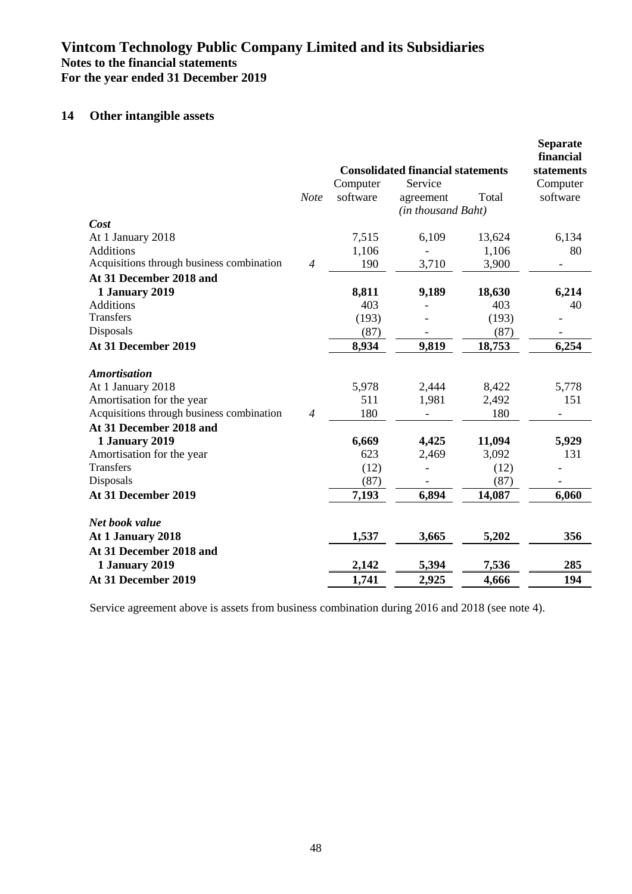## 14 Other intangible assets

| | | Consolidated financial statements | | | Separate financial statements |
|---|---|---|---|---|---|
| | *Note* | Computer software | Service agreement | Total | Computer software |
| | | | *(in thousand Baht)* | | |
| ***Cost*** | | | | | |
| At 1 January 2018 | | 7,515 | 6,109 | 13,624 | 6,134 |
| Additions | | 1,106 | - | 1,106 | 80 |
| Acquisitions through business combination | *4* | 190 | 3,710 | 3,900 | - |
| **At 31 December 2018 and 1 January 2019** | | **8,811** | **9,189** | **18,630** | **6,214** |
| Additions | | 403 | - | 403 | 40 |
| Transfers | | (193) | - | (193) | - |
| Disposals | | (87) | - | (87) | - |
| **At 31 December 2019** | | **8,934** | **9,819** | **18,753** | **6,254** |
| ***Amortisation*** | | | | | |
| At 1 January 2018 | | 5,978 | 2,444 | 8,422 | 5,778 |
| Amortisation for the year | | 511 | 1,981 | 2,492 | 151 |
| Acquisitions through business combination | *4* | 180 | - | 180 | - |
| **At 31 December 2018 and 1 January 2019** | | **6,669** | **4,425** | **11,094** | **5,929** |
| Amortisation for the year | | 623 | 2,469 | 3,092 | 131 |
| Transfers | | (12) | - | (12) | - |
| Disposals | | (87) | - | (87) | - |
| **At 31 December 2019** | | **7,193** | **6,894** | **14,087** | **6,060** |
| ***Net book value*** | | | | | |
| **At 1 January 2018** | | **1,537** | **3,665** | **5,202** | **356** |
| **At 31 December 2018 and 1 January 2019** | | **2,142** | **5,394** | **7,536** | **285** |
| **At 31 December 2019** | | **1,741** | **2,925** | **4,666** | **194** |

Service agreement above is assets from business combination during 2016 and 2018 (see note 4).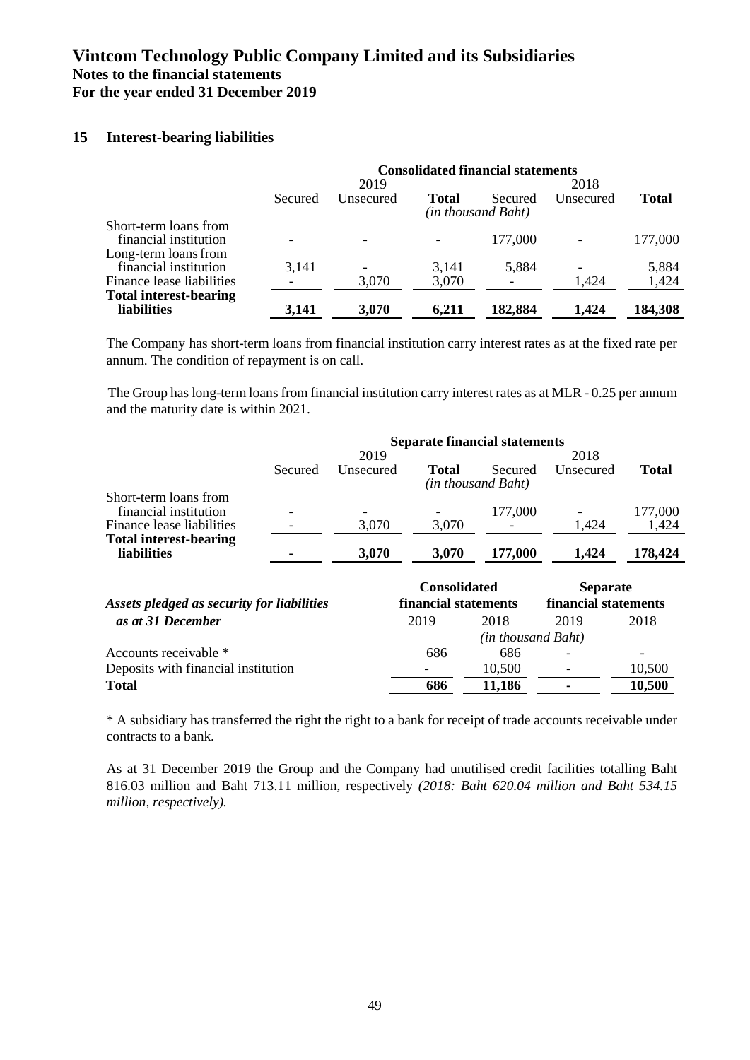## 15 Interest-bearing liabilities

| | Consolidated financial statements | | | | | |
|---|---|---|---|---|---|---|
| | 2019 | | | 2018 | | |
| | Secured | Unsecured | Total | Secured | Unsecured | Total |
| | | | *(in thousand Baht)* | | | |
| Short-term loans from financial institution | - | - | - | 177,000 | - | 177,000 |
| Long-term loans from financial institution | 3,141 | - | 3,141 | 5,884 | - | 5,884 |
| Finance lease liabilities | - | 3,070 | 3,070 | - | 1,424 | 1,424 |
| **Total interest-bearing liabilities** | **3,141** | **3,070** | **6,211** | **182,884** | **1,424** | **184,308** |

The Company has short-term loans from financial institution carry interest rates as at the fixed rate per annum. The condition of repayment is on call.

The Group has long-term loans from financial institution carry interest rates as at MLR - 0.25 per annum and the maturity date is within 2021.

| | Separate financial statements | | | | | |
|---|---|---|---|---|---|---|
| | 2019 | | | 2018 | | |
| | Secured | Unsecured | Total | Secured | Unsecured | Total |
| | | | *(in thousand Baht)* | | | |
| Short-term loans from financial institution | - | - | - | 177,000 | - | 177,000 |
| Finance lease liabilities | - | 3,070 | 3,070 | - | 1,424 | 1,424 |
| **Total interest-bearing liabilities** | **-** | **3,070** | **3,070** | **177,000** | **1,424** | **178,424** |

| ***Assets pledged as security for liabilities as at 31 December*** | **Consolidated financial statements** | | **Separate financial statements** | |
|---|---|---|---|---|
| | 2019 | 2018 | 2019 | 2018 |
| | | *(in thousand Baht)* | | |
| Accounts receivable * | 686 | 686 | - | - |
| Deposits with financial institution | - | 10,500 | - | 10,500 |
| **Total** | **686** | **11,186** | **-** | **10,500** |

* A subsidiary has transferred the right the right to a bank for receipt of trade accounts receivable under contracts to a bank.

As at 31 December 2019 the Group and the Company had unutilised credit facilities totalling Baht 816.03 million and Baht 713.11 million, respectively *(2018: Baht 620.04 million and Baht 534.15 million, respectively).*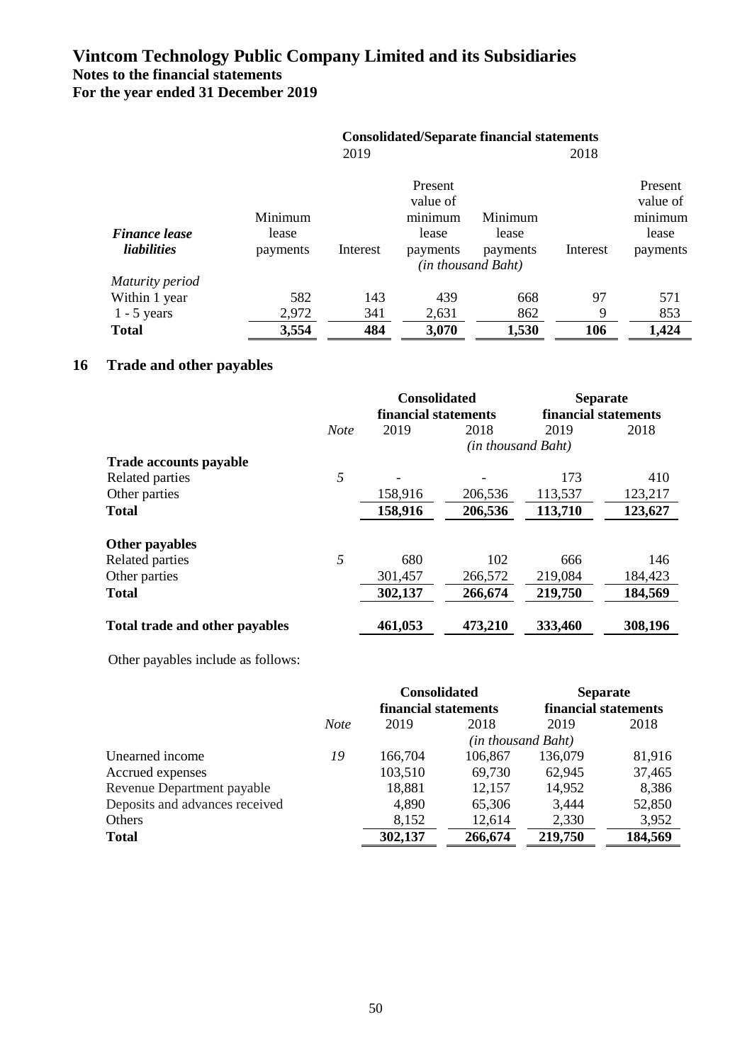# Vintcom Technology Public Company Limited and its Subsidiaries
## Notes to the financial statements
## For the year ended 31 December 2019

| | Consolidated/Separate financial statements | | | | | |
|---|---|---|---|---|---|---|
| | 2019 | | | 2018 | | |
| *Finance lease liabilities* | Minimum lease payments | Interest | Present value of minimum lease payments | Minimum lease payments | Interest | Present value of minimum lease payments |
| | | | *(in thousand Baht)* | | | |
| *Maturity period* | | | | | | |
| Within 1 year | 582 | 143 | 439 | 668 | 97 | 571 |
| 1 - 5 years | 2,972 | 341 | 2,631 | 862 | 9 | 853 |
| **Total** | **3,554** | **484** | **3,070** | **1,530** | **106** | **1,424** |

## 16 Trade and other payables

| | | Consolidated financial statements | | Separate financial statements | |
|---|---|---|---|---|---|
| | *Note* | 2019 | 2018 | 2019 | 2018 |
| | | | *(in thousand Baht)* | | |
| **Trade accounts payable** | | | | | |
| Related parties | *5* | - | - | 173 | 410 |
| Other parties | | 158,916 | 206,536 | 113,537 | 123,217 |
| **Total** | | **158,916** | **206,536** | **113,710** | **123,627** |
| **Other payables** | | | | | |
| Related parties | *5* | 680 | 102 | 666 | 146 |
| Other parties | | 301,457 | 266,572 | 219,084 | 184,423 |
| **Total** | | **302,137** | **266,674** | **219,750** | **184,569** |
| **Total trade and other payables** | | **461,053** | **473,210** | **333,460** | **308,196** |

Other payables include as follows:

| | | Consolidated financial statements | | Separate financial statements | |
|---|---|---|---|---|---|
| | *Note* | 2019 | 2018 | 2019 | 2018 |
| | | | *(in thousand Baht)* | | |
| Unearned income | *19* | 166,704 | 106,867 | 136,079 | 81,916 |
| Accrued expenses | | 103,510 | 69,730 | 62,945 | 37,465 |
| Revenue Department payable | | 18,881 | 12,157 | 14,952 | 8,386 |
| Deposits and advances received | | 4,890 | 65,306 | 3,444 | 52,850 |
| Others | | 8,152 | 12,614 | 2,330 | 3,952 |
| **Total** | | **302,137** | **266,674** | **219,750** | **184,569** |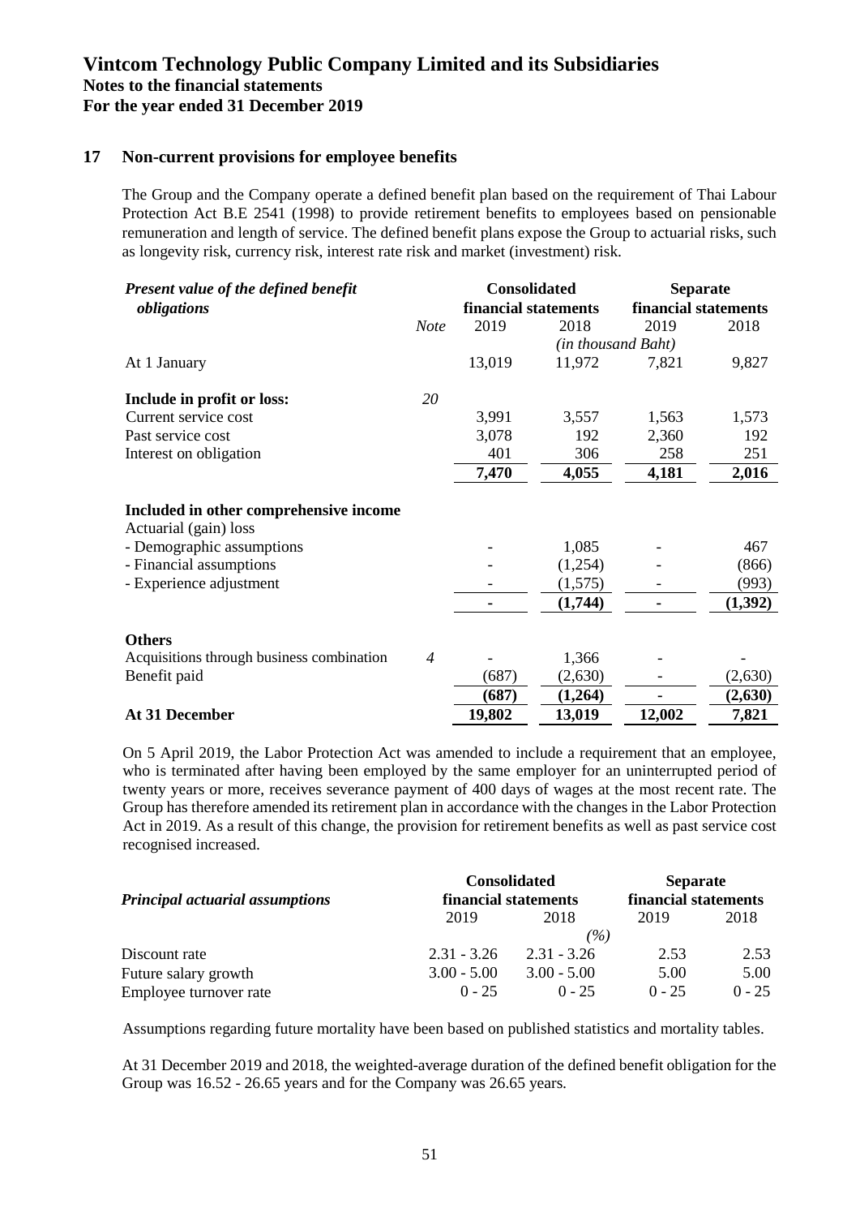## 17 Non-current provisions for employee benefits

The Group and the Company operate a defined benefit plan based on the requirement of Thai Labour Protection Act B.E 2541 (1998) to provide retirement benefits to employees based on pensionable remuneration and length of service. The defined benefit plans expose the Group to actuarial risks, such as longevity risk, currency risk, interest rate risk and market (investment) risk.

| *Present value of the defined benefit obligations* | | Consolidated financial statements | | Separate financial statements | |
|---|---|---|---|---|---|
| | *Note* | 2019 | 2018 | 2019 | 2018 |
| | | | *(in thousand Baht)* | | |
| At 1 January | | 13,019 | 11,972 | 7,821 | 9,827 |
| **Include in profit or loss:** | *20* | | | | |
| Current service cost | | 3,991 | 3,557 | 1,563 | 1,573 |
| Past service cost | | 3,078 | 192 | 2,360 | 192 |
| Interest on obligation | | 401 | 306 | 258 | 251 |
| | | **7,470** | **4,055** | **4,181** | **2,016** |
| **Included in other comprehensive income** | | | | | |
| Actuarial (gain) loss | | | | | |
| - Demographic assumptions | | - | 1,085 | - | 467 |
| - Financial assumptions | | - | (1,254) | - | (866) |
| - Experience adjustment | | - | (1,575) | - | (993) |
| | | **-** | **(1,744)** | **-** | **(1,392)** |
| **Others** | | | | | |
| Acquisitions through business combination | *4* | - | 1,366 | - | - |
| Benefit paid | | (687) | (2,630) | - | (2,630) |
| | | **(687)** | **(1,264)** | **-** | **(2,630)** |
| **At 31 December** | | **19,802** | **13,019** | **12,002** | **7,821** |

On 5 April 2019, the Labor Protection Act was amended to include a requirement that an employee, who is terminated after having been employed by the same employer for an uninterrupted period of twenty years or more, receives severance payment of 400 days of wages at the most recent rate. The Group has therefore amended its retirement plan in accordance with the changes in the Labor Protection Act in 2019. As a result of this change, the provision for retirement benefits as well as past service cost recognised increased.

| *Principal actuarial assumptions* | Consolidated financial statements | | Separate financial statements | |
|---|---|---|---|---|
| | 2019 | 2018 | 2019 | 2018 |
| | | *(%)* | | |
| Discount rate | 2.31 - 3.26 | 2.31 - 3.26 | 2.53 | 2.53 |
| Future salary growth | 3.00 - 5.00 | 3.00 - 5.00 | 5.00 | 5.00 |
| Employee turnover rate | 0 - 25 | 0 - 25 | 0 - 25 | 0 - 25 |

Assumptions regarding future mortality have been based on published statistics and mortality tables.

At 31 December 2019 and 2018, the weighted-average duration of the defined benefit obligation for the Group was 16.52 - 26.65 years and for the Company was 26.65 years.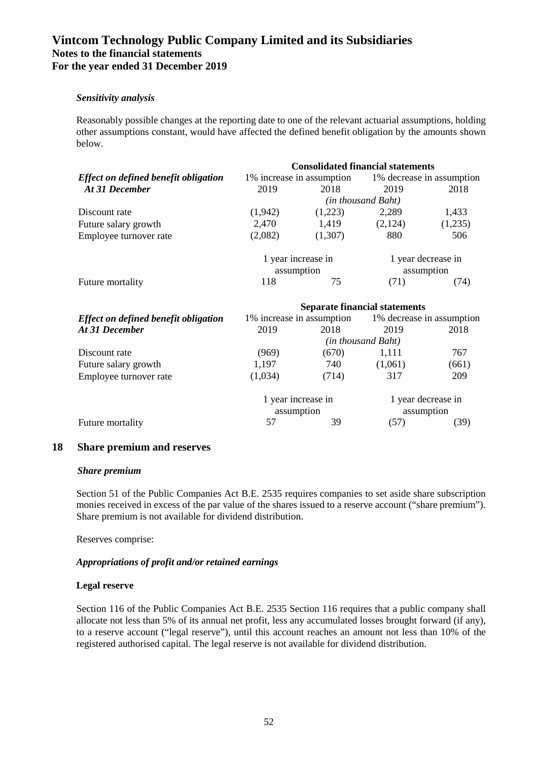*Sensitivity analysis*

Reasonably possible changes at the reporting date to one of the relevant actuarial assumptions, holding other assumptions constant, would have affected the defined benefit obligation by the amounts shown below.

| | Consolidated financial statements | | | |
|---|---|---|---|---|
| ***Effect on defined benefit obligation*** | 1% increase in assumption | | 1% decrease in assumption | |
| ***At 31 December*** | 2019 | 2018 | 2019 | 2018 |
| | *(in thousand Baht)* | | | |
| Discount rate | (1,942) | (1,223) | 2,289 | 1,433 |
| Future salary growth | 2,470 | 1,419 | (2,124) | (1,235) |
| Employee turnover rate | (2,082) | (1,307) | 880 | 506 |
| | 1 year increase in assumption | | 1 year decrease in assumption | |
| Future mortality | 118 | 75 | (71) | (74) |

| | Separate financial statements | | | |
|---|---|---|---|---|
| ***Effect on defined benefit obligation*** | 1% increase in assumption | | 1% decrease in assumption | |
| ***At 31 December*** | 2019 | 2018 | 2019 | 2018 |
| | *(in thousand Baht)* | | | |
| Discount rate | (969) | (670) | 1,111 | 767 |
| Future salary growth | 1,197 | 740 | (1,061) | (661) |
| Employee turnover rate | (1,034) | (714) | 317 | 209 |
| | 1 year increase in assumption | | 1 year decrease in assumption | |
| Future mortality | 57 | 39 | (57) | (39) |

## 18 Share premium and reserves

***Share premium***

Section 51 of the Public Companies Act B.E. 2535 requires companies to set aside share subscription monies received in excess of the par value of the shares issued to a reserve account ("share premium"). Share premium is not available for dividend distribution.

Reserves comprise:

***Appropriations of profit and/or retained earnings***

**Legal reserve**

Section 116 of the Public Companies Act B.E. 2535 Section 116 requires that a public company shall allocate not less than 5% of its annual net profit, less any accumulated losses brought forward (if any), to a reserve account ("legal reserve"), until this account reaches an amount not less than 10% of the registered authorised capital. The legal reserve is not available for dividend distribution.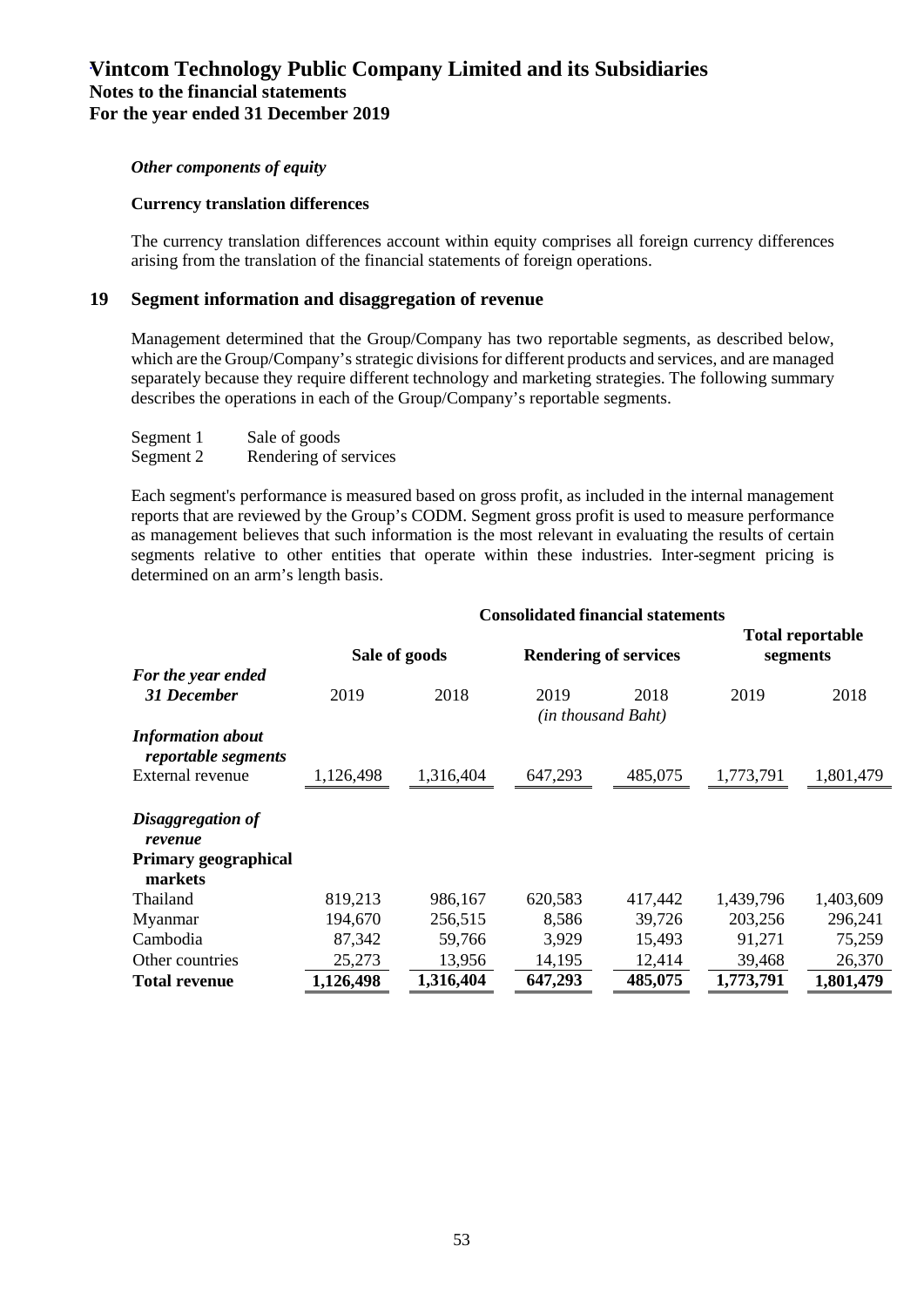*Other components of equity*

**Currency translation differences**

The currency translation differences account within equity comprises all foreign currency differences arising from the translation of the financial statements of foreign operations.

## 19 Segment information and disaggregation of revenue

Management determined that the Group/Company has two reportable segments, as described below, which are the Group/Company's strategic divisions for different products and services, and are managed separately because they require different technology and marketing strategies. The following summary describes the operations in each of the Group/Company's reportable segments.

| | |
|---|---|
| Segment 1 | Sale of goods |
| Segment 2 | Rendering of services |

Each segment's performance is measured based on gross profit, as included in the internal management reports that are reviewed by the Group's CODM. Segment gross profit is used to measure performance as management believes that such information is the most relevant in evaluating the results of certain segments relative to other entities that operate within these industries. Inter-segment pricing is determined on an arm's length basis.

| | Consolidated financial statements | | | | | |
|---|---|---|---|---|---|---|
| | Sale of goods | | Rendering of services | | Total reportable segments | |
| *For the year ended 31 December* | 2019 | 2018 | 2019 | 2018 | 2019 | 2018 |
| | | | *(in thousand Baht)* | | | |
| ***Information about reportable segments*** | | | | | | |
| External revenue | 1,126,498 | 1,316,404 | 647,293 | 485,075 | 1,773,791 | 1,801,479 |
| | | | | | | |
| ***Disaggregation of revenue*** | | | | | | |
| **Primary geographical markets** | | | | | | |
| Thailand | 819,213 | 986,167 | 620,583 | 417,442 | 1,439,796 | 1,403,609 |
| Myanmar | 194,670 | 256,515 | 8,586 | 39,726 | 203,256 | 296,241 |
| Cambodia | 87,342 | 59,766 | 3,929 | 15,493 | 91,271 | 75,259 |
| Other countries | 25,273 | 13,956 | 14,195 | 12,414 | 39,468 | 26,370 |
| **Total revenue** | **1,126,498** | **1,316,404** | **647,293** | **485,075** | **1,773,791** | **1,801,479** |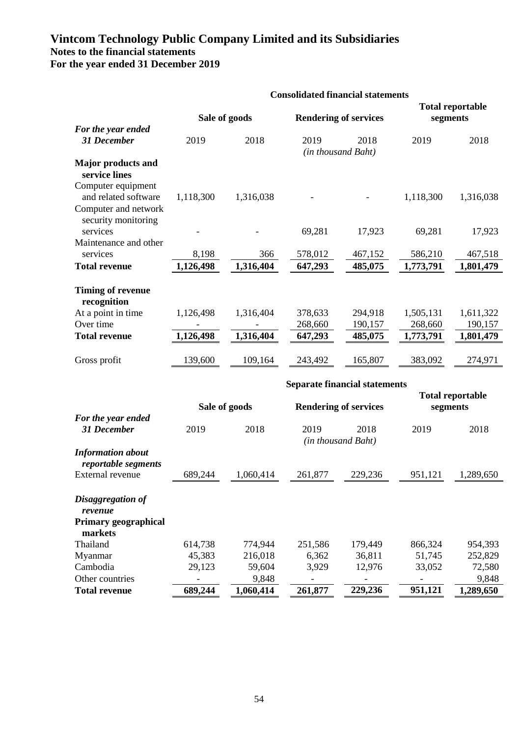# Vintcom Technology Public Company Limited and its Subsidiaries
## Notes to the financial statements
## For the year ended 31 December 2019

| | Consolidated financial statements | | | | | |
|---|---|---|---|---|---|---|
| | Sale of goods | | Rendering of services | | Total reportable segments | |
| ***For the year ended 31 December*** | 2019 | 2018 | 2019 | 2018 | 2019 | 2018 |
| | | | *(in thousand Baht)* | | | |
| **Major products and service lines** | | | | | | |
| Computer equipment and related software | 1,118,300 | 1,316,038 | - | - | 1,118,300 | 1,316,038 |
| Computer and network security monitoring services | - | - | 69,281 | 17,923 | 69,281 | 17,923 |
| Maintenance and other services | 8,198 | 366 | 578,012 | 467,152 | 586,210 | 467,518 |
| **Total revenue** | **1,126,498** | **1,316,404** | **647,293** | **485,075** | **1,773,791** | **1,801,479** |
| **Timing of revenue recognition** | | | | | | |
| At a point in time | 1,126,498 | 1,316,404 | 378,633 | 294,918 | 1,505,131 | 1,611,322 |
| Over time | - | - | 268,660 | 190,157 | 268,660 | 190,157 |
| **Total revenue** | **1,126,498** | **1,316,404** | **647,293** | **485,075** | **1,773,791** | **1,801,479** |
| Gross profit | 139,600 | 109,164 | 243,492 | 165,807 | 383,092 | 274,971 |

| | Separate financial statements | | | | | |
|---|---|---|---|---|---|---|
| | Sale of goods | | Rendering of services | | Total reportable segments | |
| ***For the year ended 31 December*** | 2019 | 2018 | 2019 | 2018 | 2019 | 2018 |
| | | | *(in thousand Baht)* | | | |
| ***Information about reportable segments*** | | | | | | |
| External revenue | 689,244 | 1,060,414 | 261,877 | 229,236 | 951,121 | 1,289,650 |
| ***Disaggregation of revenue*** | | | | | | |
| **Primary geographical markets** | | | | | | |
| Thailand | 614,738 | 774,944 | 251,586 | 179,449 | 866,324 | 954,393 |
| Myanmar | 45,383 | 216,018 | 6,362 | 36,811 | 51,745 | 252,829 |
| Cambodia | 29,123 | 59,604 | 3,929 | 12,976 | 33,052 | 72,580 |
| Other countries | - | 9,848 | - | - | - | 9,848 |
| **Total revenue** | **689,244** | **1,060,414** | **261,877** | **229,236** | **951,121** | **1,289,650** |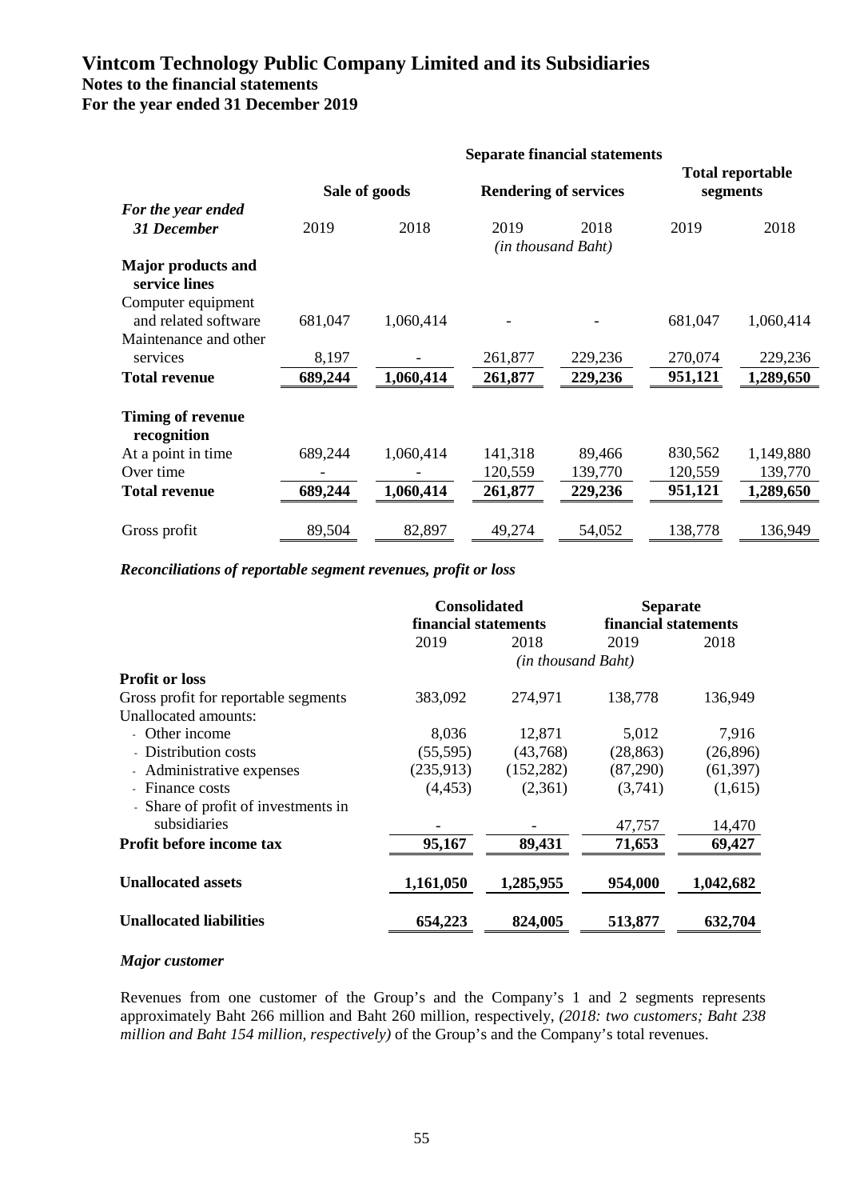# Vintcom Technology Public Company Limited and its Subsidiaries
## Notes to the financial statements
## For the year ended 31 December 2019

| | Separate financial statements | | | | | |
|---|---|---|---|---|---|---|
| | Sale of goods | | Rendering of services | | Total reportable segments | |
| *For the year ended 31 December* | 2019 | 2018 | 2019 | 2018 | 2019 | 2018 |
| | | | *(in thousand Baht)* | | | |
| **Major products and service lines** | | | | | | |
| Computer equipment and related software | 681,047 | 1,060,414 | - | - | 681,047 | 1,060,414 |
| Maintenance and other services | 8,197 | - | 261,877 | 229,236 | 270,074 | 229,236 |
| **Total revenue** | **689,244** | **1,060,414** | **261,877** | **229,236** | **951,121** | **1,289,650** |
| **Timing of revenue recognition** | | | | | | |
| At a point in time | 689,244 | 1,060,414 | 141,318 | 89,466 | 830,562 | 1,149,880 |
| Over time | - | - | 120,559 | 139,770 | 120,559 | 139,770 |
| **Total revenue** | **689,244** | **1,060,414** | **261,877** | **229,236** | **951,121** | **1,289,650** |
| Gross profit | 89,504 | 82,897 | 49,274 | 54,052 | 138,778 | 136,949 |

***Reconciliations of reportable segment revenues, profit or loss***

| | Consolidated financial statements | | Separate financial statements | |
|---|---|---|---|---|
| | 2019 | 2018 | 2019 | 2018 |
| | | *(in thousand Baht)* | | |
| **Profit or loss** | | | | |
| Gross profit for reportable segments | 383,092 | 274,971 | 138,778 | 136,949 |
| Unallocated amounts: | | | | |
| - Other income | 8,036 | 12,871 | 5,012 | 7,916 |
| - Distribution costs | (55,595) | (43,768) | (28,863) | (26,896) |
| - Administrative expenses | (235,913) | (152,282) | (87,290) | (61,397) |
| - Finance costs | (4,453) | (2,361) | (3,741) | (1,615) |
| - Share of profit of investments in subsidiaries | - | - | 47,757 | 14,470 |
| **Profit before income tax** | **95,167** | **89,431** | **71,653** | **69,427** |
| **Unallocated assets** | **1,161,050** | **1,285,955** | **954,000** | **1,042,682** |
| **Unallocated liabilities** | **654,223** | **824,005** | **513,877** | **632,704** |

***Major customer***

Revenues from one customer of the Group's and the Company's 1 and 2 segments represents approximately Baht 266 million and Baht 260 million, respectively, *(2018: two customers; Baht 238 million and Baht 154 million, respectively)* of the Group's and the Company's total revenues.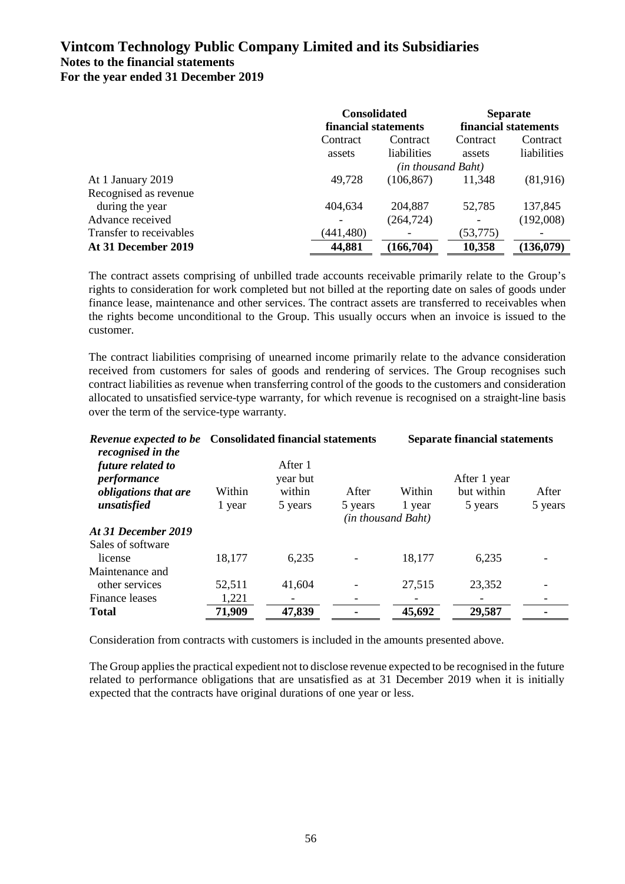# Vintcom Technology Public Company Limited and its Subsidiaries

## Notes to the financial statements

## For the year ended 31 December 2019

| | Consolidated financial statements | | Separate financial statements | |
|---|---|---|---|---|
| | Contract assets | Contract liabilities | Contract assets | Contract liabilities |
| | *(in thousand Baht)* | | | |
| At 1 January 2019 | 49,728 | (106,867) | 11,348 | (81,916) |
| Recognised as revenue during the year | 404,634 | 204,887 | 52,785 | 137,845 |
| Advance received | - | (264,724) | - | (192,008) |
| Transfer to receivables | (441,480) | - | (53,775) | - |
| **At 31 December 2019** | **44,881** | **(166,704)** | **10,358** | **(136,079)** |

The contract assets comprising of unbilled trade accounts receivable primarily relate to the Group's rights to consideration for work completed but not billed at the reporting date on sales of goods under finance lease, maintenance and other services. The contract assets are transferred to receivables when the rights become unconditional to the Group. This usually occurs when an invoice is issued to the customer.

The contract liabilities comprising of unearned income primarily relate to the advance consideration received from customers for sales of goods and rendering of services. The Group recognises such contract liabilities as revenue when transferring control of the goods to the customers and consideration allocated to unsatisfied service-type warranty, for which revenue is recognised on a straight-line basis over the term of the service-type warranty.

| *Revenue expected to be recognised in the future related to performance obligations that are unsatisfied* | Consolidated financial statements | | | Separate financial statements | | |
|---|---|---|---|---|---|---|
| | Within 1 year | After 1 year but within 5 years | After 5 years | Within 1 year | After 1 year but within 5 years | After 5 years |
| | | | *(in thousand Baht)* | | | |
| ***At 31 December 2019*** | | | | | | |
| Sales of software license | 18,177 | 6,235 | - | 18,177 | 6,235 | - |
| Maintenance and other services | 52,511 | 41,604 | - | 27,515 | 23,352 | - |
| Finance leases | 1,221 | - | - | - | - | - |
| **Total** | **71,909** | **47,839** | **-** | **45,692** | **29,587** | **-** |

Consideration from contracts with customers is included in the amounts presented above.

The Group applies the practical expedient not to disclose revenue expected to be recognised in the future related to performance obligations that are unsatisfied as at 31 December 2019 when it is initially expected that the contracts have original durations of one year or less.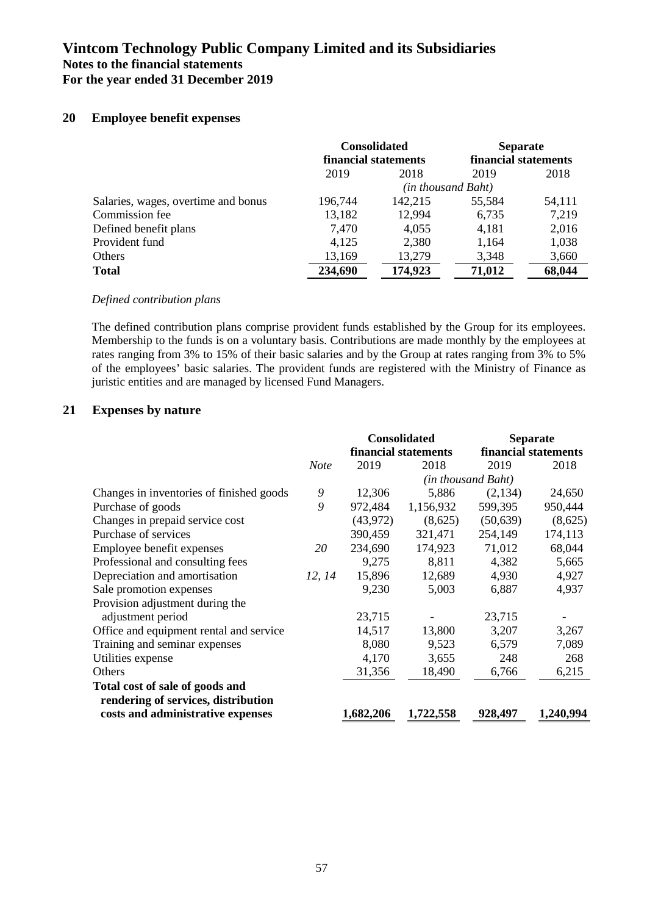# Vintcom Technology Public Company Limited and its Subsidiaries
## Notes to the financial statements
## For the year ended 31 December 2019

## 20 Employee benefit expenses

| | Consolidated financial statements | | Separate financial statements | |
|---|---|---|---|---|
| | 2019 | 2018 | 2019 | 2018 |
| | *(in thousand Baht)* | | | |
| Salaries, wages, overtime and bonus | 196,744 | 142,215 | 55,584 | 54,111 |
| Commission fee | 13,182 | 12,994 | 6,735 | 7,219 |
| Defined benefit plans | 7,470 | 4,055 | 4,181 | 2,016 |
| Provident fund | 4,125 | 2,380 | 1,164 | 1,038 |
| Others | 13,169 | 13,279 | 3,348 | 3,660 |
| **Total** | **234,690** | **174,923** | **71,012** | **68,044** |

*Defined contribution plans*

The defined contribution plans comprise provident funds established by the Group for its employees. Membership to the funds is on a voluntary basis. Contributions are made monthly by the employees at rates ranging from 3% to 15% of their basic salaries and by the Group at rates ranging from 3% to 5% of the employees' basic salaries. The provident funds are registered with the Ministry of Finance as juristic entities and are managed by licensed Fund Managers.

## 21 Expenses by nature

| | *Note* | Consolidated financial statements | | Separate financial statements | |
|---|---|---|---|---|---|
| | | 2019 | 2018 | 2019 | 2018 |
| | | *(in thousand Baht)* | | | |
| Changes in inventories of finished goods | *9* | 12,306 | 5,886 | (2,134) | 24,650 |
| Purchase of goods | *9* | 972,484 | 1,156,932 | 599,395 | 950,444 |
| Changes in prepaid service cost | | (43,972) | (8,625) | (50,639) | (8,625) |
| Purchase of services | | 390,459 | 321,471 | 254,149 | 174,113 |
| Employee benefit expenses | *20* | 234,690 | 174,923 | 71,012 | 68,044 |
| Professional and consulting fees | | 9,275 | 8,811 | 4,382 | 5,665 |
| Depreciation and amortisation | *12, 14* | 15,896 | 12,689 | 4,930 | 4,927 |
| Sale promotion expenses | | 9,230 | 5,003 | 6,887 | 4,937 |
| Provision adjustment during the adjustment period | | 23,715 | - | 23,715 | - |
| Office and equipment rental and service | | 14,517 | 13,800 | 3,207 | 3,267 |
| Training and seminar expenses | | 8,080 | 9,523 | 6,579 | 7,089 |
| Utilities expense | | 4,170 | 3,655 | 248 | 268 |
| Others | | 31,356 | 18,490 | 6,766 | 6,215 |
| **Total cost of sale of goods and rendering of services, distribution costs and administrative expenses** | | **1,682,206** | **1,722,558** | **928,497** | **1,240,994** |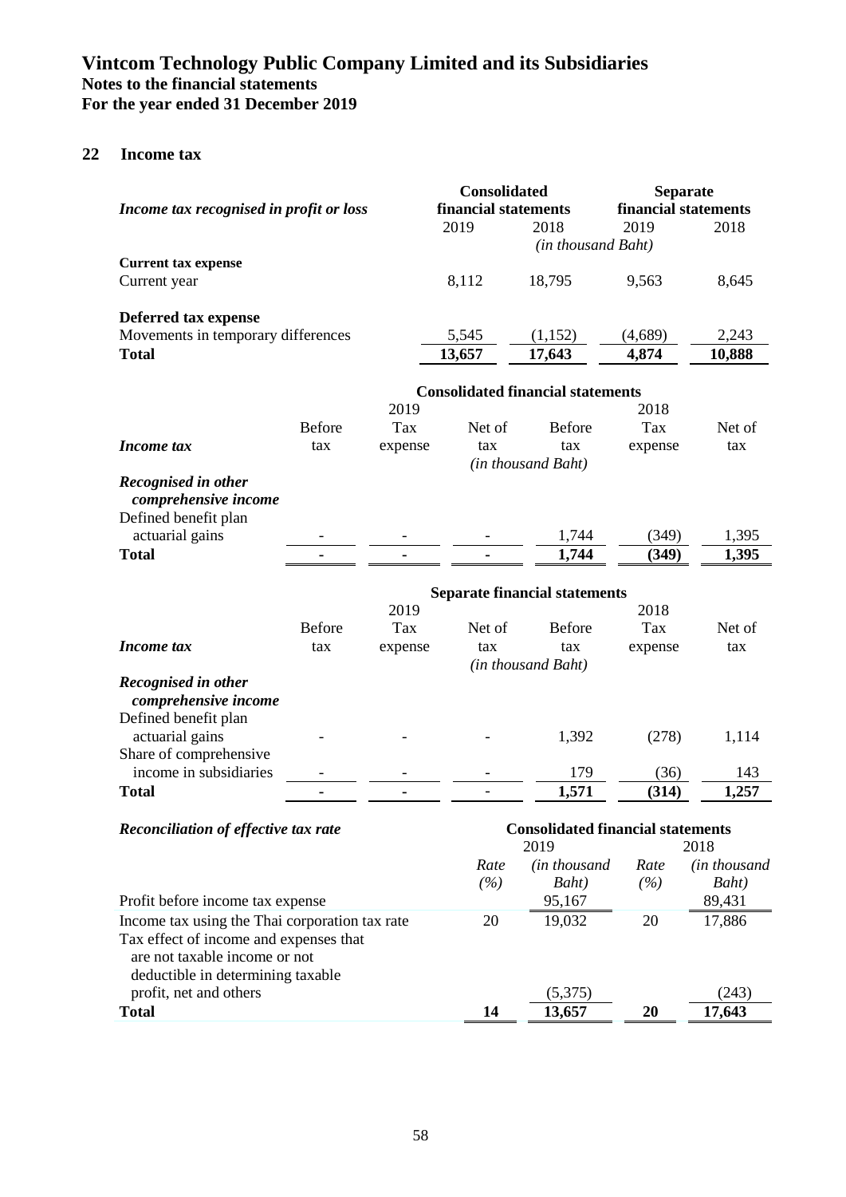# Vintcom Technology Public Company Limited and its Subsidiaries
## Notes to the financial statements
## For the year ended 31 December 2019

### 22 Income tax

| *Income tax recognised in profit or loss* | Consolidated financial statements | | Separate financial statements | |
|---|---|---|---|---|
| | 2019 | 2018 | 2019 | 2018 |
| | *(in thousand Baht)* | | | |
| **Current tax expense** | | | | |
| Current year | 8,112 | 18,795 | 9,563 | 8,645 |
| **Deferred tax expense** | | | | |
| Movements in temporary differences | 5,545 | (1,152) | (4,689) | 2,243 |
| **Total** | **13,657** | **17,643** | **4,874** | **10,888** |

| | Consolidated financial statements | | | | | |
|---|---|---|---|---|---|---|
| | 2019 | | | 2018 | | |
| *Income tax* | Before tax | Tax expense | Net of tax | Before tax | Tax expense | Net of tax |
| | *(in thousand Baht)* | | | | | |
| ***Recognised in other comprehensive income*** | | | | | | |
| Defined benefit plan actuarial gains | - | - | - | 1,744 | (349) | 1,395 |
| **Total** | **-** | **-** | **-** | **1,744** | **(349)** | **1,395** |

| | Separate financial statements | | | | | |
|---|---|---|---|---|---|---|
| | 2019 | | | 2018 | | |
| *Income tax* | Before tax | Tax expense | Net of tax | Before tax | Tax expense | Net of tax |
| | *(in thousand Baht)* | | | | | |
| ***Recognised in other comprehensive income*** | | | | | | |
| Defined benefit plan actuarial gains | - | - | - | 1,392 | (278) | 1,114 |
| Share of comprehensive income in subsidiaries | - | - | - | 179 | (36) | 143 |
| **Total** | **-** | **-** | **-** | **1,571** | **(314)** | **1,257** |

| *Reconciliation of effective tax rate* | Consolidated financial statements | | | |
|---|---|---|---|---|
| | 2019 | | 2018 | |
| | *Rate (%)* | *(in thousand Baht)* | *Rate (%)* | *(in thousand Baht)* |
| Profit before income tax expense | | 95,167 | | 89,431 |
| Income tax using the Thai corporation tax rate | 20 | 19,032 | 20 | 17,886 |
| Tax effect of income and expenses that are not taxable income or not deductible in determining taxable profit, net and others | | (5,375) | | (243) |
| **Total** | **14** | **13,657** | **20** | **17,643** |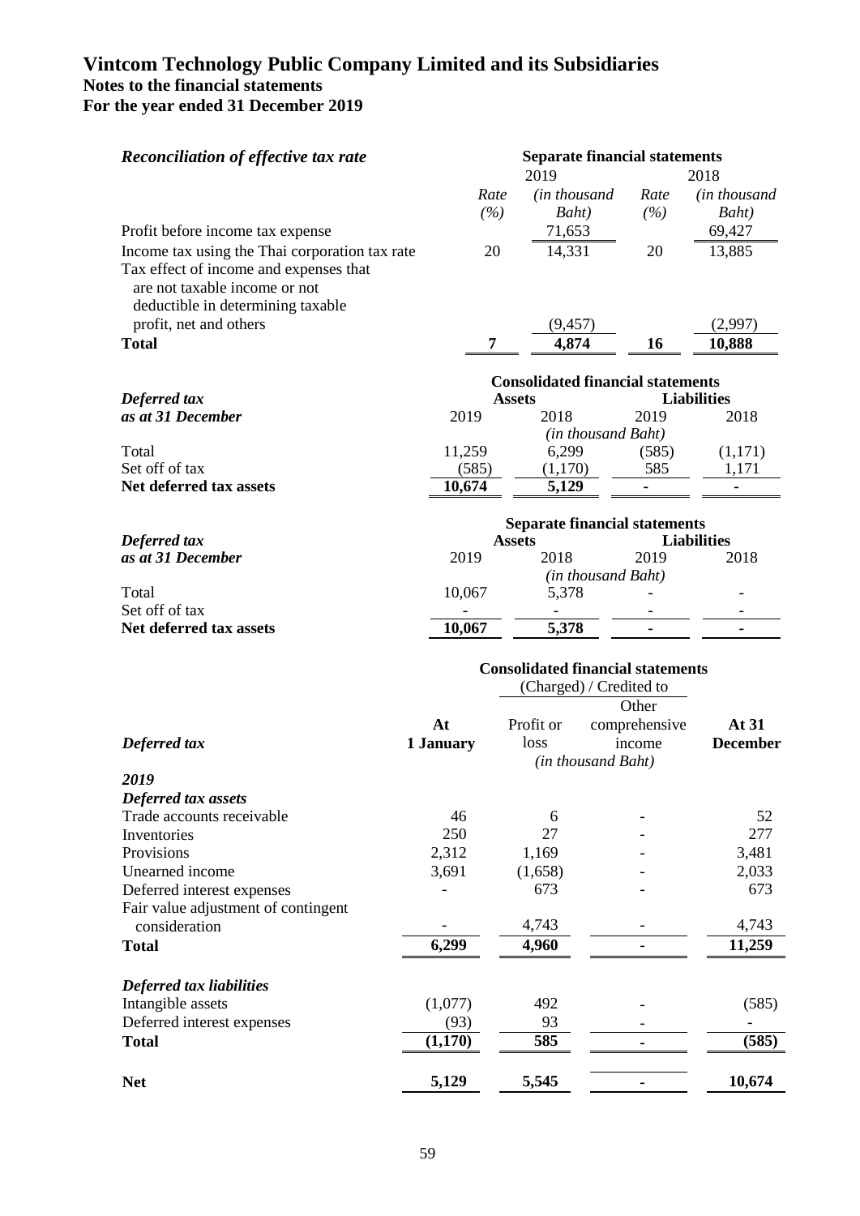# Vintcom Technology Public Company Limited and its Subsidiaries
## Notes to the financial statements
## For the year ended 31 December 2019

| *Reconciliation of effective tax rate* | Separate financial statements | | | |
|---|---|---|---|---|
| | 2019 | | 2018 | |
| | *Rate (%)* | *(in thousand Baht)* | *Rate (%)* | *(in thousand Baht)* |
| Profit before income tax expense | | 71,653 | | 69,427 |
| Income tax using the Thai corporation tax rate | 20 | 14,331 | 20 | 13,885 |
| Tax effect of income and expenses that are not taxable income or not deductible in determining taxable profit, net and others | | (9,457) | | (2,997) |
| **Total** | **7** | **4,874** | **16** | **10,888** |

| *Deferred tax as at 31 December* | Consolidated financial statements | | | |
|---|---|---|---|---|
| | Assets | | Liabilities | |
| | 2019 | 2018 | 2019 | 2018 |
| | *(in thousand Baht)* | | | |
| Total | 11,259 | 6,299 | (585) | (1,171) |
| Set off of tax | (585) | (1,170) | 585 | 1,171 |
| **Net deferred tax assets** | **10,674** | **5,129** | **-** | **-** |

| *Deferred tax as at 31 December* | Separate financial statements | | | |
|---|---|---|---|---|
| | Assets | | Liabilities | |
| | 2019 | 2018 | 2019 | 2018 |
| | *(in thousand Baht)* | | | |
| Total | 10,067 | 5,378 | - | - |
| Set off of tax | - | - | - | - |
| **Net deferred tax assets** | **10,067** | **5,378** | **-** | **-** |

| | Consolidated financial statements | | | |
|---|---|---|---|---|
| | | (Charged) / Credited to | | |
| *Deferred tax* | **At 1 January** | Profit or loss | Other comprehensive income | **At 31 December** |
| | *(in thousand Baht)* | | | |
| ***2019*** | | | | |
| ***Deferred tax assets*** | | | | |
| Trade accounts receivable | 46 | 6 | - | 52 |
| Inventories | 250 | 27 | - | 277 |
| Provisions | 2,312 | 1,169 | - | 3,481 |
| Unearned income | 3,691 | (1,658) | - | 2,033 |
| Deferred interest expenses | - | 673 | - | 673 |
| Fair value adjustment of contingent consideration | - | 4,743 | - | 4,743 |
| **Total** | **6,299** | **4,960** | **-** | **11,259** |
| ***Deferred tax liabilities*** | | | | |
| Intangible assets | (1,077) | 492 | - | (585) |
| Deferred interest expenses | (93) | 93 | - | - |
| **Total** | **(1,170)** | **585** | **-** | **(585)** |
| **Net** | **5,129** | **5,545** | **-** | **10,674** |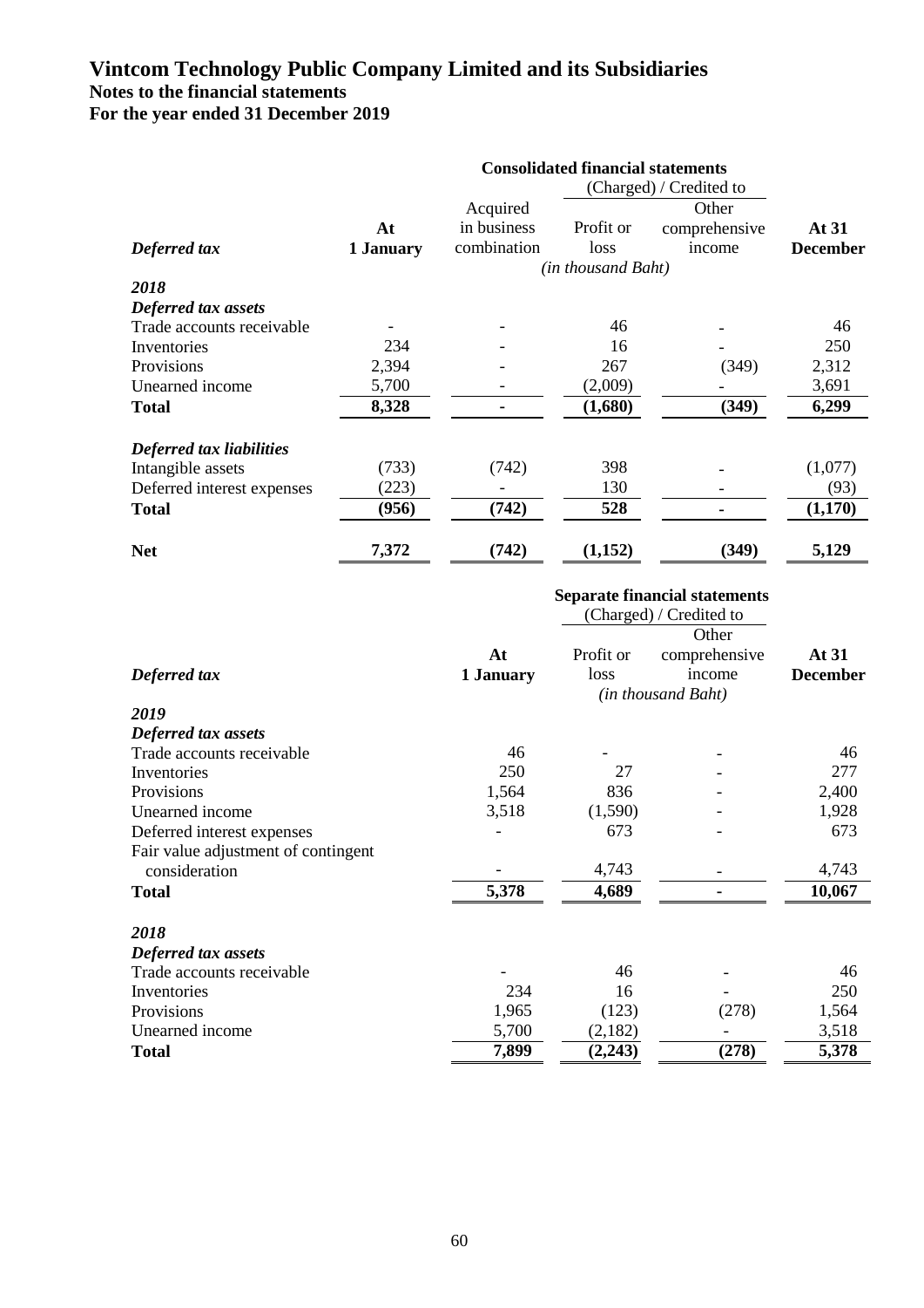# Vintcom Technology Public Company Limited and its Subsidiaries
## Notes to the financial statements
## For the year ended 31 December 2019

| | Consolidated financial statements | | | | |
|---|---|---|---|---|---|
| | | | (Charged) / Credited to | | |
| ***Deferred tax*** | **At 1 January** | Acquired in business combination | Profit or loss | Other comprehensive income | **At 31 December** |
| | | | *(in thousand Baht)* | | |
| ***2018*** | | | | | |
| ***Deferred tax assets*** | | | | | |
| Trade accounts receivable | - | - | 46 | - | 46 |
| Inventories | 234 | - | 16 | - | 250 |
| Provisions | 2,394 | - | 267 | (349) | 2,312 |
| Unearned income | 5,700 | - | (2,009) | - | 3,691 |
| **Total** | **8,328** | **-** | **(1,680)** | **(349)** | **6,299** |
| | | | | | |
| ***Deferred tax liabilities*** | | | | | |
| Intangible assets | (733) | (742) | 398 | - | (1,077) |
| Deferred interest expenses | (223) | - | 130 | - | (93) |
| **Total** | **(956)** | **(742)** | **528** | **-** | **(1,170)** |
| | | | | | |
| **Net** | **7,372** | **(742)** | **(1,152)** | **(349)** | **5,129** |

| | Separate financial statements | | | |
|---|---|---|---|---|
| | | (Charged) / Credited to | | |
| ***Deferred tax*** | **At 1 January** | Profit or loss | Other comprehensive income | **At 31 December** |
| | | | *(in thousand Baht)* | |
| ***2019*** | | | | |
| ***Deferred tax assets*** | | | | |
| Trade accounts receivable | 46 | - | - | 46 |
| Inventories | 250 | 27 | - | 277 |
| Provisions | 1,564 | 836 | - | 2,400 |
| Unearned income | 3,518 | (1,590) | - | 1,928 |
| Deferred interest expenses | - | 673 | - | 673 |
| Fair value adjustment of contingent consideration | - | 4,743 | - | 4,743 |
| **Total** | **5,378** | **4,689** | **-** | **10,067** |
| | | | | |
| ***2018*** | | | | |
| ***Deferred tax assets*** | | | | |
| Trade accounts receivable | - | 46 | - | 46 |
| Inventories | 234 | 16 | - | 250 |
| Provisions | 1,965 | (123) | (278) | 1,564 |
| Unearned income | 5,700 | (2,182) | - | 3,518 |
| **Total** | **7,899** | **(2,243)** | **(278)** | **5,378** |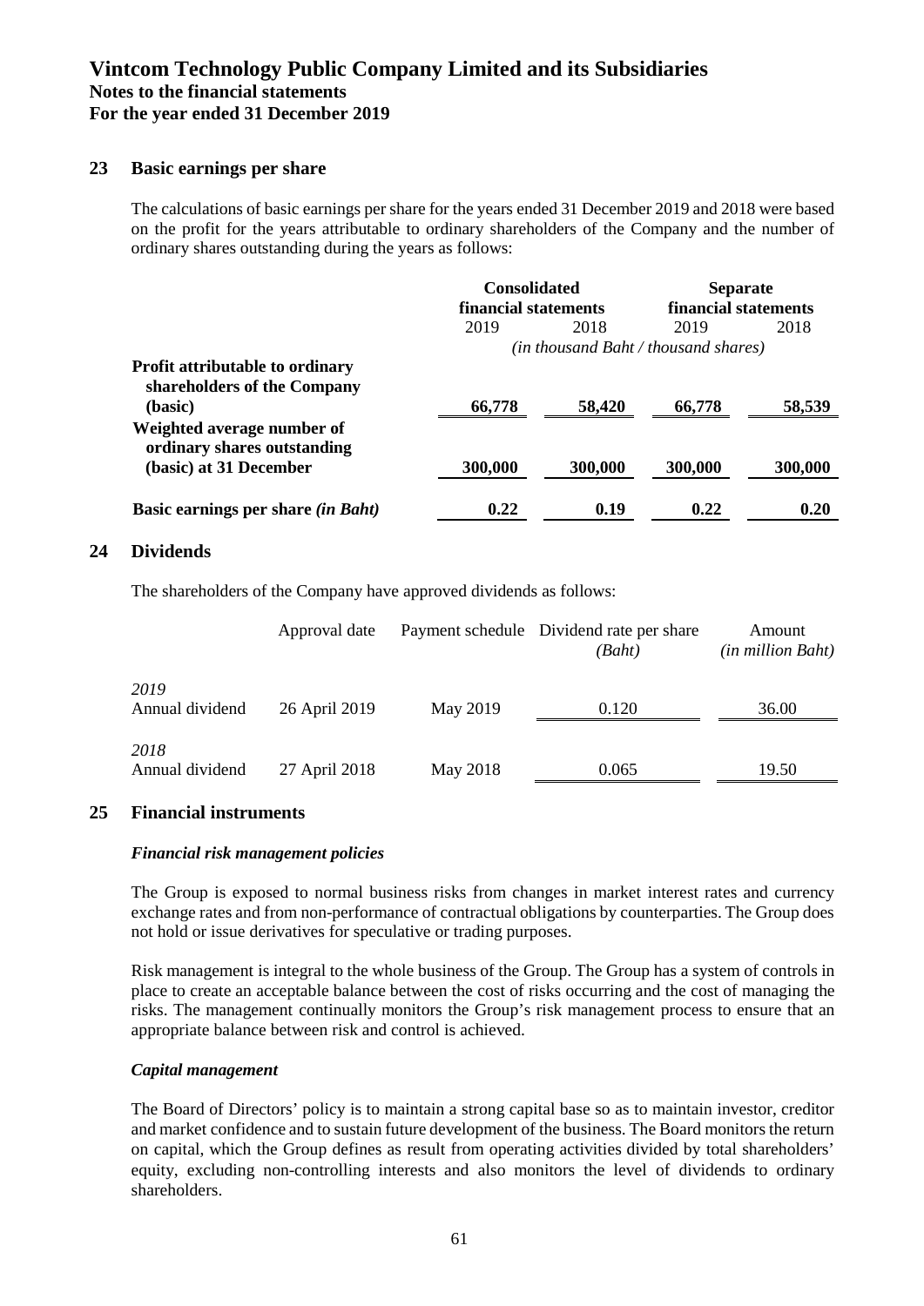## 23 Basic earnings per share

The calculations of basic earnings per share for the years ended 31 December 2019 and 2018 were based on the profit for the years attributable to ordinary shareholders of the Company and the number of ordinary shares outstanding during the years as follows:

| | Consolidated financial statements | | Separate financial statements | |
|---|---|---|---|---|
| | 2019 | 2018 | 2019 | 2018 |
| | *(in thousand Baht / thousand shares)* | | | |
| **Profit attributable to ordinary shareholders of the Company (basic)** | **66,778** | **58,420** | **66,778** | **58,539** |
| **Weighted average number of ordinary shares outstanding (basic) at 31 December** | **300,000** | **300,000** | **300,000** | **300,000** |
| **Basic earnings per share *(in Baht)*** | **0.22** | **0.19** | **0.22** | **0.20** |

## 24 Dividends

The shareholders of the Company have approved dividends as follows:

| | Approval date | Payment schedule | Dividend rate per share *(Baht)* | Amount *(in million Baht)* |
|---|---|---|---|---|
| *2019* | | | | |
| Annual dividend | 26 April 2019 | May 2019 | 0.120 | 36.00 |
| *2018* | | | | |
| Annual dividend | 27 April 2018 | May 2018 | 0.065 | 19.50 |

## 25 Financial instruments

### *Financial risk management policies*

The Group is exposed to normal business risks from changes in market interest rates and currency exchange rates and from non-performance of contractual obligations by counterparties. The Group does not hold or issue derivatives for speculative or trading purposes.

Risk management is integral to the whole business of the Group. The Group has a system of controls in place to create an acceptable balance between the cost of risks occurring and the cost of managing the risks. The management continually monitors the Group's risk management process to ensure that an appropriate balance between risk and control is achieved.

### *Capital management*

The Board of Directors' policy is to maintain a strong capital base so as to maintain investor, creditor and market confidence and to sustain future development of the business. The Board monitors the return on capital, which the Group defines as result from operating activities divided by total shareholders' equity, excluding non-controlling interests and also monitors the level of dividends to ordinary shareholders.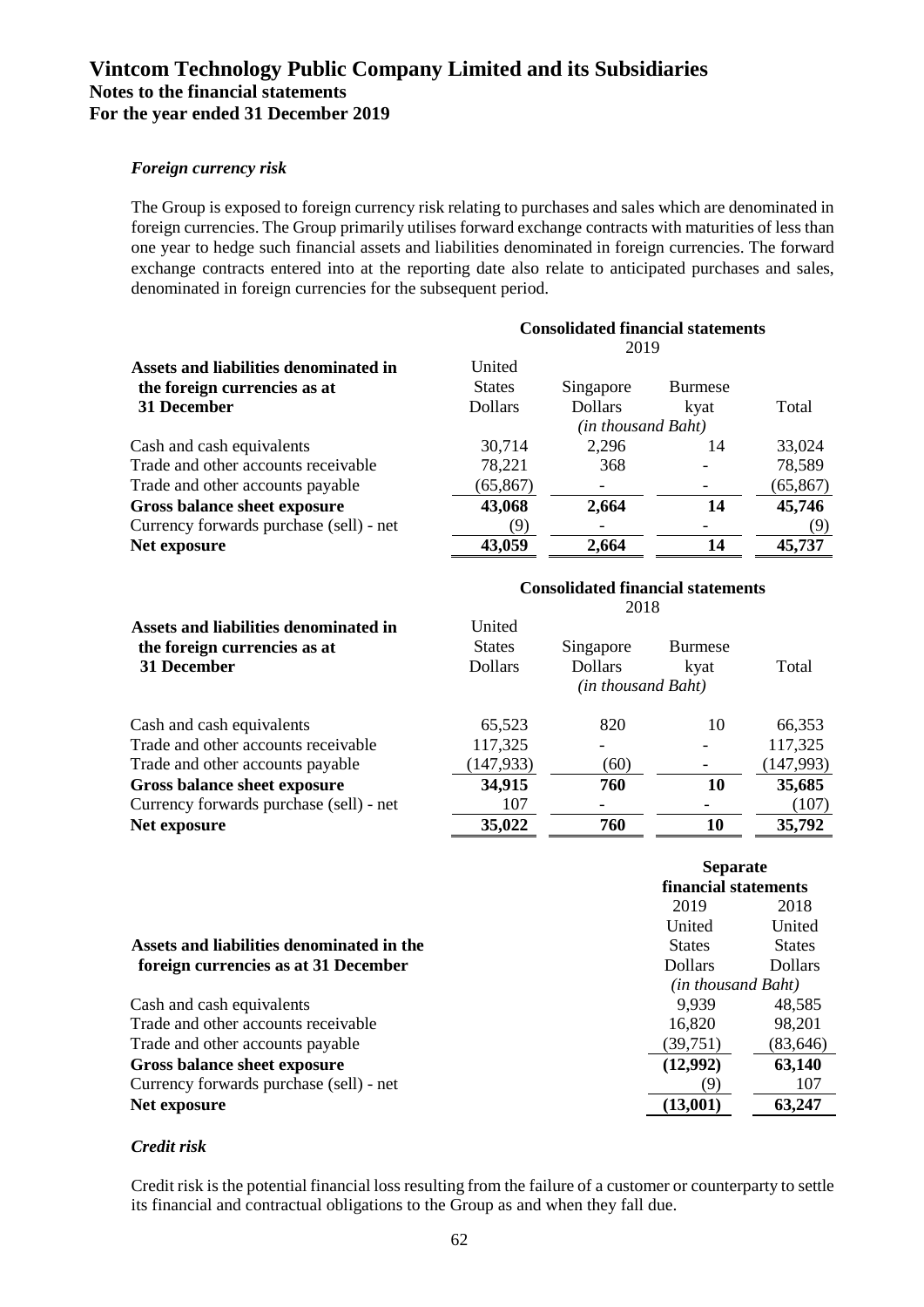### *Foreign currency risk*

The Group is exposed to foreign currency risk relating to purchases and sales which are denominated in foreign currencies. The Group primarily utilises forward exchange contracts with maturities of less than one year to hedge such financial assets and liabilities denominated in foreign currencies. The forward exchange contracts entered into at the reporting date also relate to anticipated purchases and sales, denominated in foreign currencies for the subsequent period.

| | **Consolidated financial statements** | | | |
|---|---|---|---|---|
| | 2019 | | | |
| **Assets and liabilities denominated in the foreign currencies as at 31 December** | United States Dollars | Singapore Dollars | Burmese kyat | Total |
| | *(in thousand Baht)* | | | |
| Cash and cash equivalents | 30,714 | 2,296 | 14 | 33,024 |
| Trade and other accounts receivable | 78,221 | 368 | - | 78,589 |
| Trade and other accounts payable | (65,867) | - | - | (65,867) |
| **Gross balance sheet exposure** | **43,068** | **2,664** | **14** | **45,746** |
| Currency forwards purchase (sell) - net | (9) | - | - | (9) |
| **Net exposure** | **43,059** | **2,664** | **14** | **45,737** |

| | **Consolidated financial statements** | | | |
|---|---|---|---|---|
| | 2018 | | | |
| **Assets and liabilities denominated in the foreign currencies as at 31 December** | United States Dollars | Singapore Dollars | Burmese kyat | Total |
| | *(in thousand Baht)* | | | |
| Cash and cash equivalents | 65,523 | 820 | 10 | 66,353 |
| Trade and other accounts receivable | 117,325 | - | - | 117,325 |
| Trade and other accounts payable | (147,933) | (60) | - | (147,993) |
| **Gross balance sheet exposure** | **34,915** | **760** | **10** | **35,685** |
| Currency forwards purchase (sell) - net | 107 | - | - | (107) |
| **Net exposure** | **35,022** | **760** | **10** | **35,792** |

| | **Separate financial statements** | |
|---|---|---|
| | 2019 | 2018 |
| **Assets and liabilities denominated in the foreign currencies as at 31 December** | United States Dollars | United States Dollars |
| | *(in thousand Baht)* | |
| Cash and cash equivalents | 9,939 | 48,585 |
| Trade and other accounts receivable | 16,820 | 98,201 |
| Trade and other accounts payable | (39,751) | (83,646) |
| **Gross balance sheet exposure** | **(12,992)** | **63,140** |
| Currency forwards purchase (sell) - net | (9) | 107 |
| **Net exposure** | **(13,001)** | **63,247** |

### *Credit risk*

Credit risk is the potential financial loss resulting from the failure of a customer or counterparty to settle its financial and contractual obligations to the Group as and when they fall due.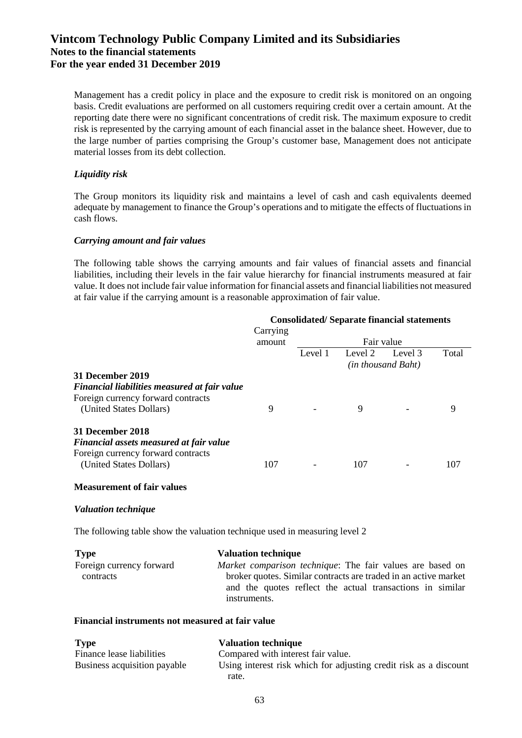Management has a credit policy in place and the exposure to credit risk is monitored on an ongoing basis. Credit evaluations are performed on all customers requiring credit over a certain amount. At the reporting date there were no significant concentrations of credit risk. The maximum exposure to credit risk is represented by the carrying amount of each financial asset in the balance sheet. However, due to the large number of parties comprising the Group's customer base, Management does not anticipate material losses from its debt collection.

*Liquidity risk*

The Group monitors its liquidity risk and maintains a level of cash and cash equivalents deemed adequate by management to finance the Group's operations and to mitigate the effects of fluctuations in cash flows.

*Carrying amount and fair values*

The following table shows the carrying amounts and fair values of financial assets and financial liabilities, including their levels in the fair value hierarchy for financial instruments measured at fair value. It does not include fair value information for financial assets and financial liabilities not measured at fair value if the carrying amount is a reasonable approximation of fair value.

| | Consolidated/ Separate financial statements | | | | |
|---|---|---|---|---|---|
| | Carrying amount | Fair value | | | |
| | | Level 1 | Level 2 | Level 3 | Total |
| | | | *(in thousand Baht)* | | |
| **31 December 2019** | | | | | |
| ***Financial liabilities measured at fair value*** | | | | | |
| Foreign currency forward contracts (United States Dollars) | 9 | - | 9 | - | 9 |
| **31 December 2018** | | | | | |
| ***Financial assets measured at fair value*** | | | | | |
| Foreign currency forward contracts (United States Dollars) | 107 | - | 107 | - | 107 |

**Measurement of fair values**

*Valuation technique*

The following table show the valuation technique used in measuring level 2

| Type | Valuation technique |
|---|---|
| Foreign currency forward contracts | *Market comparison technique*: The fair values are based on broker quotes. Similar contracts are traded in an active market and the quotes reflect the actual transactions in similar instruments. |

**Financial instruments not measured at fair value**

| Type | Valuation technique |
|---|---|
| Finance lease liabilities | Compared with interest fair value. |
| Business acquisition payable | Using interest risk which for adjusting credit risk as a discount rate. |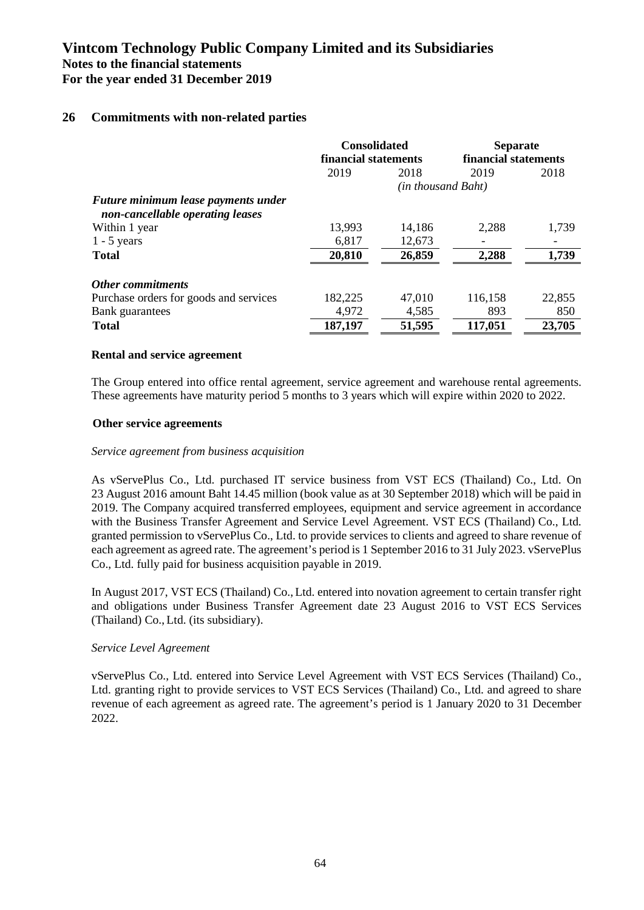## 26 Commitments with non-related parties

| | Consolidated financial statements | | Separate financial statements | |
|---|---|---|---|---|
| | 2019 | 2018 | 2019 | 2018 |
| | *(in thousand Baht)* | | | |
| ***Future minimum lease payments under non-cancellable operating leases*** | | | | |
| Within 1 year | 13,993 | 14,186 | 2,288 | 1,739 |
| 1 - 5 years | 6,817 | 12,673 | - | - |
| **Total** | **20,810** | **26,859** | **2,288** | **1,739** |
| | | | | |
| ***Other commitments*** | | | | |
| Purchase orders for goods and services | 182,225 | 47,010 | 116,158 | 22,855 |
| Bank guarantees | 4,972 | 4,585 | 893 | 850 |
| **Total** | **187,197** | **51,595** | **117,051** | **23,705** |

**Rental and service agreement**

The Group entered into office rental agreement, service agreement and warehouse rental agreements. These agreements have maturity period 5 months to 3 years which will expire within 2020 to 2022.

**Other service agreements**

*Service agreement from business acquisition*

As vServePlus Co., Ltd. purchased IT service business from VST ECS (Thailand) Co., Ltd. On 23 August 2016 amount Baht 14.45 million (book value as at 30 September 2018) which will be paid in 2019. The Company acquired transferred employees, equipment and service agreement in accordance with the Business Transfer Agreement and Service Level Agreement. VST ECS (Thailand) Co., Ltd. granted permission to vServePlus Co., Ltd. to provide services to clients and agreed to share revenue of each agreement as agreed rate. The agreement's period is 1 September 2016 to 31 July 2023. vServePlus Co., Ltd. fully paid for business acquisition payable in 2019.

In August 2017, VST ECS (Thailand) Co., Ltd. entered into novation agreement to certain transfer right and obligations under Business Transfer Agreement date 23 August 2016 to VST ECS Services (Thailand) Co., Ltd. (its subsidiary).

*Service Level Agreement*

vServePlus Co., Ltd. entered into Service Level Agreement with VST ECS Services (Thailand) Co., Ltd. granting right to provide services to VST ECS Services (Thailand) Co., Ltd. and agreed to share revenue of each agreement as agreed rate. The agreement's period is 1 January 2020 to 31 December 2022.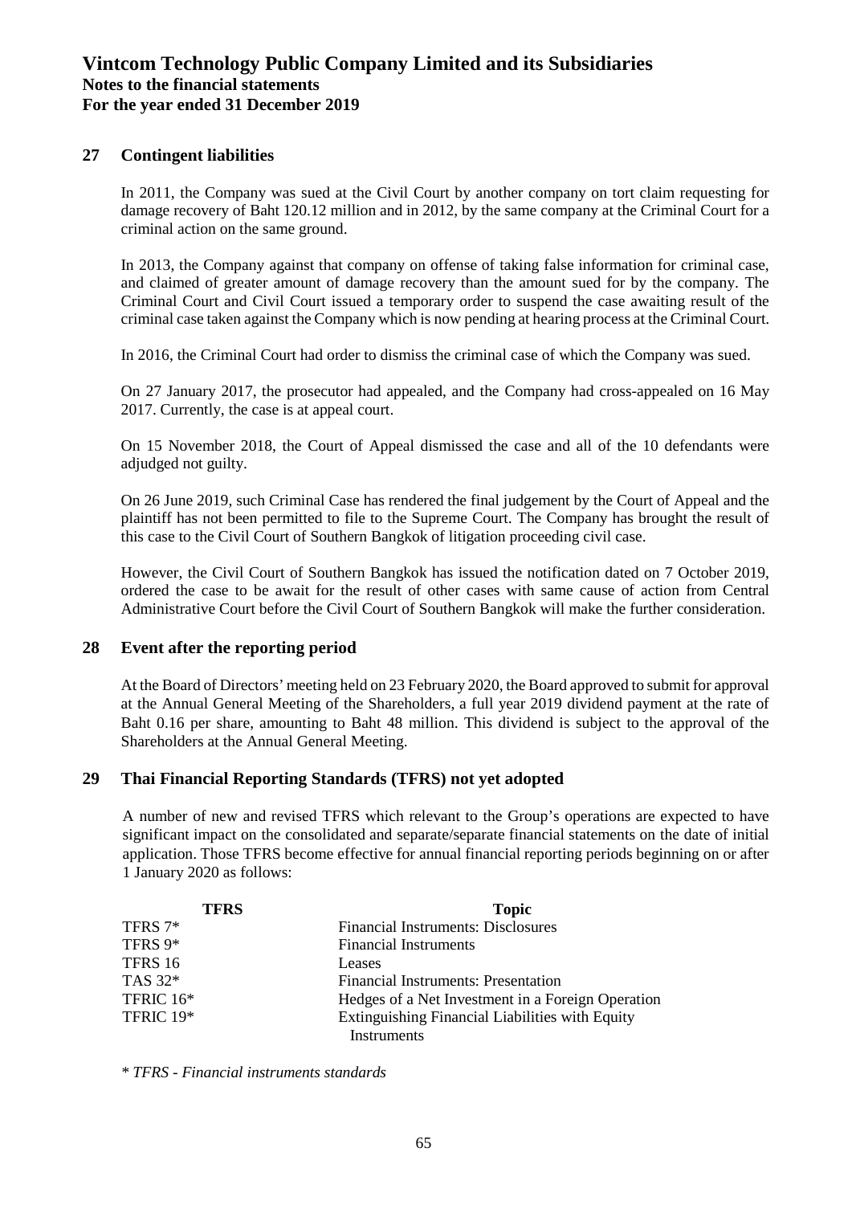## 27 Contingent liabilities

In 2011, the Company was sued at the Civil Court by another company on tort claim requesting for damage recovery of Baht 120.12 million and in 2012, by the same company at the Criminal Court for a criminal action on the same ground.

In 2013, the Company against that company on offense of taking false information for criminal case, and claimed of greater amount of damage recovery than the amount sued for by the company. The Criminal Court and Civil Court issued a temporary order to suspend the case awaiting result of the criminal case taken against the Company which is now pending at hearing process at the Criminal Court.

In 2016, the Criminal Court had order to dismiss the criminal case of which the Company was sued.

On 27 January 2017, the prosecutor had appealed, and the Company had cross-appealed on 16 May 2017. Currently, the case is at appeal court.

On 15 November 2018, the Court of Appeal dismissed the case and all of the 10 defendants were adjudged not guilty.

On 26 June 2019, such Criminal Case has rendered the final judgement by the Court of Appeal and the plaintiff has not been permitted to file to the Supreme Court. The Company has brought the result of this case to the Civil Court of Southern Bangkok of litigation proceeding civil case.

However, the Civil Court of Southern Bangkok has issued the notification dated on 7 October 2019, ordered the case to be await for the result of other cases with same cause of action from Central Administrative Court before the Civil Court of Southern Bangkok will make the further consideration.

## 28 Event after the reporting period

At the Board of Directors' meeting held on 23 February 2020, the Board approved to submit for approval at the Annual General Meeting of the Shareholders, a full year 2019 dividend payment at the rate of Baht 0.16 per share, amounting to Baht 48 million. This dividend is subject to the approval of the Shareholders at the Annual General Meeting.

## 29 Thai Financial Reporting Standards (TFRS) not yet adopted

A number of new and revised TFRS which relevant to the Group's operations are expected to have significant impact on the consolidated and separate/separate financial statements on the date of initial application. Those TFRS become effective for annual financial reporting periods beginning on or after 1 January 2020 as follows:

| TFRS | Topic |
|---|---|
| TFRS 7* | Financial Instruments: Disclosures |
| TFRS 9* | Financial Instruments |
| TFRS 16 | Leases |
| TAS 32* | Financial Instruments: Presentation |
| TFRIC 16* | Hedges of a Net Investment in a Foreign Operation |
| TFRIC 19* | Extinguishing Financial Liabilities with Equity Instruments |

*\* TFRS - Financial instruments standards*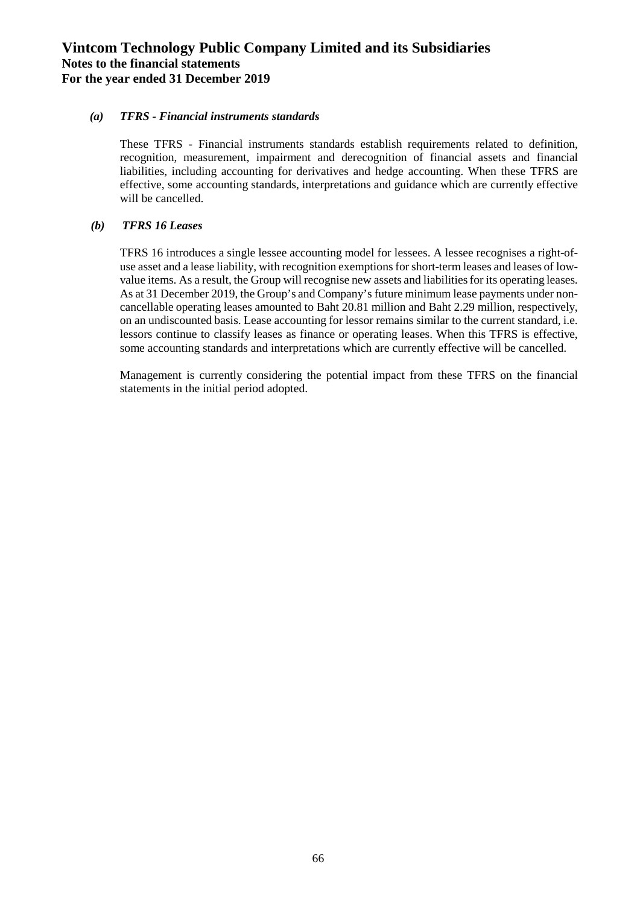### *(a) TFRS - Financial instruments standards*

These TFRS - Financial instruments standards establish requirements related to definition, recognition, measurement, impairment and derecognition of financial assets and financial liabilities, including accounting for derivatives and hedge accounting. When these TFRS are effective, some accounting standards, interpretations and guidance which are currently effective will be cancelled.

### *(b) TFRS 16 Leases*

TFRS 16 introduces a single lessee accounting model for lessees. A lessee recognises a right-of-use asset and a lease liability, with recognition exemptions for short-term leases and leases of low-value items. As a result, the Group will recognise new assets and liabilities for its operating leases. As at 31 December 2019, the Group's and Company's future minimum lease payments under non-cancellable operating leases amounted to Baht 20.81 million and Baht 2.29 million, respectively, on an undiscounted basis. Lease accounting for lessor remains similar to the current standard, i.e. lessors continue to classify leases as finance or operating leases. When this TFRS is effective, some accounting standards and interpretations which are currently effective will be cancelled.

Management is currently considering the potential impact from these TFRS on the financial statements in the initial period adopted.